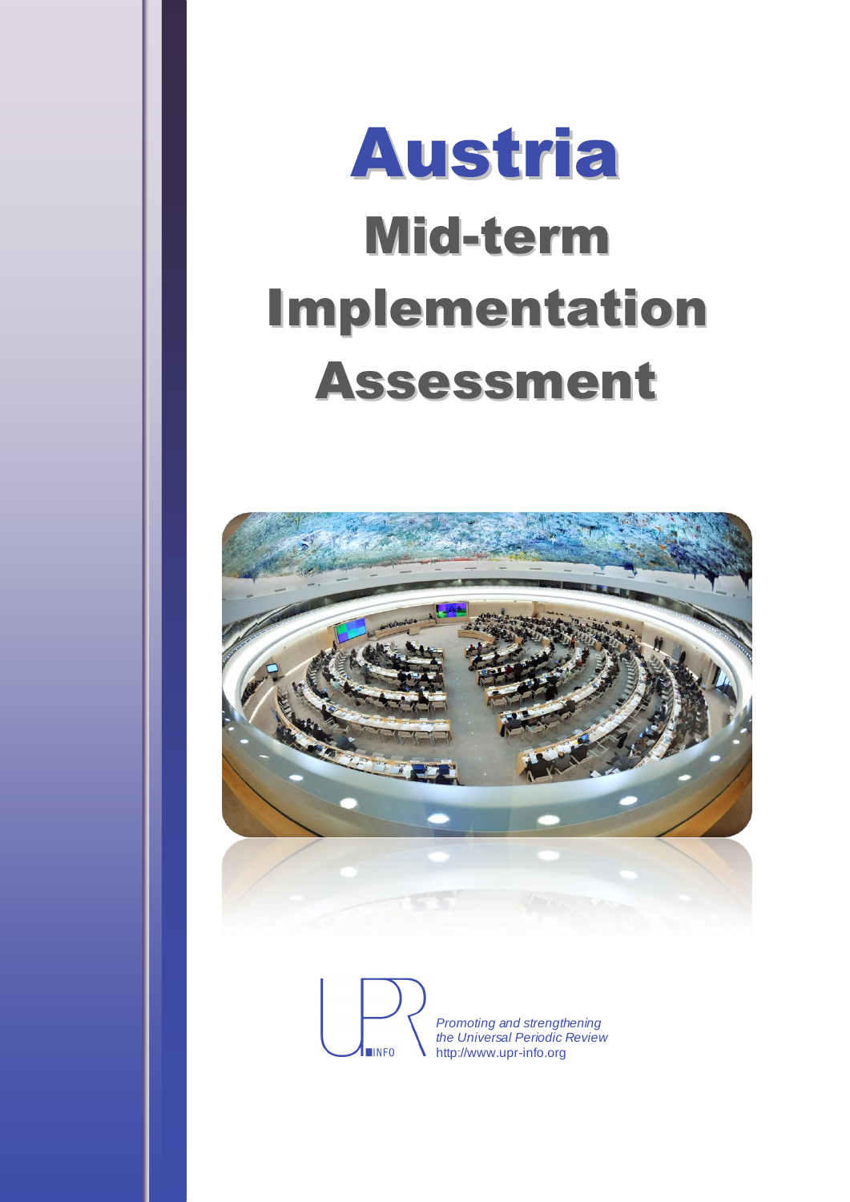# Austria

# Mid-term Implementation Assessment

UPR INFO

*Promoting and strengthening the Universal Periodic Review*
http://www.upr-info.org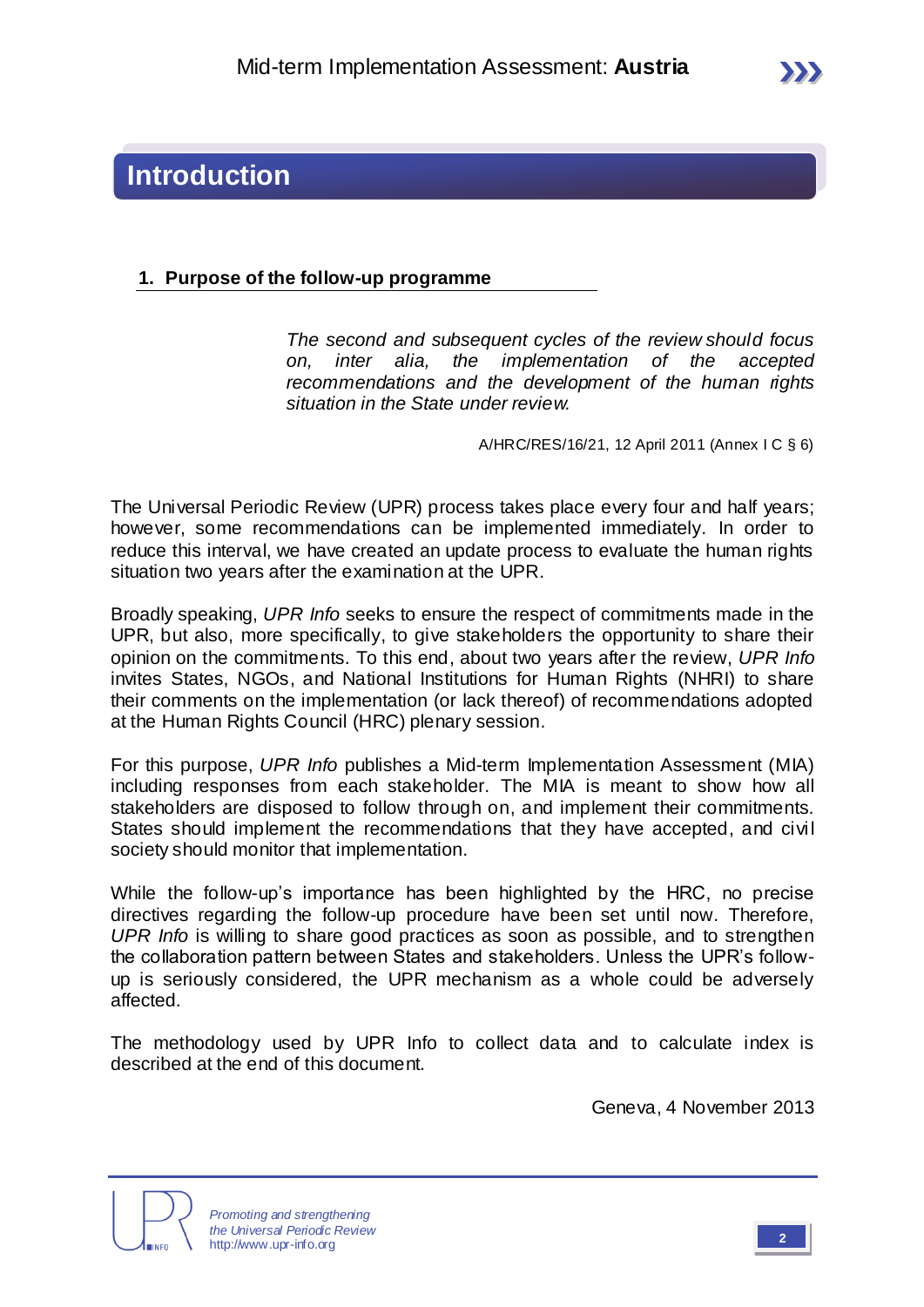# Introduction

## 1. Purpose of the follow-up programme

*The second and subsequent cycles of the review should focus on, inter alia, the implementation of the accepted recommendations and the development of the human rights situation in the State under review.*

A/HRC/RES/16/21, 12 April 2011 (Annex I C § 6)

The Universal Periodic Review (UPR) process takes place every four and half years; however, some recommendations can be implemented immediately. In order to reduce this interval, we have created an update process to evaluate the human rights situation two years after the examination at the UPR.

Broadly speaking, *UPR Info* seeks to ensure the respect of commitments made in the UPR, but also, more specifically, to give stakeholders the opportunity to share their opinion on the commitments. To this end, about two years after the review, *UPR Info* invites States, NGOs, and National Institutions for Human Rights (NHRI) to share their comments on the implementation (or lack thereof) of recommendations adopted at the Human Rights Council (HRC) plenary session.

For this purpose, *UPR Info* publishes a Mid-term Implementation Assessment (MIA) including responses from each stakeholder. The MIA is meant to show how all stakeholders are disposed to follow through on, and implement their commitments. States should implement the recommendations that they have accepted, and civil society should monitor that implementation.

While the follow-up's importance has been highlighted by the HRC, no precise directives regarding the follow-up procedure have been set until now. Therefore, *UPR Info* is willing to share good practices as soon as possible, and to strengthen the collaboration pattern between States and stakeholders. Unless the UPR's follow-up is seriously considered, the UPR mechanism as a whole could be adversely affected.

The methodology used by UPR Info to collect data and to calculate index is described at the end of this document.

Geneva, 4 November 2013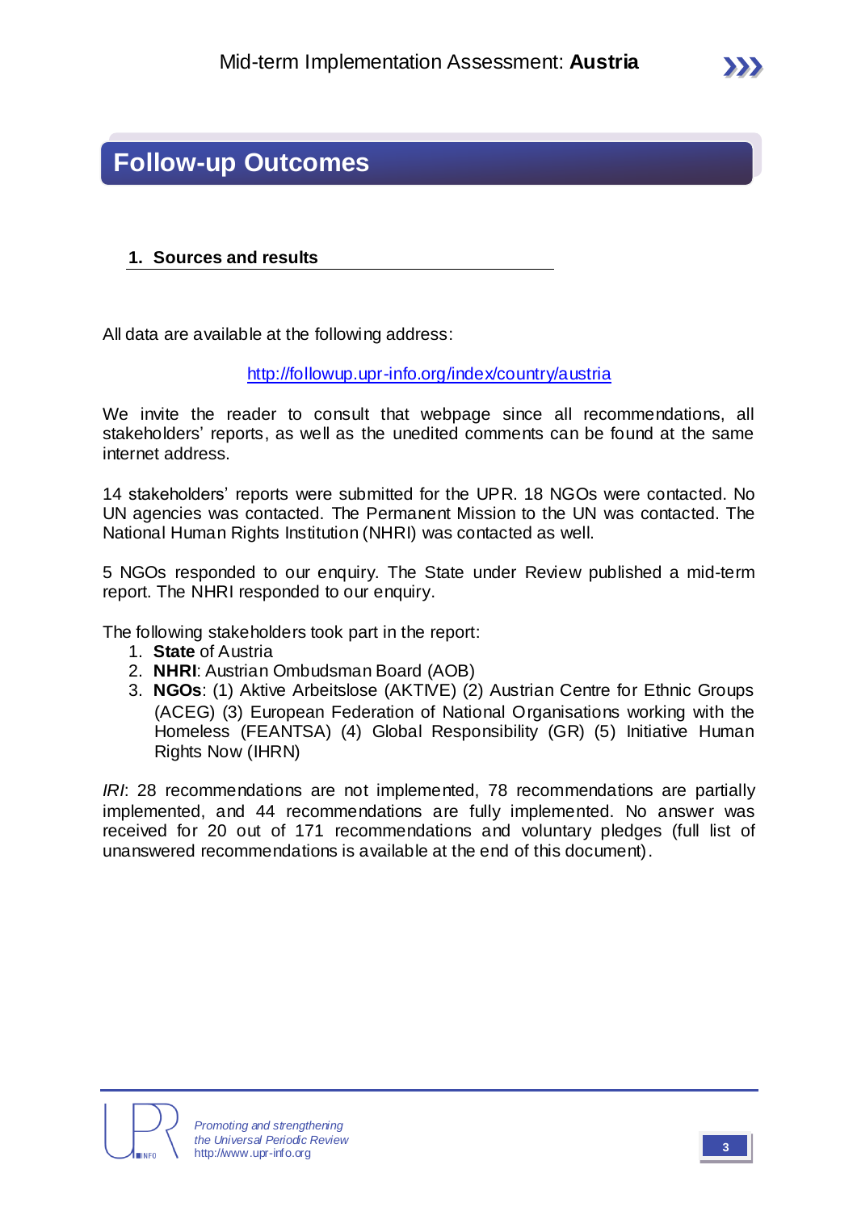# Follow-up Outcomes

## 1. Sources and results

All data are available at the following address:

http://followup.upr-info.org/index/country/austria

We invite the reader to consult that webpage since all recommendations, all stakeholders' reports, as well as the unedited comments can be found at the same internet address.

14 stakeholders' reports were submitted for the UPR. 18 NGOs were contacted. No UN agencies was contacted. The Permanent Mission to the UN was contacted. The National Human Rights Institution (NHRI) was contacted as well.

5 NGOs responded to our enquiry. The State under Review published a mid-term report. The NHRI responded to our enquiry.

The following stakeholders took part in the report:

1. **State** of Austria
2. **NHRI**: Austrian Ombudsman Board (AOB)
3. **NGOs**: (1) Aktive Arbeitslose (AKTIVE) (2) Austrian Centre for Ethnic Groups (ACEG) (3) European Federation of National Organisations working with the Homeless (FEANTSA) (4) Global Responsibility (GR) (5) Initiative Human Rights Now (IHRN)

*IRI*: 28 recommendations are not implemented, 78 recommendations are partially implemented, and 44 recommendations are fully implemented. No answer was received for 20 out of 171 recommendations and voluntary pledges (full list of unanswered recommendations is available at the end of this document).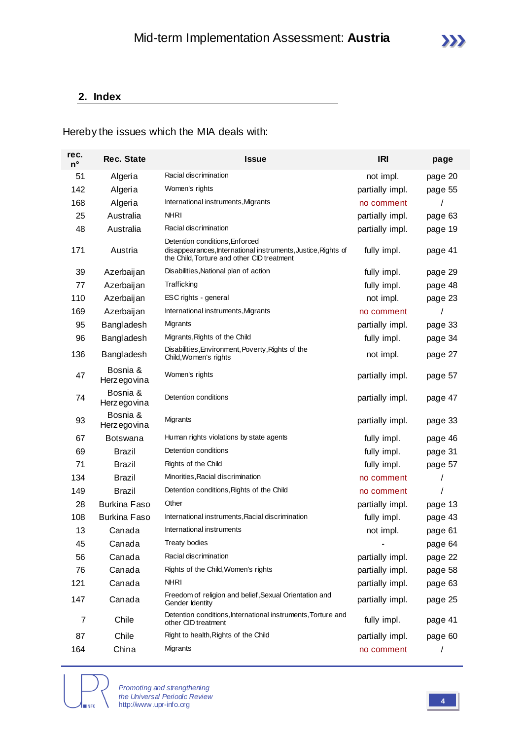## 2. Index

Hereby the issues which the MIA deals with:

| rec. n° | Rec. State | Issue | IRI | page |
|---|---|---|---|---|
| 51 | Algeria | Racial discrimination | not impl. | page 20 |
| 142 | Algeria | Women's rights | partially impl. | page 55 |
| 168 | Algeria | International instruments,Migrants | no comment | / |
| 25 | Australia | NHRI | partially impl. | page 63 |
| 48 | Australia | Racial discrimination | partially impl. | page 19 |
| 171 | Austria | Detention conditions,Enforced disappearances,International instruments,Justice,Rights of the Child,Torture and other CID treatment | fully impl. | page 41 |
| 39 | Azerbaijan | Disabilities,National plan of action | fully impl. | page 29 |
| 77 | Azerbaijan | Trafficking | fully impl. | page 48 |
| 110 | Azerbaijan | ESC rights - general | not impl. | page 23 |
| 169 | Azerbaijan | International instruments,Migrants | no comment | / |
| 95 | Bangladesh | Migrants | partially impl. | page 33 |
| 96 | Bangladesh | Migrants,Rights of the Child | fully impl. | page 34 |
| 136 | Bangladesh | Disabilities,Environment,Poverty,Rights of the Child,Women's rights | not impl. | page 27 |
| 47 | Bosnia & Herzegovina | Women's rights | partially impl. | page 57 |
| 74 | Bosnia & Herzegovina | Detention conditions | partially impl. | page 47 |
| 93 | Bosnia & Herzegovina | Migrants | partially impl. | page 33 |
| 67 | Botswana | Human rights violations by state agents | fully impl. | page 46 |
| 69 | Brazil | Detention conditions | fully impl. | page 31 |
| 71 | Brazil | Rights of the Child | fully impl. | page 57 |
| 134 | Brazil | Minorities,Racial discrimination | no comment | / |
| 149 | Brazil | Detention conditions,Rights of the Child | no comment | / |
| 28 | Burkina Faso | Other | partially impl. | page 13 |
| 108 | Burkina Faso | International instruments,Racial discrimination | fully impl. | page 43 |
| 13 | Canada | International instruments | not impl. | page 61 |
| 45 | Canada | Treaty bodies | - | page 64 |
| 56 | Canada | Racial discrimination | partially impl. | page 22 |
| 76 | Canada | Rights of the Child,Women's rights | partially impl. | page 58 |
| 121 | Canada | NHRI | partially impl. | page 63 |
| 147 | Canada | Freedom of religion and belief,Sexual Orientation and Gender Identity | partially impl. | page 25 |
| 7 | Chile | Detention conditions,International instruments,Torture and other CID treatment | fully impl. | page 41 |
| 87 | Chile | Right to health,Rights of the Child | partially impl. | page 60 |
| 164 | China | Migrants | no comment | / |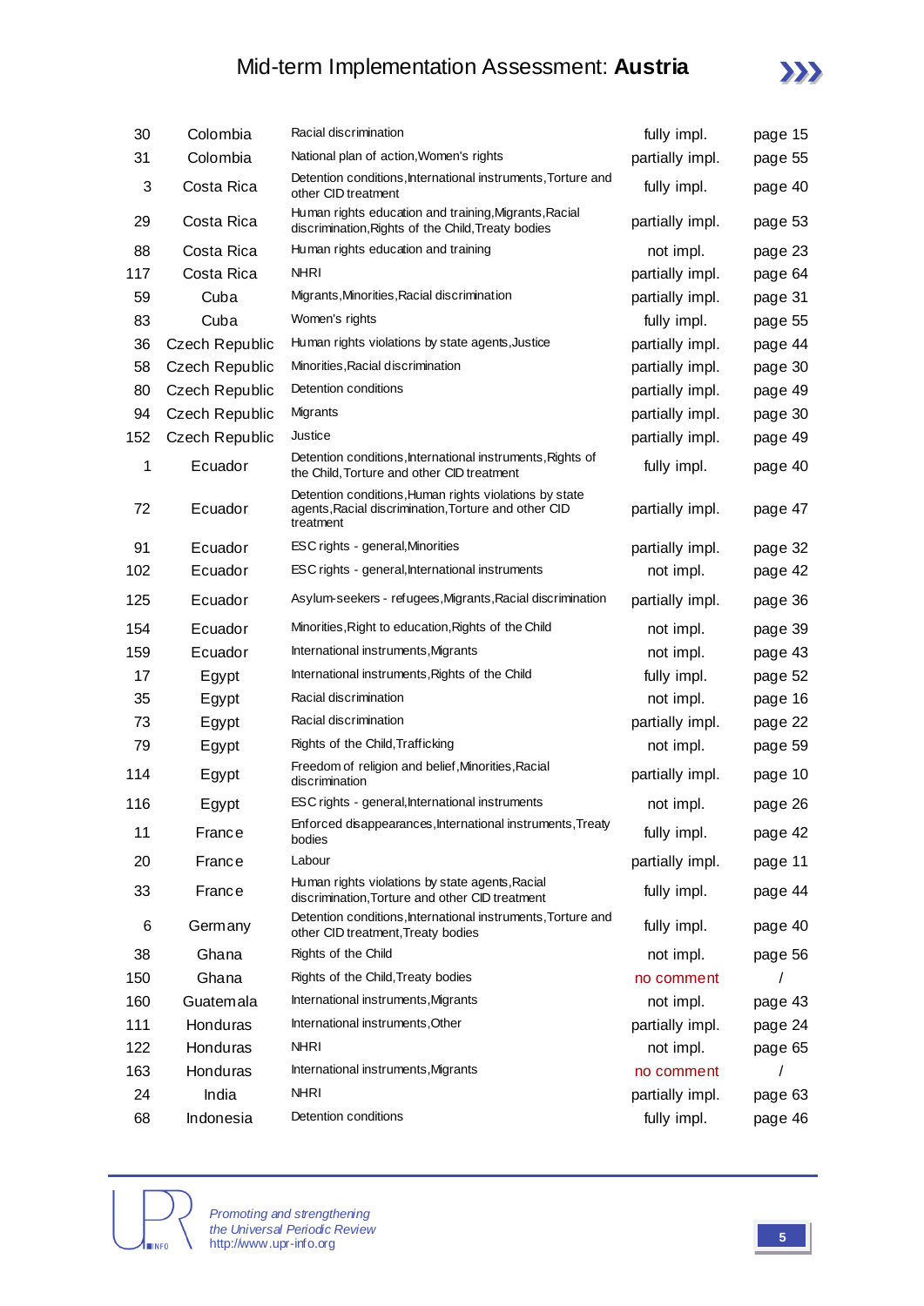| 30 | Colombia | Racial discrimination | fully impl. | page 15 |
|---|---|---|---|---|
| 31 | Colombia | National plan of action,Women's rights | partially impl. | page 55 |
| 3 | Costa Rica | Detention conditions,International instruments,Torture and other CID treatment | fully impl. | page 40 |
| 29 | Costa Rica | Human rights education and training,Migrants,Racial discrimination,Rights of the Child,Treaty bodies | partially impl. | page 53 |
| 88 | Costa Rica | Human rights education and training | not impl. | page 23 |
| 117 | Costa Rica | NHRI | partially impl. | page 64 |
| 59 | Cuba | Migrants,Minorities,Racial discrimination | partially impl. | page 31 |
| 83 | Cuba | Women's rights | fully impl. | page 55 |
| 36 | Czech Republic | Human rights violations by state agents,Justice | partially impl. | page 44 |
| 58 | Czech Republic | Minorities,Racial discrimination | partially impl. | page 30 |
| 80 | Czech Republic | Detention conditions | partially impl. | page 49 |
| 94 | Czech Republic | Migrants | partially impl. | page 30 |
| 152 | Czech Republic | Justice | partially impl. | page 49 |
| 1 | Ecuador | Detention conditions,International instruments,Rights of the Child,Torture and other CID treatment | fully impl. | page 40 |
| 72 | Ecuador | Detention conditions,Human rights violations by state agents,Racial discrimination,Torture and other CID treatment | partially impl. | page 47 |
| 91 | Ecuador | ESC rights - general,Minorities | partially impl. | page 32 |
| 102 | Ecuador | ESC rights - general,International instruments | not impl. | page 42 |
| 125 | Ecuador | Asylum-seekers - refugees,Migrants,Racial discrimination | partially impl. | page 36 |
| 154 | Ecuador | Minorities,Right to education,Rights of the Child | not impl. | page 39 |
| 159 | Ecuador | International instruments,Migrants | not impl. | page 43 |
| 17 | Egypt | International instruments,Rights of the Child | fully impl. | page 52 |
| 35 | Egypt | Racial discrimination | not impl. | page 16 |
| 73 | Egypt | Racial discrimination | partially impl. | page 22 |
| 79 | Egypt | Rights of the Child,Trafficking | not impl. | page 59 |
| 114 | Egypt | Freedom of religion and belief,Minorities,Racial discrimination | partially impl. | page 10 |
| 116 | Egypt | ESC rights - general,International instruments | not impl. | page 26 |
| 11 | France | Enforced disappearances,International instruments,Treaty bodies | fully impl. | page 42 |
| 20 | France | Labour | partially impl. | page 11 |
| 33 | France | Human rights violations by state agents,Racial discrimination,Torture and other CID treatment | fully impl. | page 44 |
| 6 | Germany | Detention conditions,International instruments,Torture and other CID treatment,Treaty bodies | fully impl. | page 40 |
| 38 | Ghana | Rights of the Child | not impl. | page 56 |
| 150 | Ghana | Rights of the Child,Treaty bodies | no comment | / |
| 160 | Guatemala | International instruments,Migrants | not impl. | page 43 |
| 111 | Honduras | International instruments,Other | partially impl. | page 24 |
| 122 | Honduras | NHRI | not impl. | page 65 |
| 163 | Honduras | International instruments,Migrants | no comment | / |
| 24 | India | NHRI | partially impl. | page 63 |
| 68 | Indonesia | Detention conditions | fully impl. | page 46 |

*Promoting and strengthening the Universal Periodic Review*
*http://www.upr-info.org*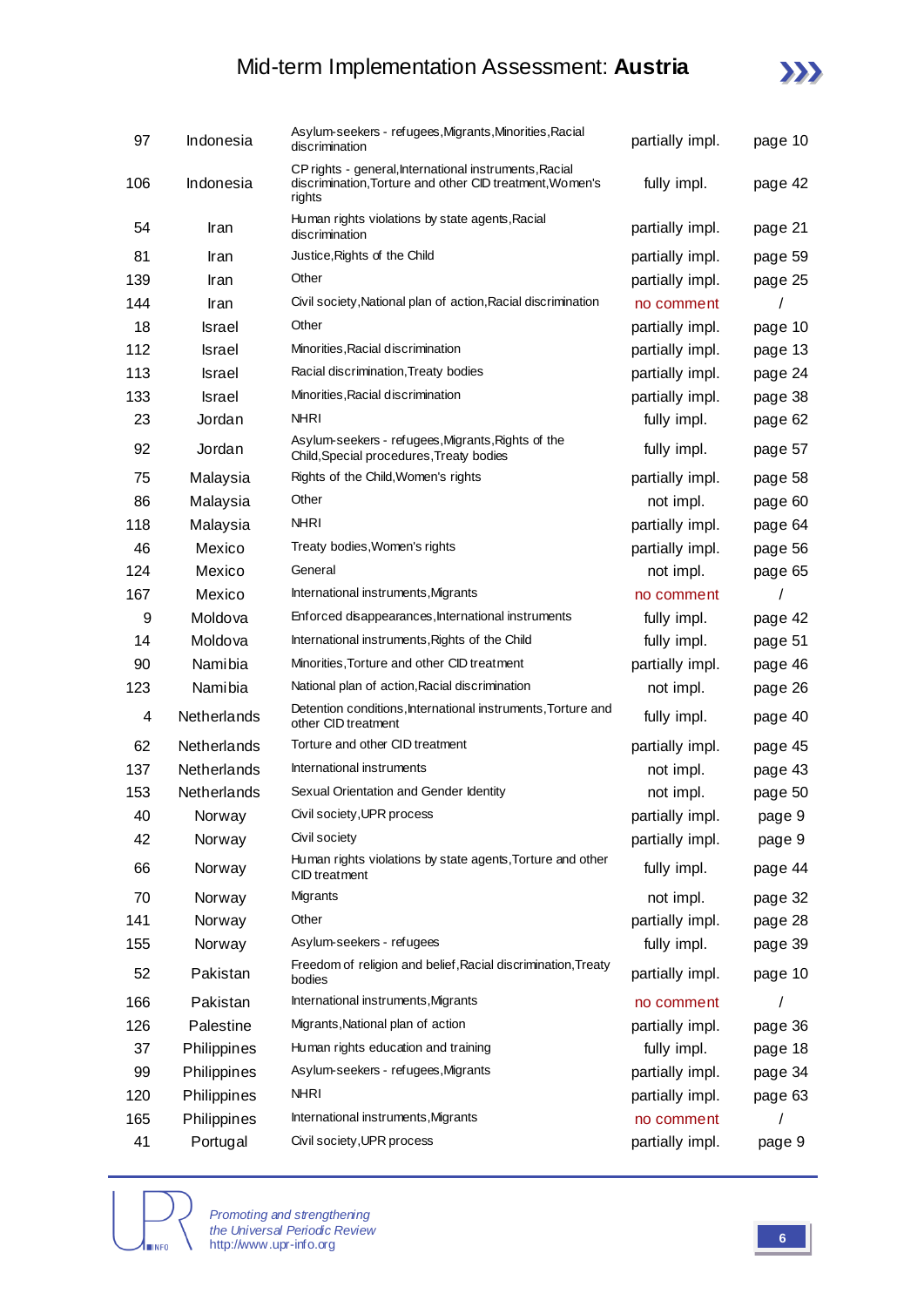| 97 | Indonesia | Asylum-seekers - refugees,Migrants,Minorities,Racial discrimination | partially impl. | page 10 |
|---|---|---|---|---|
| 106 | Indonesia | CP rights - general,International instruments,Racial discrimination,Torture and other CID treatment,Women's rights | fully impl. | page 42 |
| 54 | Iran | Human rights violations by state agents,Racial discrimination | partially impl. | page 21 |
| 81 | Iran | Justice,Rights of the Child | partially impl. | page 59 |
| 139 | Iran | Other | partially impl. | page 25 |
| 144 | Iran | Civil society,National plan of action,Racial discrimination | no comment | / |
| 18 | Israel | Other | partially impl. | page 10 |
| 112 | Israel | Minorities,Racial discrimination | partially impl. | page 13 |
| 113 | Israel | Racial discrimination,Treaty bodies | partially impl. | page 24 |
| 133 | Israel | Minorities,Racial discrimination | partially impl. | page 38 |
| 23 | Jordan | NHRI | fully impl. | page 62 |
| 92 | Jordan | Asylum-seekers - refugees,Migrants,Rights of the Child,Special procedures,Treaty bodies | fully impl. | page 57 |
| 75 | Malaysia | Rights of the Child,Women's rights | partially impl. | page 58 |
| 86 | Malaysia | Other | not impl. | page 60 |
| 118 | Malaysia | NHRI | partially impl. | page 64 |
| 46 | Mexico | Treaty bodies,Women's rights | partially impl. | page 56 |
| 124 | Mexico | General | not impl. | page 65 |
| 167 | Mexico | International instruments,Migrants | no comment | / |
| 9 | Moldova | Enforced disappearances,International instruments | fully impl. | page 42 |
| 14 | Moldova | International instruments,Rights of the Child | fully impl. | page 51 |
| 90 | Namibia | Minorities,Torture and other CID treatment | partially impl. | page 46 |
| 123 | Namibia | National plan of action,Racial discrimination | not impl. | page 26 |
| 4 | Netherlands | Detention conditions,International instruments,Torture and other CID treatment | fully impl. | page 40 |
| 62 | Netherlands | Torture and other CID treatment | partially impl. | page 45 |
| 137 | Netherlands | International instruments | not impl. | page 43 |
| 153 | Netherlands | Sexual Orientation and Gender Identity | not impl. | page 50 |
| 40 | Norway | Civil society,UPR process | partially impl. | page 9 |
| 42 | Norway | Civil society | partially impl. | page 9 |
| 66 | Norway | Human rights violations by state agents,Torture and other CID treatment | fully impl. | page 44 |
| 70 | Norway | Migrants | not impl. | page 32 |
| 141 | Norway | Other | partially impl. | page 28 |
| 155 | Norway | Asylum-seekers - refugees | fully impl. | page 39 |
| 52 | Pakistan | Freedom of religion and belief,Racial discrimination,Treaty bodies | partially impl. | page 10 |
| 166 | Pakistan | International instruments,Migrants | no comment | / |
| 126 | Palestine | Migrants,National plan of action | partially impl. | page 36 |
| 37 | Philippines | Human rights education and training | fully impl. | page 18 |
| 99 | Philippines | Asylum-seekers - refugees,Migrants | partially impl. | page 34 |
| 120 | Philippines | NHRI | partially impl. | page 63 |
| 165 | Philippines | International instruments,Migrants | no comment | / |
| 41 | Portugal | Civil society,UPR process | partially impl. | page 9 |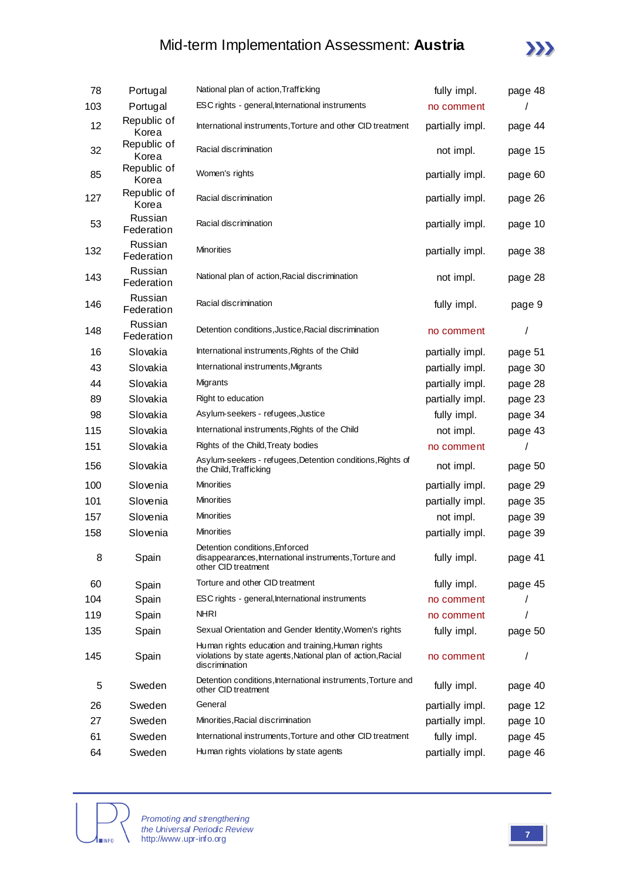# Mid-term Implementation Assessment: **Austria**

| | | | | |
|---|---|---|---|---|
| 78 | Portugal | National plan of action,Trafficking | fully impl. | page 48 |
| 103 | Portugal | ESC rights - general,International instruments | no comment | / |
| 12 | Republic of Korea | International instruments,Torture and other CID treatment | partially impl. | page 44 |
| 32 | Republic of Korea | Racial discrimination | not impl. | page 15 |
| 85 | Republic of Korea | Women's rights | partially impl. | page 60 |
| 127 | Republic of Korea | Racial discrimination | partially impl. | page 26 |
| 53 | Russian Federation | Racial discrimination | partially impl. | page 10 |
| 132 | Russian Federation | Minorities | partially impl. | page 38 |
| 143 | Russian Federation | National plan of action,Racial discrimination | not impl. | page 28 |
| 146 | Russian Federation | Racial discrimination | fully impl. | page 9 |
| 148 | Russian Federation | Detention conditions,Justice,Racial discrimination | no comment | / |
| 16 | Slovakia | International instruments,Rights of the Child | partially impl. | page 51 |
| 43 | Slovakia | International instruments,Migrants | partially impl. | page 30 |
| 44 | Slovakia | Migrants | partially impl. | page 28 |
| 89 | Slovakia | Right to education | partially impl. | page 23 |
| 98 | Slovakia | Asylum-seekers - refugees,Justice | fully impl. | page 34 |
| 115 | Slovakia | International instruments,Rights of the Child | not impl. | page 43 |
| 151 | Slovakia | Rights of the Child,Treaty bodies | no comment | / |
| 156 | Slovakia | Asylum-seekers - refugees,Detention conditions,Rights of the Child,Trafficking | not impl. | page 50 |
| 100 | Slovenia | Minorities | partially impl. | page 29 |
| 101 | Slovenia | Minorities | partially impl. | page 35 |
| 157 | Slovenia | Minorities | not impl. | page 39 |
| 158 | Slovenia | Minorities | partially impl. | page 39 |
| 8 | Spain | Detention conditions,Enforced disappearances,International instruments,Torture and other CID treatment | fully impl. | page 41 |
| 60 | Spain | Torture and other CID treatment | fully impl. | page 45 |
| 104 | Spain | ESC rights - general,International instruments | no comment | / |
| 119 | Spain | NHRI | no comment | / |
| 135 | Spain | Sexual Orientation and Gender Identity,Women's rights | fully impl. | page 50 |
| 145 | Spain | Human rights education and training,Human rights violations by state agents,National plan of action,Racial discrimination | no comment | / |
| 5 | Sweden | Detention conditions,International instruments,Torture and other CID treatment | fully impl. | page 40 |
| 26 | Sweden | General | partially impl. | page 12 |
| 27 | Sweden | Minorities,Racial discrimination | partially impl. | page 10 |
| 61 | Sweden | International instruments,Torture and other CID treatment | fully impl. | page 45 |
| 64 | Sweden | Human rights violations by state agents | partially impl. | page 46 |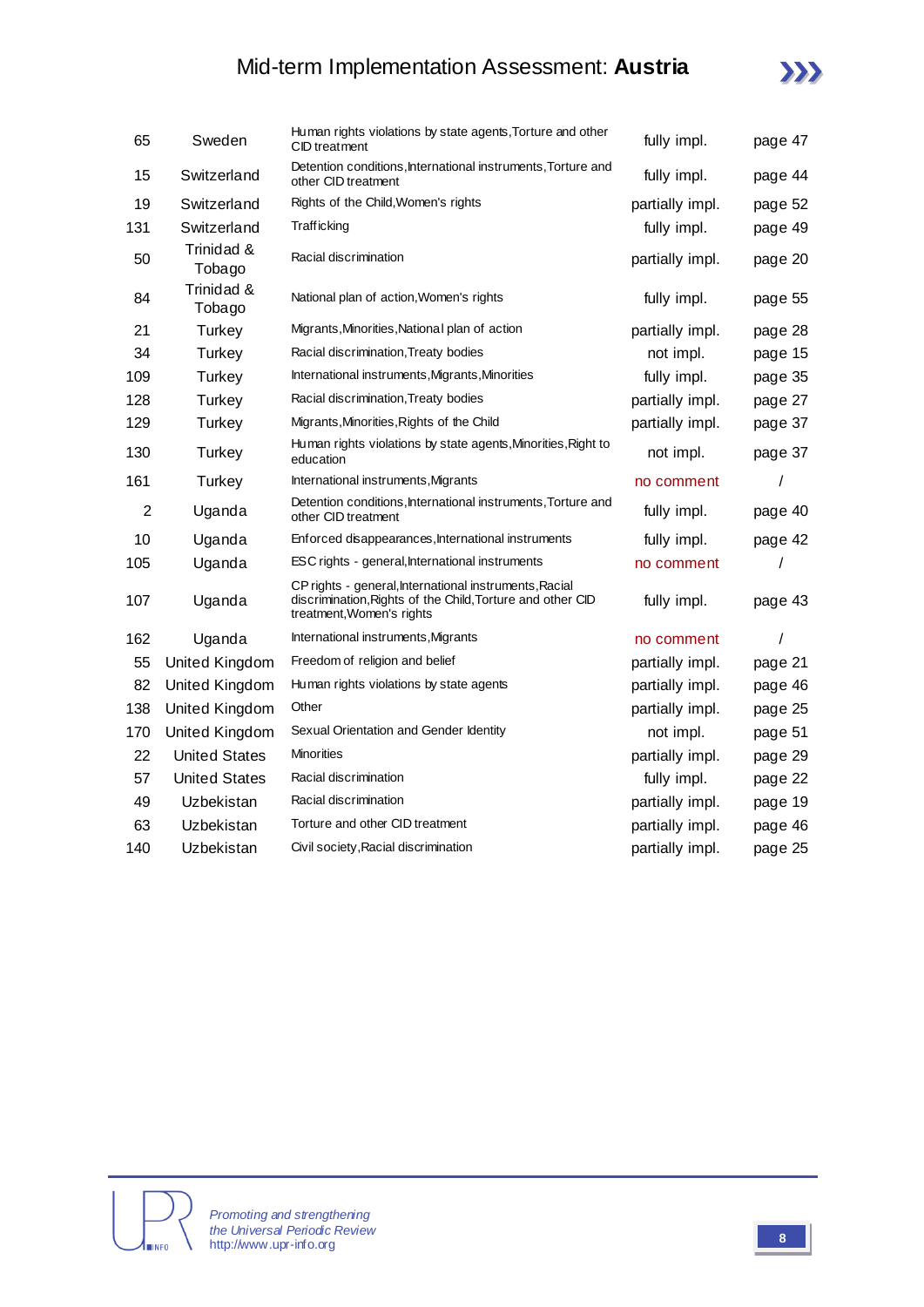| | | | | |
|---|---|---|---|---|
| 65 | Sweden | Human rights violations by state agents,Torture and other CID treatment | fully impl. | page 47 |
| 15 | Switzerland | Detention conditions,International instruments,Torture and other CID treatment | fully impl. | page 44 |
| 19 | Switzerland | Rights of the Child,Women's rights | partially impl. | page 52 |
| 131 | Switzerland | Trafficking | fully impl. | page 49 |
| 50 | Trinidad & Tobago | Racial discrimination | partially impl. | page 20 |
| 84 | Trinidad & Tobago | National plan of action,Women's rights | fully impl. | page 55 |
| 21 | Turkey | Migrants,Minorities,National plan of action | partially impl. | page 28 |
| 34 | Turkey | Racial discrimination,Treaty bodies | not impl. | page 15 |
| 109 | Turkey | International instruments,Migrants,Minorities | fully impl. | page 35 |
| 128 | Turkey | Racial discrimination,Treaty bodies | partially impl. | page 27 |
| 129 | Turkey | Migrants,Minorities,Rights of the Child | partially impl. | page 37 |
| 130 | Turkey | Human rights violations by state agents,Minorities,Right to education | not impl. | page 37 |
| 161 | Turkey | International instruments,Migrants | no comment | / |
| 2 | Uganda | Detention conditions,International instruments,Torture and other CID treatment | fully impl. | page 40 |
| 10 | Uganda | Enforced disappearances,International instruments | fully impl. | page 42 |
| 105 | Uganda | ESC rights - general,International instruments | no comment | / |
| 107 | Uganda | CP rights - general,International instruments,Racial discrimination,Rights of the Child,Torture and other CID treatment,Women's rights | fully impl. | page 43 |
| 162 | Uganda | International instruments,Migrants | no comment | / |
| 55 | United Kingdom | Freedom of religion and belief | partially impl. | page 21 |
| 82 | United Kingdom | Human rights violations by state agents | partially impl. | page 46 |
| 138 | United Kingdom | Other | partially impl. | page 25 |
| 170 | United Kingdom | Sexual Orientation and Gender Identity | not impl. | page 51 |
| 22 | United States | Minorities | partially impl. | page 29 |
| 57 | United States | Racial discrimination | fully impl. | page 22 |
| 49 | Uzbekistan | Racial discrimination | partially impl. | page 19 |
| 63 | Uzbekistan | Torture and other CID treatment | partially impl. | page 46 |
| 140 | Uzbekistan | Civil society,Racial discrimination | partially impl. | page 25 |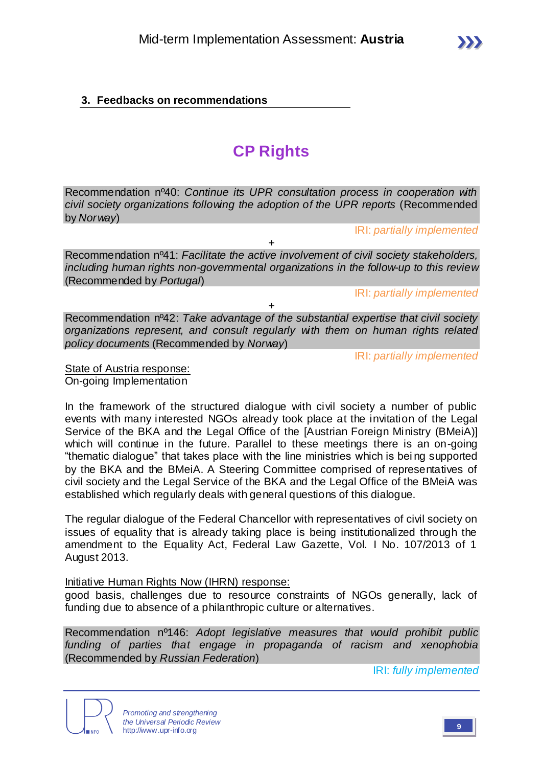## 3. Feedbacks on recommendations

# CP Rights

Recommendation nº40: *Continue its UPR consultation process in cooperation with civil society organizations following the adoption of the UPR reports* (Recommended by *Norway*)

IRI: *partially implemented*

+

Recommendation nº41: *Facilitate the active involvement of civil society stakeholders, including human rights non-governmental organizations in the follow-up to this review* (Recommended by *Portugal*)

IRI: *partially implemented*

+

Recommendation nº42: *Take advantage of the substantial expertise that civil society organizations represent, and consult regularly with them on human rights related policy documents* (Recommended by *Norway*)

IRI: *partially implemented*

State of Austria response:
On-going Implementation

In the framework of the structured dialogue with civil society a number of public events with many interested NGOs already took place at the invitation of the Legal Service of the BKA and the Legal Office of the [Austrian Foreign Ministry (BMeiA)] which will continue in the future. Parallel to these meetings there is an on-going "thematic dialogue" that takes place with the line ministries which is being supported by the BKA and the BMeiA. A Steering Committee comprised of representatives of civil society and the Legal Service of the BKA and the Legal Office of the BMeiA was established which regularly deals with general questions of this dialogue.

The regular dialogue of the Federal Chancellor with representatives of civil society on issues of equality that is already taking place is being institutionalized through the amendment to the Equality Act, Federal Law Gazette, Vol. I No. 107/2013 of 1 August 2013.

Initiative Human Rights Now (IHRN) response:
good basis, challenges due to resource constraints of NGOs generally, lack of funding due to absence of a philanthropic culture or alternatives.

Recommendation nº146: *Adopt legislative measures that would prohibit public funding of parties that engage in propaganda of racism and xenophobia* (Recommended by *Russian Federation*)

IRI: *fully implemented*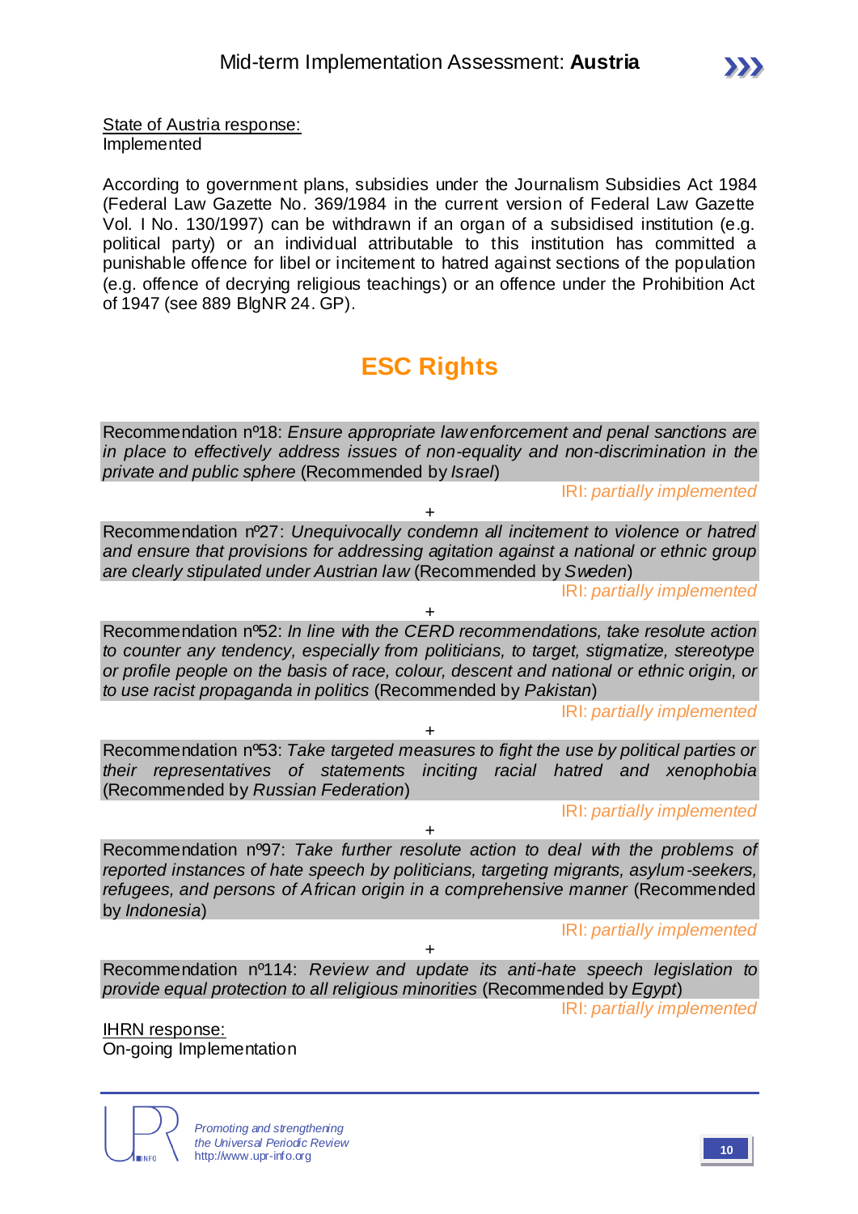<u>State of Austria response:</u>
Implemented

According to government plans, subsidies under the Journalism Subsidies Act 1984 (Federal Law Gazette No. 369/1984 in the current version of Federal Law Gazette Vol. I No. 130/1997) can be withdrawn if an organ of a subsidised institution (e.g. political party) or an individual attributable to this institution has committed a punishable offence for libel or incitement to hatred against sections of the population (e.g. offence of decrying religious teachings) or an offence under the Prohibition Act of 1947 (see 889 BlgNR 24. GP).

## ESC Rights

Recommendation nº18: *Ensure appropriate law enforcement and penal sanctions are in place to effectively address issues of non-equality and non-discrimination in the private and public sphere* (Recommended by *Israel*)

IRI: *partially implemented*

+

Recommendation nº27: *Unequivocally condemn all incitement to violence or hatred and ensure that provisions for addressing agitation against a national or ethnic group are clearly stipulated under Austrian law* (Recommended by *Sweden*)

IRI: *partially implemented*

+

Recommendation nº52: *In line with the CERD recommendations, take resolute action to counter any tendency, especially from politicians, to target, stigmatize, stereotype or profile people on the basis of race, colour, descent and national or ethnic origin, or to use racist propaganda in politics* (Recommended by *Pakistan*)

IRI: *partially implemented*

+

Recommendation nº53: *Take targeted measures to fight the use by political parties or their representatives of statements inciting racial hatred and xenophobia* (Recommended by *Russian Federation*)

IRI: *partially implemented*

+

Recommendation nº97: *Take further resolute action to deal with the problems of reported instances of hate speech by politicians, targeting migrants, asylum-seekers, refugees, and persons of African origin in a comprehensive manner* (Recommended by *Indonesia*)

IRI: *partially implemented*

+

Recommendation nº114: *Review and update its anti-hate speech legislation to provide equal protection to all religious minorities* (Recommended by *Egypt*)

IRI: *partially implemented*

<u>IHRN response:</u>
On-going Implementation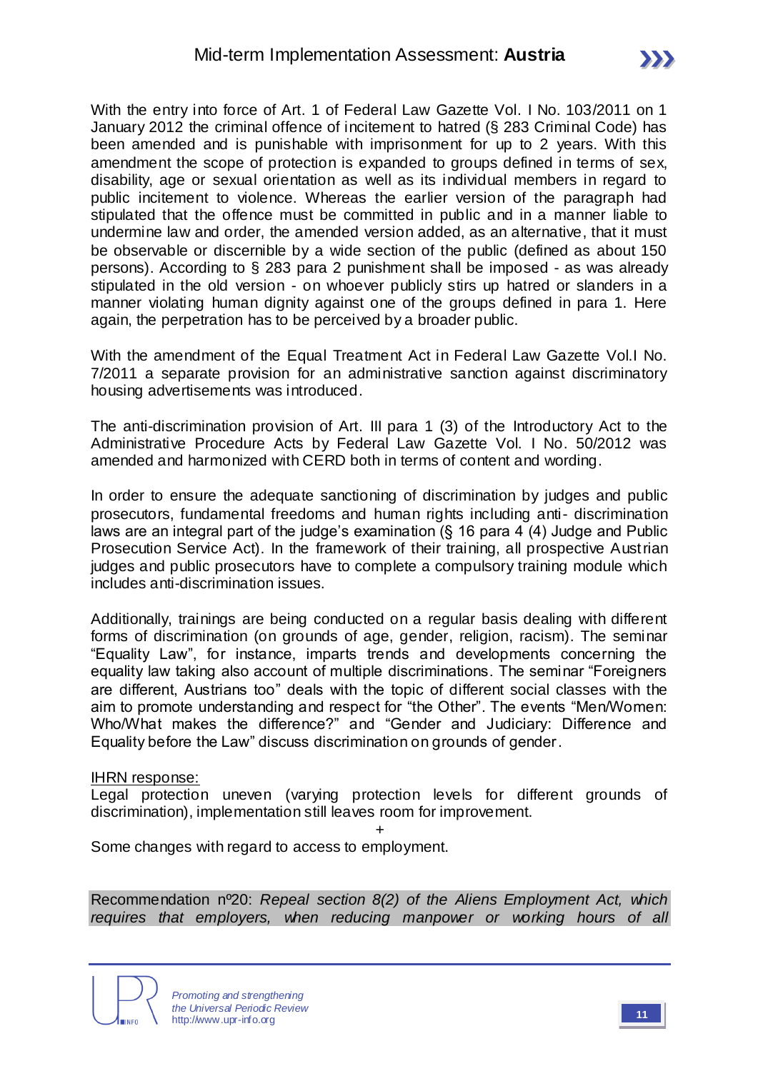With the entry into force of Art. 1 of Federal Law Gazette Vol. I No. 103/2011 on 1 January 2012 the criminal offence of incitement to hatred (§ 283 Criminal Code) has been amended and is punishable with imprisonment for up to 2 years. With this amendment the scope of protection is expanded to groups defined in terms of sex, disability, age or sexual orientation as well as its individual members in regard to public incitement to violence. Whereas the earlier version of the paragraph had stipulated that the offence must be committed in public and in a manner liable to undermine law and order, the amended version added, as an alternative, that it must be observable or discernible by a wide section of the public (defined as about 150 persons). According to § 283 para 2 punishment shall be imposed - as was already stipulated in the old version - on whoever publicly stirs up hatred or slanders in a manner violating human dignity against one of the groups defined in para 1. Here again, the perpetration has to be perceived by a broader public.

With the amendment of the Equal Treatment Act in Federal Law Gazette Vol.I No. 7/2011 a separate provision for an administrative sanction against discriminatory housing advertisements was introduced.

The anti-discrimination provision of Art. III para 1 (3) of the Introductory Act to the Administrative Procedure Acts by Federal Law Gazette Vol. I No. 50/2012 was amended and harmonized with CERD both in terms of content and wording.

In order to ensure the adequate sanctioning of discrimination by judges and public prosecutors, fundamental freedoms and human rights including anti- discrimination laws are an integral part of the judge's examination (§ 16 para 4 (4) Judge and Public Prosecution Service Act). In the framework of their training, all prospective Austrian judges and public prosecutors have to complete a compulsory training module which includes anti-discrimination issues.

Additionally, trainings are being conducted on a regular basis dealing with different forms of discrimination (on grounds of age, gender, religion, racism). The seminar "Equality Law", for instance, imparts trends and developments concerning the equality law taking also account of multiple discriminations. The seminar "Foreigners are different, Austrians too" deals with the topic of different social classes with the aim to promote understanding and respect for "the Other". The events "Men/Women: Who/What makes the difference?" and "Gender and Judiciary: Difference and Equality before the Law" discuss discrimination on grounds of gender.

IHRN response:

Legal protection uneven (varying protection levels for different grounds of discrimination), implementation still leaves room for improvement.

+

Some changes with regard to access to employment.

Recommendation nº20: *Repeal section 8(2) of the Aliens Employment Act, which requires that employers, when reducing manpower or working hours of all*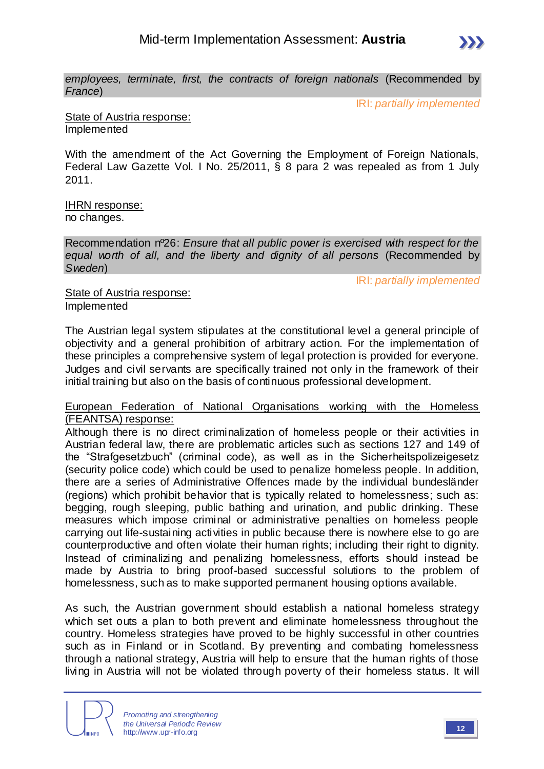*employees, terminate, first, the contracts of foreign nationals* (Recommended by *France*)

IRI: *partially implemented*

State of Austria response:
Implemented

With the amendment of the Act Governing the Employment of Foreign Nationals, Federal Law Gazette Vol. I No. 25/2011, § 8 para 2 was repealed as from 1 July 2011.

IHRN response:
no changes.

Recommendation nº26: *Ensure that all public power is exercised with respect for the equal worth of all, and the liberty and dignity of all persons* (Recommended by *Sweden*)

IRI: *partially implemented*

State of Austria response:
Implemented

The Austrian legal system stipulates at the constitutional level a general principle of objectivity and a general prohibition of arbitrary action. For the implementation of these principles a comprehensive system of legal protection is provided for everyone. Judges and civil servants are specifically trained not only in the framework of their initial training but also on the basis of continuous professional development.

European Federation of National Organisations working with the Homeless (FEANTSA) response:
Although there is no direct criminalization of homeless people or their activities in Austrian federal law, there are problematic articles such as sections 127 and 149 of the "Strafgesetzbuch" (criminal code), as well as in the Sicherheitspolizeigesetz (security police code) which could be used to penalize homeless people. In addition, there are a series of Administrative Offences made by the individual bundesländer (regions) which prohibit behavior that is typically related to homelessness; such as: begging, rough sleeping, public bathing and urination, and public drinking. These measures which impose criminal or administrative penalties on homeless people carrying out life-sustaining activities in public because there is nowhere else to go are counterproductive and often violate their human rights; including their right to dignity. Instead of criminalizing and penalizing homelessness, efforts should instead be made by Austria to bring proof-based successful solutions to the problem of homelessness, such as to make supported permanent housing options available.

As such, the Austrian government should establish a national homeless strategy which set outs a plan to both prevent and eliminate homelessness throughout the country. Homeless strategies have proved to be highly successful in other countries such as in Finland or in Scotland. By preventing and combating homelessness through a national strategy, Austria will help to ensure that the human rights of those living in Austria will not be violated through poverty of their homeless status. It will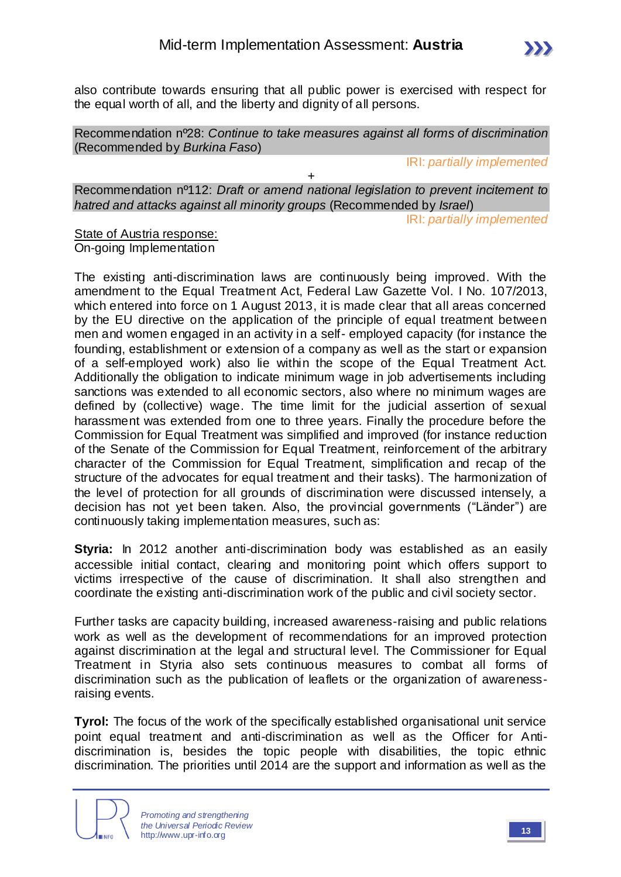also contribute towards ensuring that all public power is exercised with respect for the equal worth of all, and the liberty and dignity of all persons.

Recommendation nº28: *Continue to take measures against all forms of discrimination* (Recommended by *Burkina Faso*)

IRI: *partially implemented*

+

Recommendation nº112: *Draft or amend national legislation to prevent incitement to hatred and attacks against all minority groups* (Recommended by *Israel*)

IRI: *partially implemented*

State of Austria response:
On-going Implementation

The existing anti-discrimination laws are continuously being improved. With the amendment to the Equal Treatment Act, Federal Law Gazette Vol. I No. 107/2013, which entered into force on 1 August 2013, it is made clear that all areas concerned by the EU directive on the application of the principle of equal treatment between men and women engaged in an activity in a self- employed capacity (for instance the founding, establishment or extension of a company as well as the start or expansion of a self-employed work) also lie within the scope of the Equal Treatment Act. Additionally the obligation to indicate minimum wage in job advertisements including sanctions was extended to all economic sectors, also where no minimum wages are defined by (collective) wage. The time limit for the judicial assertion of sexual harassment was extended from one to three years. Finally the procedure before the Commission for Equal Treatment was simplified and improved (for instance reduction of the Senate of the Commission for Equal Treatment, reinforcement of the arbitrary character of the Commission for Equal Treatment, simplification and recap of the structure of the advocates for equal treatment and their tasks). The harmonization of the level of protection for all grounds of discrimination were discussed intensely, a decision has not yet been taken. Also, the provincial governments ("Länder") are continuously taking implementation measures, such as:

**Styria:** In 2012 another anti-discrimination body was established as an easily accessible initial contact, clearing and monitoring point which offers support to victims irrespective of the cause of discrimination. It shall also strengthen and coordinate the existing anti-discrimination work of the public and civil society sector.

Further tasks are capacity building, increased awareness-raising and public relations work as well as the development of recommendations for an improved protection against discrimination at the legal and structural level. The Commissioner for Equal Treatment in Styria also sets continuous measures to combat all forms of discrimination such as the publication of leaflets or the organization of awareness-raising events.

**Tyrol:** The focus of the work of the specifically established organisational unit service point equal treatment and anti-discrimination as well as the Officer for Anti-discrimination is, besides the topic people with disabilities, the topic ethnic discrimination. The priorities until 2014 are the support and information as well as the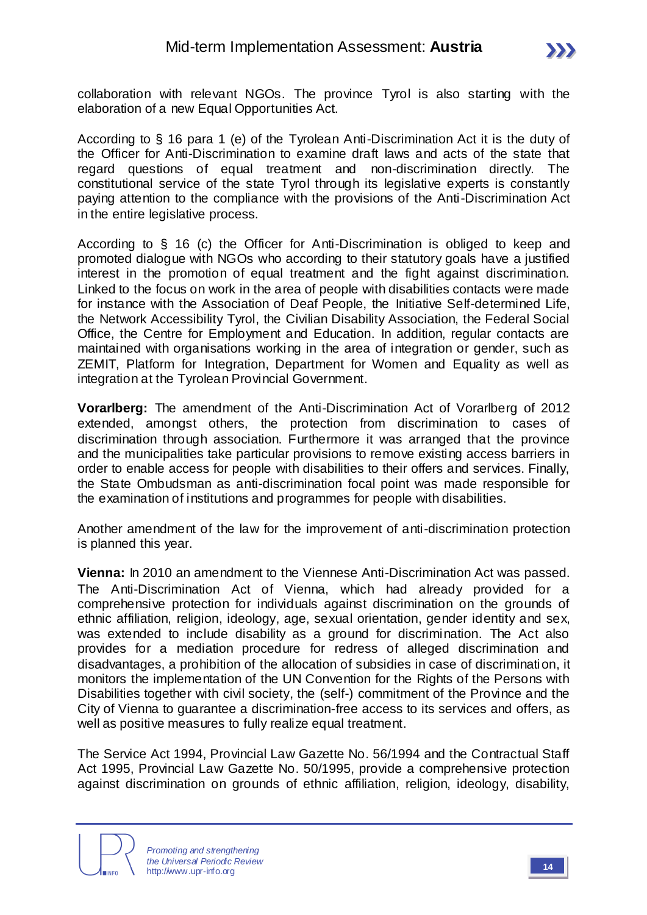collaboration with relevant NGOs. The province Tyrol is also starting with the elaboration of a new Equal Opportunities Act.

According to § 16 para 1 (e) of the Tyrolean Anti-Discrimination Act it is the duty of the Officer for Anti-Discrimination to examine draft laws and acts of the state that regard questions of equal treatment and non-discrimination directly. The constitutional service of the state Tyrol through its legislative experts is constantly paying attention to the compliance with the provisions of the Anti-Discrimination Act in the entire legislative process.

According to § 16 (c) the Officer for Anti-Discrimination is obliged to keep and promoted dialogue with NGOs who according to their statutory goals have a justified interest in the promotion of equal treatment and the fight against discrimination. Linked to the focus on work in the area of people with disabilities contacts were made for instance with the Association of Deaf People, the Initiative Self-determined Life, the Network Accessibility Tyrol, the Civilian Disability Association, the Federal Social Office, the Centre for Employment and Education. In addition, regular contacts are maintained with organisations working in the area of integration or gender, such as ZEMIT, Platform for Integration, Department for Women and Equality as well as integration at the Tyrolean Provincial Government.

**Vorarlberg:** The amendment of the Anti-Discrimination Act of Vorarlberg of 2012 extended, amongst others, the protection from discrimination to cases of discrimination through association. Furthermore it was arranged that the province and the municipalities take particular provisions to remove existing access barriers in order to enable access for people with disabilities to their offers and services. Finally, the State Ombudsman as anti-discrimination focal point was made responsible for the examination of institutions and programmes for people with disabilities.

Another amendment of the law for the improvement of anti-discrimination protection is planned this year.

**Vienna:** In 2010 an amendment to the Viennese Anti-Discrimination Act was passed. The Anti-Discrimination Act of Vienna, which had already provided for a comprehensive protection for individuals against discrimination on the grounds of ethnic affiliation, religion, ideology, age, sexual orientation, gender identity and sex, was extended to include disability as a ground for discrimination. The Act also provides for a mediation procedure for redress of alleged discrimination and disadvantages, a prohibition of the allocation of subsidies in case of discrimination, it monitors the implementation of the UN Convention for the Rights of the Persons with Disabilities together with civil society, the (self-) commitment of the Province and the City of Vienna to guarantee a discrimination-free access to its services and offers, as well as positive measures to fully realize equal treatment.

The Service Act 1994, Provincial Law Gazette No. 56/1994 and the Contractual Staff Act 1995, Provincial Law Gazette No. 50/1995, provide a comprehensive protection against discrimination on grounds of ethnic affiliation, religion, ideology, disability,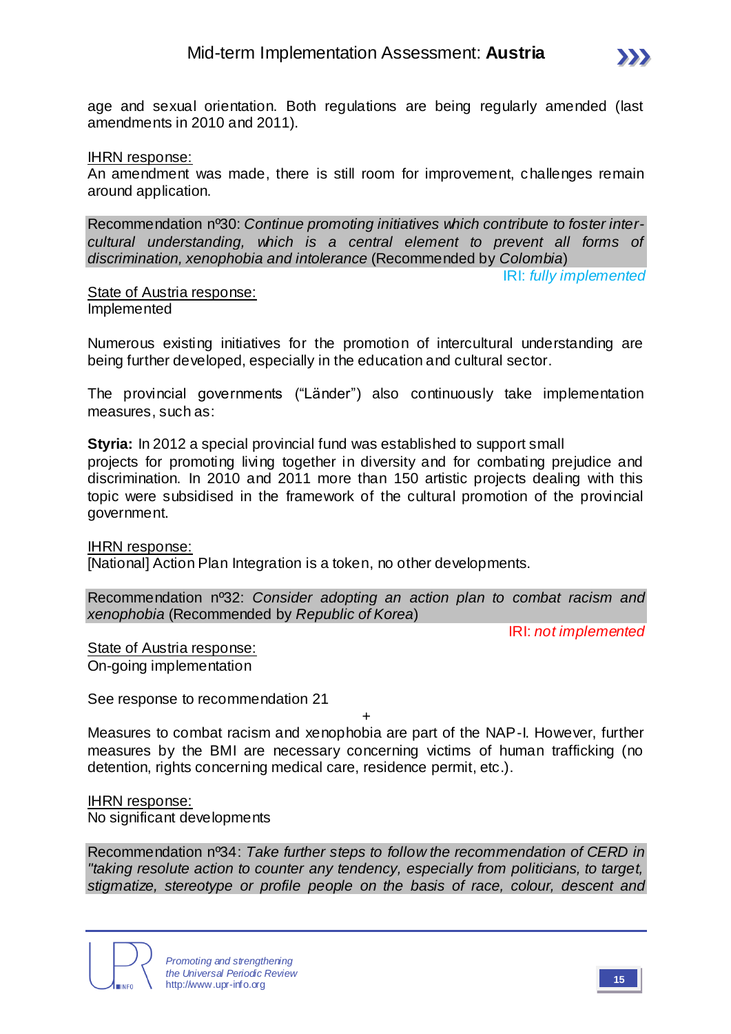age and sexual orientation. Both regulations are being regularly amended (last amendments in 2010 and 2011).

IHRN response:
An amendment was made, there is still room for improvement, challenges remain around application.

Recommendation nº30: *Continue promoting initiatives which contribute to foster inter-cultural understanding, which is a central element to prevent all forms of discrimination, xenophobia and intolerance* (Recommended by *Colombia*)

IRI: *fully implemented*

State of Austria response:
Implemented

Numerous existing initiatives for the promotion of intercultural understanding are being further developed, especially in the education and cultural sector.

The provincial governments ("Länder") also continuously take implementation measures, such as:

**Styria:** In 2012 a special provincial fund was established to support small projects for promoting living together in diversity and for combating prejudice and discrimination. In 2010 and 2011 more than 150 artistic projects dealing with this topic were subsidised in the framework of the cultural promotion of the provincial government.

IHRN response:
[National] Action Plan Integration is a token, no other developments.

Recommendation nº32: *Consider adopting an action plan to combat racism and xenophobia* (Recommended by *Republic of Korea*)

IRI: *not implemented*

State of Austria response:
On-going implementation

See response to recommendation 21

+

Measures to combat racism and xenophobia are part of the NAP-I. However, further measures by the BMI are necessary concerning victims of human trafficking (no detention, rights concerning medical care, residence permit, etc.).

IHRN response:
No significant developments

Recommendation nº34: *Take further steps to follow the recommendation of CERD in "taking resolute action to counter any tendency, especially from politicians, to target, stigmatize, stereotype or profile people on the basis of race, colour, descent and*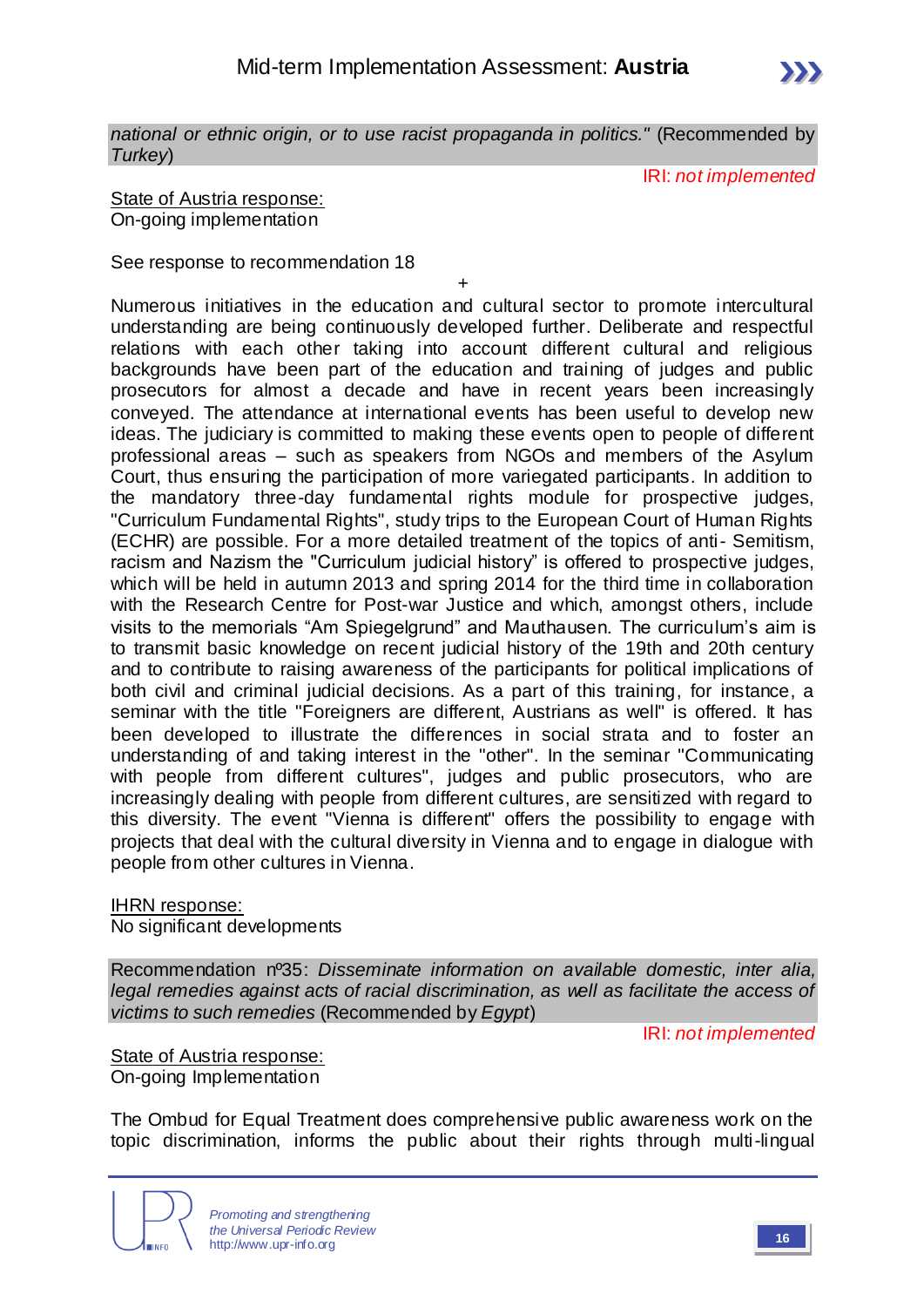*national or ethnic origin, or to use racist propaganda in politics."* (Recommended by *Turkey*)

IRI: *not implemented*

State of Austria response:
On-going implementation

See response to recommendation 18

+

Numerous initiatives in the education and cultural sector to promote intercultural understanding are being continuously developed further. Deliberate and respectful relations with each other taking into account different cultural and religious backgrounds have been part of the education and training of judges and public prosecutors for almost a decade and have in recent years been increasingly conveyed. The attendance at international events has been useful to develop new ideas. The judiciary is committed to making these events open to people of different professional areas – such as speakers from NGOs and members of the Asylum Court, thus ensuring the participation of more variegated participants. In addition to the mandatory three-day fundamental rights module for prospective judges, "Curriculum Fundamental Rights", study trips to the European Court of Human Rights (ECHR) are possible. For a more detailed treatment of the topics of anti- Semitism, racism and Nazism the "Curriculum judicial history" is offered to prospective judges, which will be held in autumn 2013 and spring 2014 for the third time in collaboration with the Research Centre for Post-war Justice and which, amongst others, include visits to the memorials "Am Spiegelgrund" and Mauthausen. The curriculum's aim is to transmit basic knowledge on recent judicial history of the 19th and 20th century and to contribute to raising awareness of the participants for political implications of both civil and criminal judicial decisions. As a part of this training, for instance, a seminar with the title "Foreigners are different, Austrians as well" is offered. It has been developed to illustrate the differences in social strata and to foster an understanding of and taking interest in the "other". In the seminar "Communicating with people from different cultures", judges and public prosecutors, who are increasingly dealing with people from different cultures, are sensitized with regard to this diversity. The event "Vienna is different" offers the possibility to engage with projects that deal with the cultural diversity in Vienna and to engage in dialogue with people from other cultures in Vienna.

IHRN response:
No significant developments

Recommendation nº35: *Disseminate information on available domestic, inter alia, legal remedies against acts of racial discrimination, as well as facilitate the access of victims to such remedies* (Recommended by *Egypt*)

IRI: *not implemented*

State of Austria response:
On-going Implementation

The Ombud for Equal Treatment does comprehensive public awareness work on the topic discrimination, informs the public about their rights through multi-lingual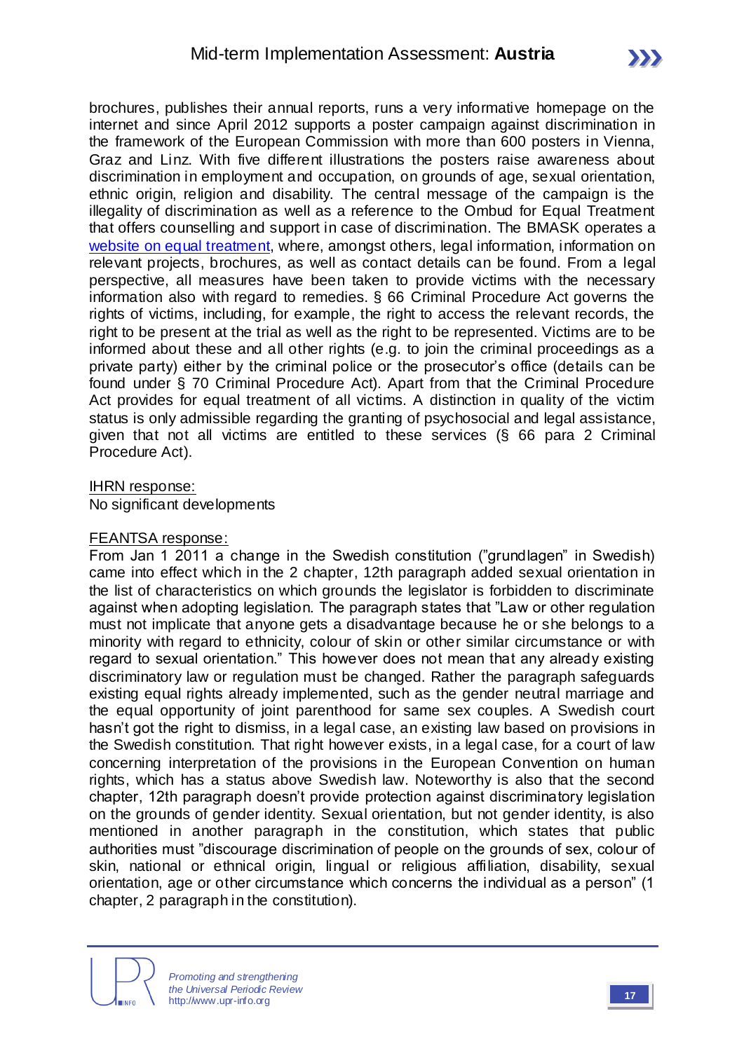brochures, publishes their annual reports, runs a very informative homepage on the internet and since April 2012 supports a poster campaign against discrimination in the framework of the European Commission with more than 600 posters in Vienna, Graz and Linz. With five different illustrations the posters raise awareness about discrimination in employment and occupation, on grounds of age, sexual orientation, ethnic origin, religion and disability. The central message of the campaign is the illegality of discrimination as well as a reference to the Ombud for Equal Treatment that offers counselling and support in case of discrimination. The BMASK operates a website on equal treatment, where, amongst others, legal information, information on relevant projects, brochures, as well as contact details can be found. From a legal perspective, all measures have been taken to provide victims with the necessary information also with regard to remedies. § 66 Criminal Procedure Act governs the rights of victims, including, for example, the right to access the relevant records, the right to be present at the trial as well as the right to be represented. Victims are to be informed about these and all other rights (e.g. to join the criminal proceedings as a private party) either by the criminal police or the prosecutor's office (details can be found under § 70 Criminal Procedure Act). Apart from that the Criminal Procedure Act provides for equal treatment of all victims. A distinction in quality of the victim status is only admissible regarding the granting of psychosocial and legal assistance, given that not all victims are entitled to these services (§ 66 para 2 Criminal Procedure Act).

IHRN response:
No significant developments

FEANTSA response:
From Jan 1 2011 a change in the Swedish constitution ("grundlagen" in Swedish) came into effect which in the 2 chapter, 12th paragraph added sexual orientation in the list of characteristics on which grounds the legislator is forbidden to discriminate against when adopting legislation. The paragraph states that "Law or other regulation must not implicate that anyone gets a disadvantage because he or she belongs to a minority with regard to ethnicity, colour of skin or other similar circumstance or with regard to sexual orientation." This however does not mean that any already existing discriminatory law or regulation must be changed. Rather the paragraph safeguards existing equal rights already implemented, such as the gender neutral marriage and the equal opportunity of joint parenthood for same sex couples. A Swedish court hasn't got the right to dismiss, in a legal case, an existing law based on provisions in the Swedish constitution. That right however exists, in a legal case, for a court of law concerning interpretation of the provisions in the European Convention on human rights, which has a status above Swedish law. Noteworthy is also that the second chapter, 12th paragraph doesn't provide protection against discriminatory legislation on the grounds of gender identity. Sexual orientation, but not gender identity, is also mentioned in another paragraph in the constitution, which states that public authorities must "discourage discrimination of people on the grounds of sex, colour of skin, national or ethnical origin, lingual or religious affiliation, disability, sexual orientation, age or other circumstance which concerns the individual as a person" (1 chapter, 2 paragraph in the constitution).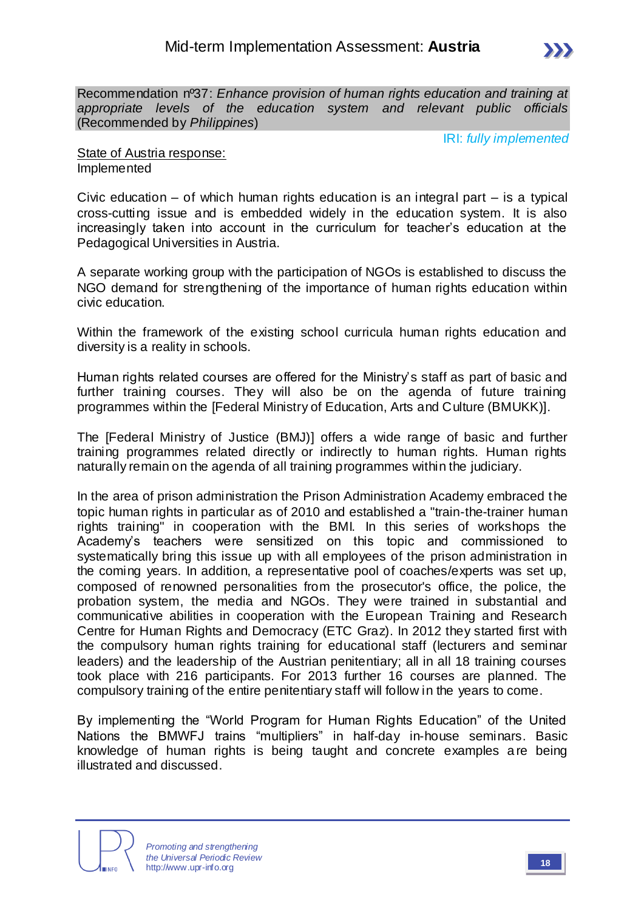Recommendation nº37: *Enhance provision of human rights education and training at appropriate levels of the education system and relevant public officials* (Recommended by *Philippines*)

IRI: *fully implemented*

State of Austria response:
Implemented

Civic education – of which human rights education is an integral part – is a typical cross-cutting issue and is embedded widely in the education system. It is also increasingly taken into account in the curriculum for teacher's education at the Pedagogical Universities in Austria.

A separate working group with the participation of NGOs is established to discuss the NGO demand for strengthening of the importance of human rights education within civic education.

Within the framework of the existing school curricula human rights education and diversity is a reality in schools.

Human rights related courses are offered for the Ministry's staff as part of basic and further training courses. They will also be on the agenda of future training programmes within the [Federal Ministry of Education, Arts and Culture (BMUKK)].

The [Federal Ministry of Justice (BMJ)] offers a wide range of basic and further training programmes related directly or indirectly to human rights. Human rights naturally remain on the agenda of all training programmes within the judiciary.

In the area of prison administration the Prison Administration Academy embraced the topic human rights in particular as of 2010 and established a "train-the-trainer human rights training" in cooperation with the BMI. In this series of workshops the Academy's teachers were sensitized on this topic and commissioned to systematically bring this issue up with all employees of the prison administration in the coming years. In addition, a representative pool of coaches/experts was set up, composed of renowned personalities from the prosecutor's office, the police, the probation system, the media and NGOs. They were trained in substantial and communicative abilities in cooperation with the European Training and Research Centre for Human Rights and Democracy (ETC Graz). In 2012 they started first with the compulsory human rights training for educational staff (lecturers and seminar leaders) and the leadership of the Austrian penitentiary; all in all 18 training courses took place with 216 participants. For 2013 further 16 courses are planned. The compulsory training of the entire penitentiary staff will follow in the years to come.

By implementing the "World Program for Human Rights Education" of the United Nations the BMWFJ trains "multipliers" in half-day in-house seminars. Basic knowledge of human rights is being taught and concrete examples are being illustrated and discussed.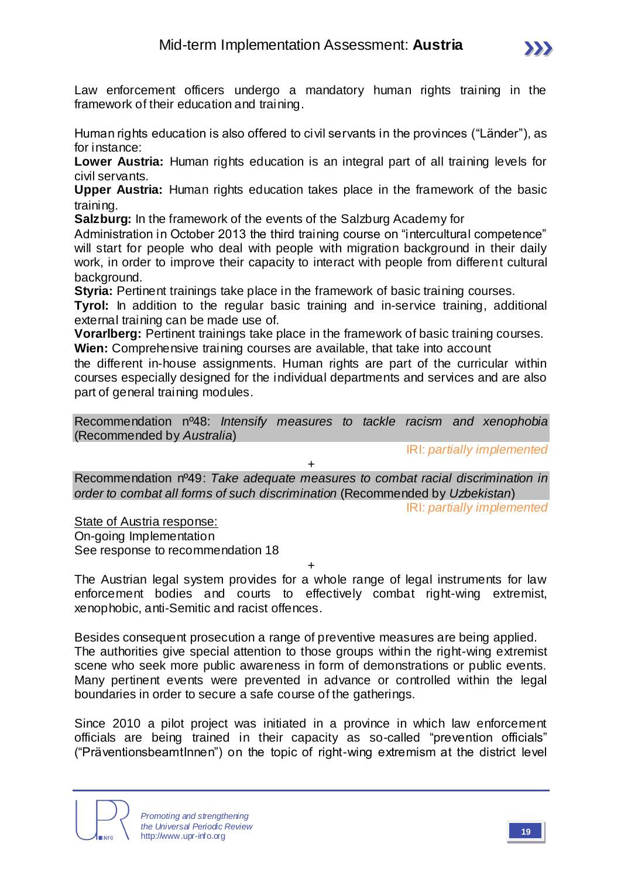Law enforcement officers undergo a mandatory human rights training in the framework of their education and training.

Human rights education is also offered to civil servants in the provinces ("Länder"), as for instance:

**Lower Austria:** Human rights education is an integral part of all training levels for civil servants.

**Upper Austria:** Human rights education takes place in the framework of the basic training.

**Salzburg:** In the framework of the events of the Salzburg Academy for Administration in October 2013 the third training course on "intercultural competence" will start for people who deal with people with migration background in their daily work, in order to improve their capacity to interact with people from different cultural background.

**Styria:** Pertinent trainings take place in the framework of basic training courses.

**Tyrol:** In addition to the regular basic training and in-service training, additional external training can be made use of.

**Vorarlberg:** Pertinent trainings take place in the framework of basic training courses.

**Wien:** Comprehensive training courses are available, that take into account the different in-house assignments. Human rights are part of the curricular within courses especially designed for the individual departments and services and are also part of general training modules.

Recommendation nº48: *Intensify measures to tackle racism and xenophobia* (Recommended by *Australia*)

IRI: *partially implemented*

+

Recommendation nº49: *Take adequate measures to combat racial discrimination in order to combat all forms of such discrimination* (Recommended by *Uzbekistan*)

IRI: *partially implemented*

State of Austria response:

On-going Implementation

See response to recommendation 18

+

The Austrian legal system provides for a whole range of legal instruments for law enforcement bodies and courts to effectively combat right-wing extremist, xenophobic, anti-Semitic and racist offences.

Besides consequent prosecution a range of preventive measures are being applied. The authorities give special attention to those groups within the right-wing extremist scene who seek more public awareness in form of demonstrations or public events. Many pertinent events were prevented in advance or controlled within the legal boundaries in order to secure a safe course of the gatherings.

Since 2010 a pilot project was initiated in a province in which law enforcement officials are being trained in their capacity as so-called "prevention officials" ("PräventionsbeamtInnen") on the topic of right-wing extremism at the district level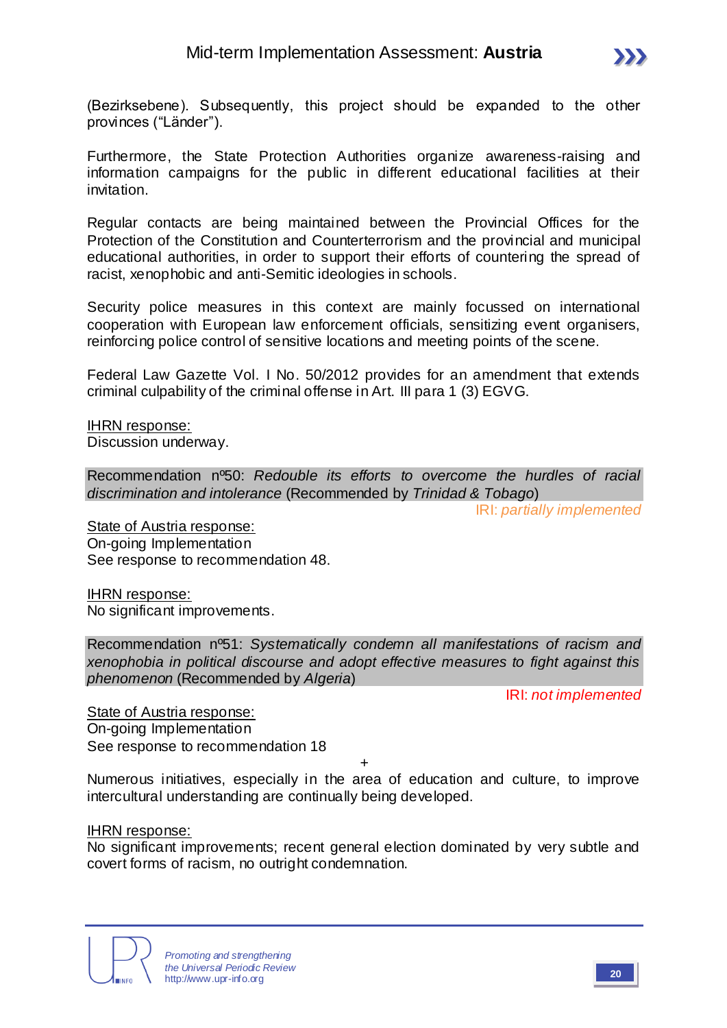(Bezirksebene). Subsequently, this project should be expanded to the other provinces ("Länder").

Furthermore, the State Protection Authorities organize awareness-raising and information campaigns for the public in different educational facilities at their invitation.

Regular contacts are being maintained between the Provincial Offices for the Protection of the Constitution and Counterterrorism and the provincial and municipal educational authorities, in order to support their efforts of countering the spread of racist, xenophobic and anti-Semitic ideologies in schools.

Security police measures in this context are mainly focussed on international cooperation with European law enforcement officials, sensitizing event organisers, reinforcing police control of sensitive locations and meeting points of the scene.

Federal Law Gazette Vol. I No. 50/2012 provides for an amendment that extends criminal culpability of the criminal offense in Art. III para 1 (3) EGVG.

IHRN response:
Discussion underway.

Recommendation nº50: *Redouble its efforts to overcome the hurdles of racial discrimination and intolerance* (Recommended by *Trinidad & Tobago*)

IRI: *partially implemented*

State of Austria response:
On-going Implementation
See response to recommendation 48.

IHRN response:
No significant improvements.

Recommendation nº51: *Systematically condemn all manifestations of racism and xenophobia in political discourse and adopt effective measures to fight against this phenomenon* (Recommended by *Algeria*)

IRI: *not implemented*

State of Austria response:
On-going Implementation
See response to recommendation 18

+

Numerous initiatives, especially in the area of education and culture, to improve intercultural understanding are continually being developed.

IHRN response:
No significant improvements; recent general election dominated by very subtle and covert forms of racism, no outright condemnation.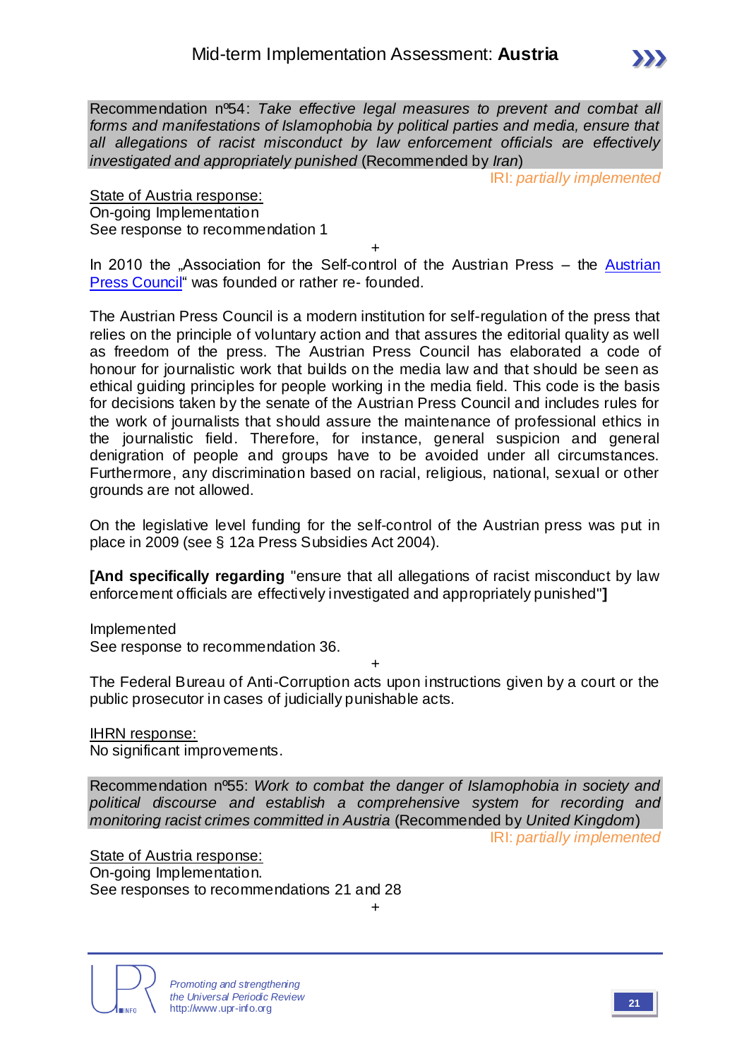Recommendation nº54: *Take effective legal measures to prevent and combat all forms and manifestations of Islamophobia by political parties and media, ensure that all allegations of racist misconduct by law enforcement officials are effectively investigated and appropriately punished* (Recommended by *Iran*)

IRI: *partially implemented*

State of Austria response:
On-going Implementation
See response to recommendation 1

+

In 2010 the „Association for the Self-control of the Austrian Press – the Austrian Press Council" was founded or rather re- founded.

The Austrian Press Council is a modern institution for self-regulation of the press that relies on the principle of voluntary action and that assures the editorial quality as well as freedom of the press. The Austrian Press Council has elaborated a code of honour for journalistic work that builds on the media law and that should be seen as ethical guiding principles for people working in the media field. This code is the basis for decisions taken by the senate of the Austrian Press Council and includes rules for the work of journalists that should assure the maintenance of professional ethics in the journalistic field. Therefore, for instance, general suspicion and general denigration of people and groups have to be avoided under all circumstances. Furthermore, any discrimination based on racial, religious, national, sexual or other grounds are not allowed.

On the legislative level funding for the self-control of the Austrian press was put in place in 2009 (see § 12a Press Subsidies Act 2004).

**[And specifically regarding** "ensure that all allegations of racist misconduct by law enforcement officials are effectively investigated and appropriately punished"**]**

Implemented
See response to recommendation 36.

+

The Federal Bureau of Anti-Corruption acts upon instructions given by a court or the public prosecutor in cases of judicially punishable acts.

IHRN response:
No significant improvements.

Recommendation nº55: *Work to combat the danger of Islamophobia in society and political discourse and establish a comprehensive system for recording and monitoring racist crimes committed in Austria* (Recommended by *United Kingdom*)

IRI: *partially implemented*

State of Austria response:
On-going Implementation.
See responses to recommendations 21 and 28

+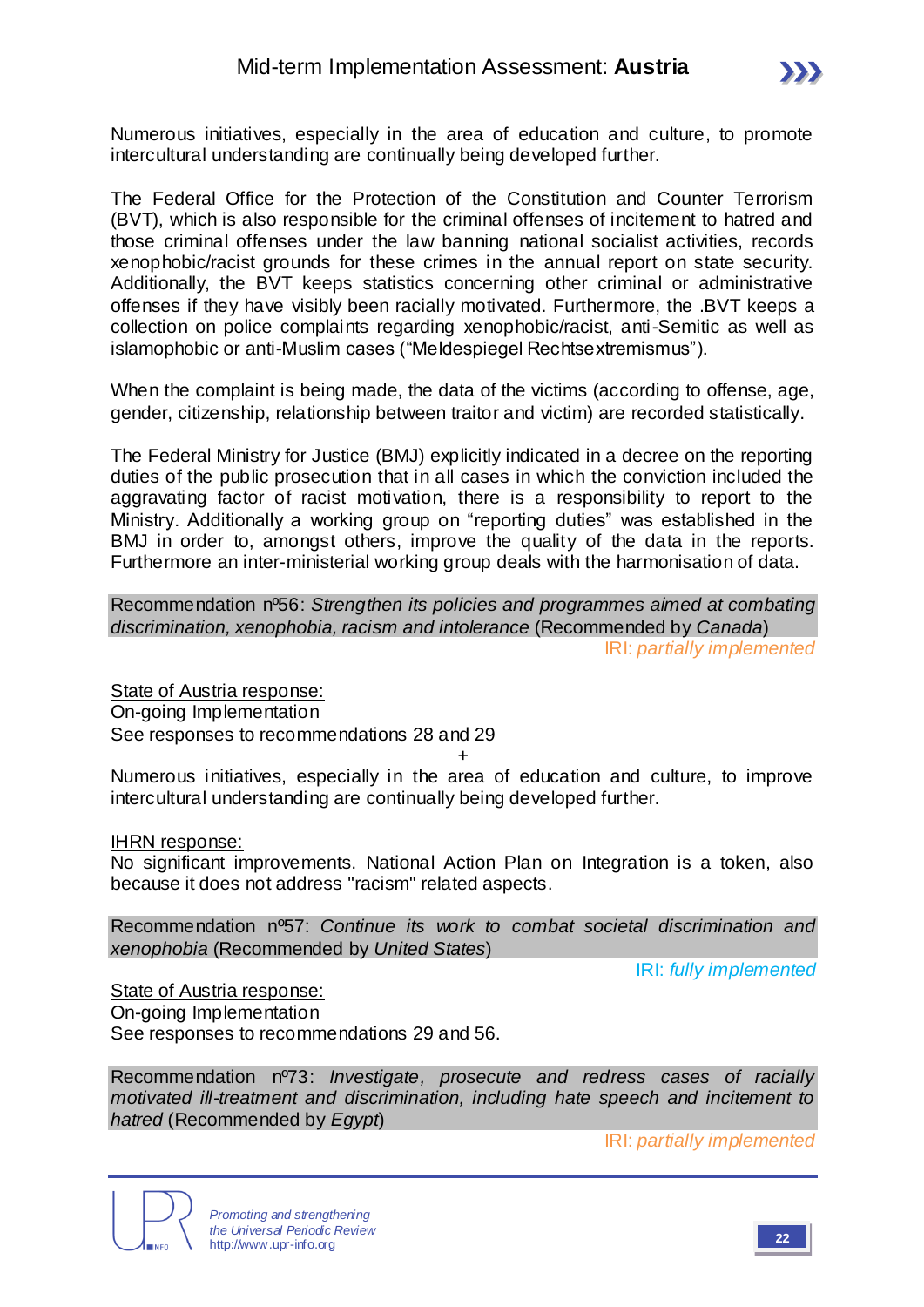Numerous initiatives, especially in the area of education and culture, to promote intercultural understanding are continually being developed further.

The Federal Office for the Protection of the Constitution and Counter Terrorism (BVT), which is also responsible for the criminal offenses of incitement to hatred and those criminal offenses under the law banning national socialist activities, records xenophobic/racist grounds for these crimes in the annual report on state security. Additionally, the BVT keeps statistics concerning other criminal or administrative offenses if they have visibly been racially motivated. Furthermore, the .BVT keeps a collection on police complaints regarding xenophobic/racist, anti-Semitic as well as islamophobic or anti-Muslim cases ("Meldespiegel Rechtsextremismus").

When the complaint is being made, the data of the victims (according to offense, age, gender, citizenship, relationship between traitor and victim) are recorded statistically.

The Federal Ministry for Justice (BMJ) explicitly indicated in a decree on the reporting duties of the public prosecution that in all cases in which the conviction included the aggravating factor of racist motivation, there is a responsibility to report to the Ministry. Additionally a working group on "reporting duties" was established in the BMJ in order to, amongst others, improve the quality of the data in the reports. Furthermore an inter-ministerial working group deals with the harmonisation of data.

Recommendation nº56: *Strengthen its policies and programmes aimed at combating discrimination, xenophobia, racism and intolerance* (Recommended by *Canada*)

IRI: *partially implemented*

<u>State of Austria response:</u>
On-going Implementation
See responses to recommendations 28 and 29

+

Numerous initiatives, especially in the area of education and culture, to improve intercultural understanding are continually being developed further.

<u>IHRN response:</u>
No significant improvements. National Action Plan on Integration is a token, also because it does not address "racism" related aspects.

Recommendation nº57: *Continue its work to combat societal discrimination and xenophobia* (Recommended by *United States*)

IRI: *fully implemented*

<u>State of Austria response:</u>
On-going Implementation
See responses to recommendations 29 and 56.

Recommendation nº73: *Investigate, prosecute and redress cases of racially motivated ill-treatment and discrimination, including hate speech and incitement to hatred* (Recommended by *Egypt*)

IRI: *partially implemented*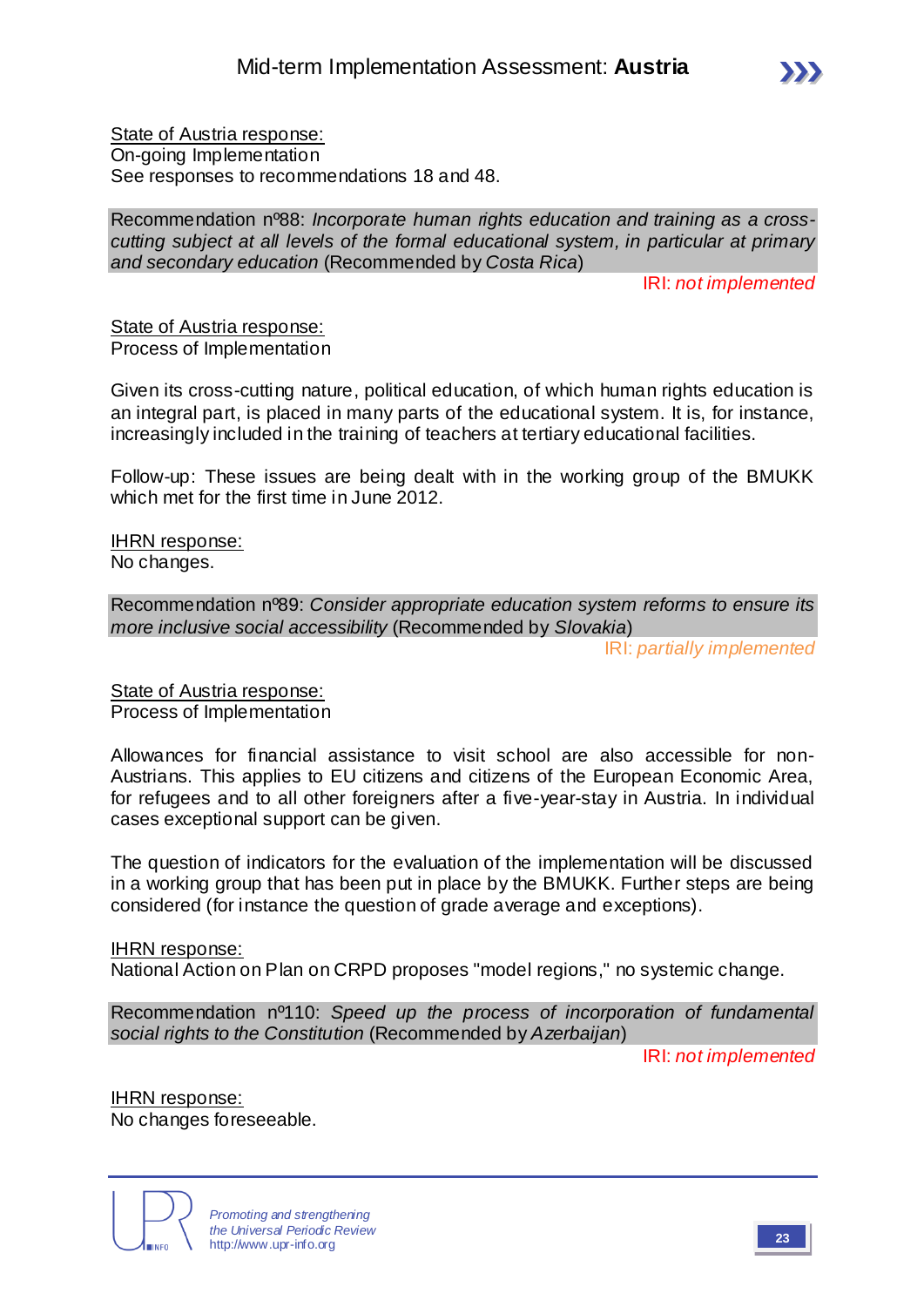State of Austria response:
On-going Implementation
See responses to recommendations 18 and 48.

Recommendation nº88: *Incorporate human rights education and training as a cross-cutting subject at all levels of the formal educational system, in particular at primary and secondary education* (Recommended by *Costa Rica*)

IRI: *not implemented*

State of Austria response:
Process of Implementation

Given its cross-cutting nature, political education, of which human rights education is an integral part, is placed in many parts of the educational system. It is, for instance, increasingly included in the training of teachers at tertiary educational facilities.

Follow-up: These issues are being dealt with in the working group of the BMUKK which met for the first time in June 2012.

IHRN response:
No changes.

Recommendation nº89: *Consider appropriate education system reforms to ensure its more inclusive social accessibility* (Recommended by *Slovakia*)

IRI: *partially implemented*

State of Austria response:
Process of Implementation

Allowances for financial assistance to visit school are also accessible for non-Austrians. This applies to EU citizens and citizens of the European Economic Area, for refugees and to all other foreigners after a five-year-stay in Austria. In individual cases exceptional support can be given.

The question of indicators for the evaluation of the implementation will be discussed in a working group that has been put in place by the BMUKK. Further steps are being considered (for instance the question of grade average and exceptions).

IHRN response:
National Action on Plan on CRPD proposes "model regions," no systemic change.

Recommendation nº110: *Speed up the process of incorporation of fundamental social rights to the Constitution* (Recommended by *Azerbaijan*)

IRI: *not implemented*

IHRN response:
No changes foreseeable.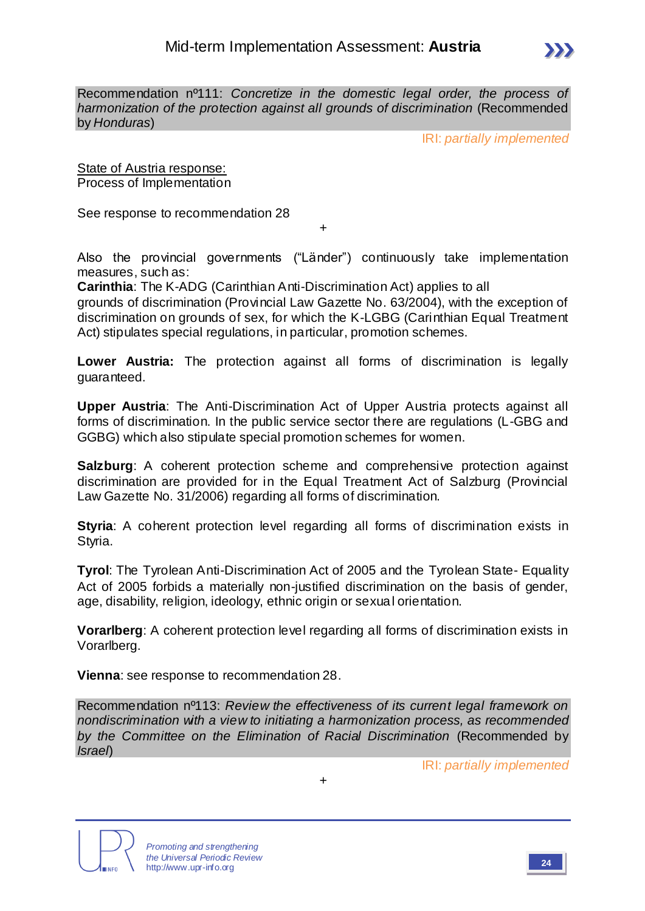Recommendation nº111: *Concretize in the domestic legal order, the process of harmonization of the protection against all grounds of discrimination* (Recommended by *Honduras*)

IRI: *partially implemented*

State of Austria response:
Process of Implementation

See response to recommendation 28

+

Also the provincial governments ("Länder") continuously take implementation measures, such as:
**Carinthia**: The K-ADG (Carinthian Anti-Discrimination Act) applies to all grounds of discrimination (Provincial Law Gazette No. 63/2004), with the exception of discrimination on grounds of sex, for which the K-LGBG (Carinthian Equal Treatment Act) stipulates special regulations, in particular, promotion schemes.

**Lower Austria:** The protection against all forms of discrimination is legally guaranteed.

**Upper Austria**: The Anti-Discrimination Act of Upper Austria protects against all forms of discrimination. In the public service sector there are regulations (L-GBG and GGBG) which also stipulate special promotion schemes for women.

**Salzburg**: A coherent protection scheme and comprehensive protection against discrimination are provided for in the Equal Treatment Act of Salzburg (Provincial Law Gazette No. 31/2006) regarding all forms of discrimination.

**Styria**: A coherent protection level regarding all forms of discrimination exists in Styria.

**Tyrol**: The Tyrolean Anti-Discrimination Act of 2005 and the Tyrolean State- Equality Act of 2005 forbids a materially non-justified discrimination on the basis of gender, age, disability, religion, ideology, ethnic origin or sexual orientation.

**Vorarlberg**: A coherent protection level regarding all forms of discrimination exists in Vorarlberg.

**Vienna**: see response to recommendation 28.

Recommendation nº113: *Review the effectiveness of its current legal framework on nondiscrimination with a view to initiating a harmonization process, as recommended by the Committee on the Elimination of Racial Discrimination* (Recommended by *Israel*)

IRI: *partially implemented*

+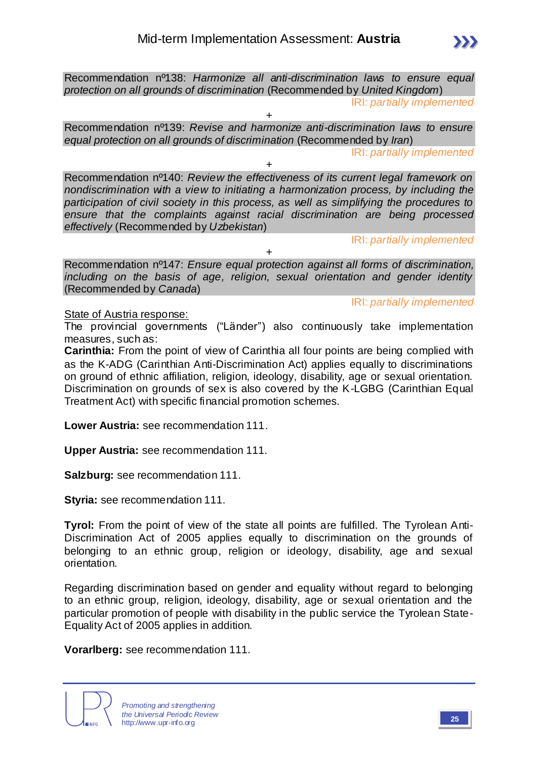Recommendation nº138: *Harmonize all anti-discrimination laws to ensure equal protection on all grounds of discrimination* (Recommended by *United Kingdom*)

IRI: *partially implemented*

+

Recommendation nº139: *Revise and harmonize anti-discrimination laws to ensure equal protection on all grounds of discrimination* (Recommended by *Iran*)

IRI: *partially implemented*

+

Recommendation nº140: *Review the effectiveness of its current legal framework on nondiscrimination with a view to initiating a harmonization process, by including the participation of civil society in this process, as well as simplifying the procedures to ensure that the complaints against racial discrimination are being processed effectively* (Recommended by *Uzbekistan*)

IRI: *partially implemented*

+

Recommendation nº147: *Ensure equal protection against all forms of discrimination, including on the basis of age, religion, sexual orientation and gender identity* (Recommended by *Canada*)

IRI: *partially implemented*

State of Austria response:

The provincial governments ("Länder") also continuously take implementation measures, such as:

**Carinthia:** From the point of view of Carinthia all four points are being complied with as the K-ADG (Carinthian Anti-Discrimination Act) applies equally to discriminations on ground of ethnic affiliation, religion, ideology, disability, age or sexual orientation. Discrimination on grounds of sex is also covered by the K-LGBG (Carinthian Equal Treatment Act) with specific financial promotion schemes.

**Lower Austria:** see recommendation 111.

**Upper Austria:** see recommendation 111.

**Salzburg:** see recommendation 111.

**Styria:** see recommendation 111.

**Tyrol:** From the point of view of the state all points are fulfilled. The Tyrolean Anti-Discrimination Act of 2005 applies equally to discrimination on the grounds of belonging to an ethnic group, religion or ideology, disability, age and sexual orientation.

Regarding discrimination based on gender and equality without regard to belonging to an ethnic group, religion, ideology, disability, age or sexual orientation and the particular promotion of people with disability in the public service the Tyrolean State-Equality Act of 2005 applies in addition.

**Vorarlberg:** see recommendation 111.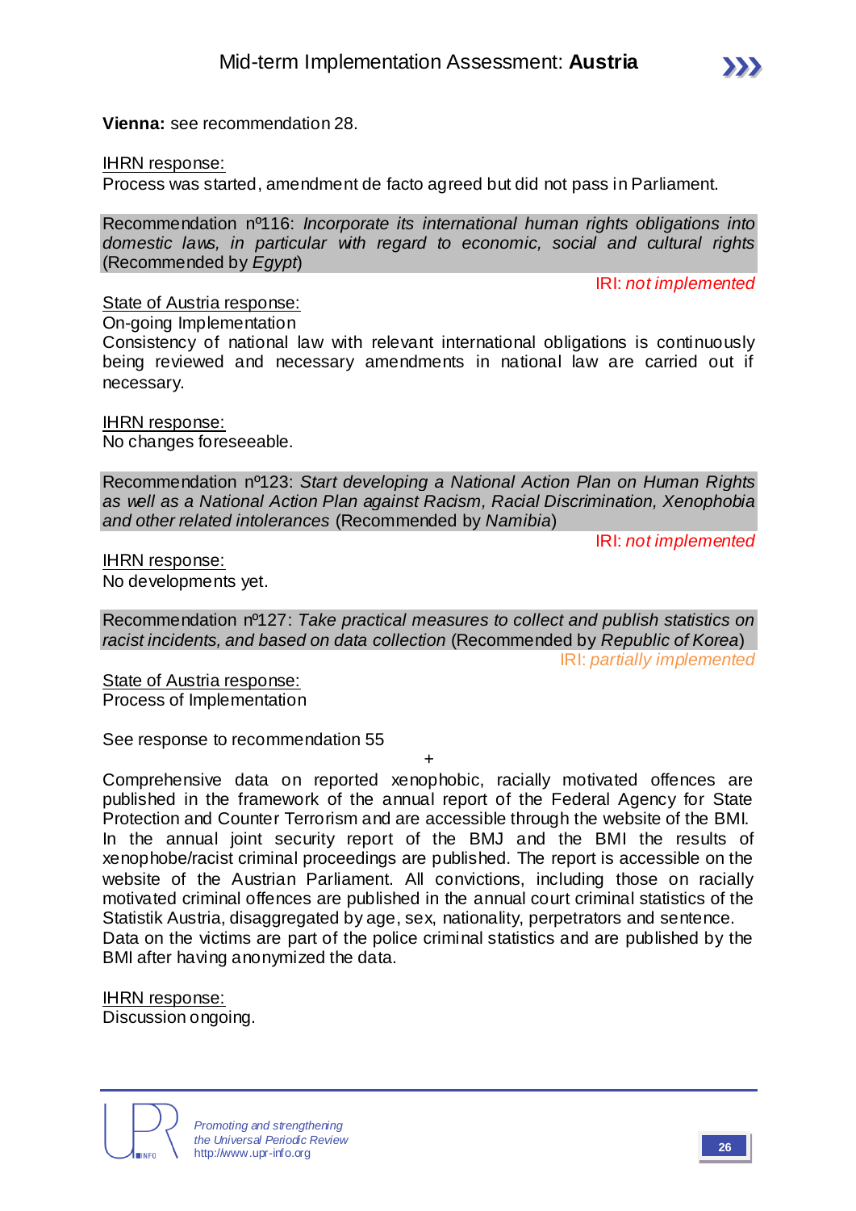**Vienna:** see recommendation 28.

IHRN response:
Process was started, amendment de facto agreed but did not pass in Parliament.

Recommendation nº116: *Incorporate its international human rights obligations into domestic laws, in particular with regard to economic, social and cultural rights* (Recommended by *Egypt*)

IRI: *not implemented*

State of Austria response:
On-going Implementation
Consistency of national law with relevant international obligations is continuously being reviewed and necessary amendments in national law are carried out if necessary.

IHRN response:
No changes foreseeable.

Recommendation nº123: *Start developing a National Action Plan on Human Rights as well as a National Action Plan against Racism, Racial Discrimination, Xenophobia and other related intolerances* (Recommended by *Namibia*)

IRI: *not implemented*

IHRN response:
No developments yet.

Recommendation nº127: *Take practical measures to collect and publish statistics on racist incidents, and based on data collection* (Recommended by *Republic of Korea*)

IRI: *partially implemented*

State of Austria response:
Process of Implementation

See response to recommendation 55

+

Comprehensive data on reported xenophobic, racially motivated offences are published in the framework of the annual report of the Federal Agency for State Protection and Counter Terrorism and are accessible through the website of the BMI. In the annual joint security report of the BMJ and the BMI the results of xenophobe/racist criminal proceedings are published. The report is accessible on the website of the Austrian Parliament. All convictions, including those on racially motivated criminal offences are published in the annual court criminal statistics of the Statistik Austria, disaggregated by age, sex, nationality, perpetrators and sentence. Data on the victims are part of the police criminal statistics and are published by the BMI after having anonymized the data.

IHRN response:
Discussion ongoing.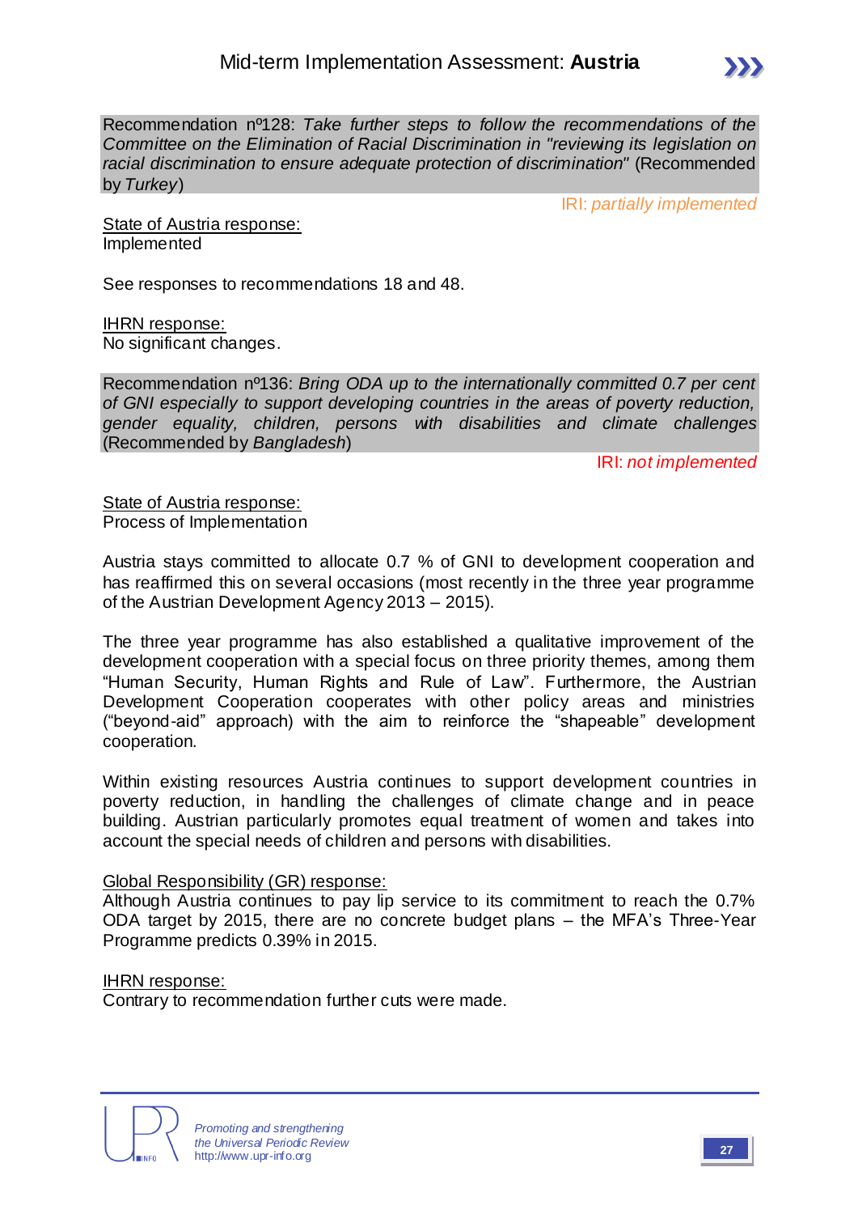Recommendation nº128: *Take further steps to follow the recommendations of the Committee on the Elimination of Racial Discrimination in "reviewing its legislation on racial discrimination to ensure adequate protection of discrimination"* (Recommended by *Turkey*)

IRI: *partially implemented*

State of Austria response:
Implemented

See responses to recommendations 18 and 48.

IHRN response:
No significant changes.

Recommendation nº136: *Bring ODA up to the internationally committed 0.7 per cent of GNI especially to support developing countries in the areas of poverty reduction, gender equality, children, persons with disabilities and climate challenges* (Recommended by *Bangladesh*)

IRI: *not implemented*

State of Austria response:
Process of Implementation

Austria stays committed to allocate 0.7 % of GNI to development cooperation and has reaffirmed this on several occasions (most recently in the three year programme of the Austrian Development Agency 2013 – 2015).

The three year programme has also established a qualitative improvement of the development cooperation with a special focus on three priority themes, among them "Human Security, Human Rights and Rule of Law". Furthermore, the Austrian Development Cooperation cooperates with other policy areas and ministries ("beyond-aid" approach) with the aim to reinforce the "shapeable" development cooperation.

Within existing resources Austria continues to support development countries in poverty reduction, in handling the challenges of climate change and in peace building. Austrian particularly promotes equal treatment of women and takes into account the special needs of children and persons with disabilities.

Global Responsibility (GR) response:
Although Austria continues to pay lip service to its commitment to reach the 0.7% ODA target by 2015, there are no concrete budget plans – the MFA's Three-Year Programme predicts 0.39% in 2015.

IHRN response:
Contrary to recommendation further cuts were made.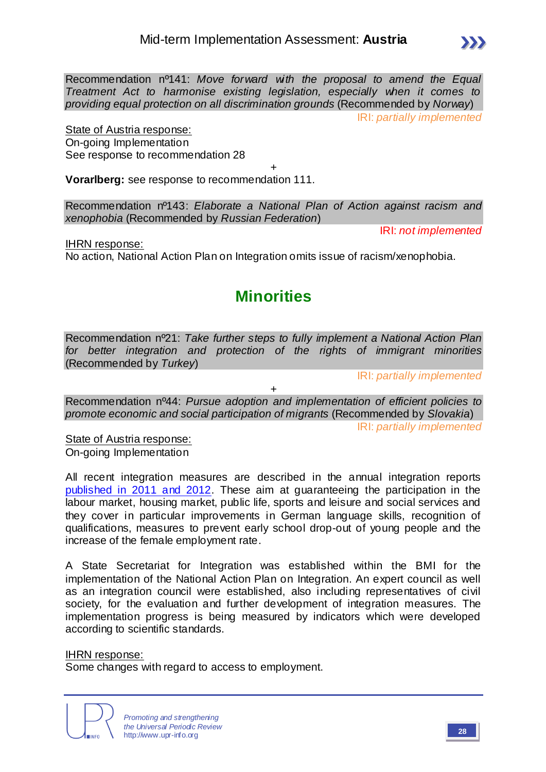Recommendation nº141: *Move forward with the proposal to amend the Equal Treatment Act to harmonise existing legislation, especially when it comes to providing equal protection on all discrimination grounds* (Recommended by *Norway*)

IRI: *partially implemented*

State of Austria response:
On-going Implementation
See response to recommendation 28

+

**Vorarlberg:** see response to recommendation 111.

Recommendation nº143: *Elaborate a National Plan of Action against racism and xenophobia* (Recommended by *Russian Federation*)

IRI: *not implemented*

IHRN response:
No action, National Action Plan on Integration omits issue of racism/xenophobia.

## Minorities

Recommendation nº21: *Take further steps to fully implement a National Action Plan for better integration and protection of the rights of immigrant minorities* (Recommended by *Turkey*)

IRI: *partially implemented*

+

Recommendation nº44: *Pursue adoption and implementation of efficient policies to promote economic and social participation of migrants* (Recommended by *Slovakia*)

IRI: *partially implemented*

State of Austria response:
On-going Implementation

All recent integration measures are described in the annual integration reports published in 2011 and 2012. These aim at guaranteeing the participation in the labour market, housing market, public life, sports and leisure and social services and they cover in particular improvements in German language skills, recognition of qualifications, measures to prevent early school drop-out of young people and the increase of the female employment rate.

A State Secretariat for Integration was established within the BMI for the implementation of the National Action Plan on Integration. An expert council as well as an integration council were established, also including representatives of civil society, for the evaluation and further development of integration measures. The implementation progress is being measured by indicators which were developed according to scientific standards.

IHRN response:
Some changes with regard to access to employment.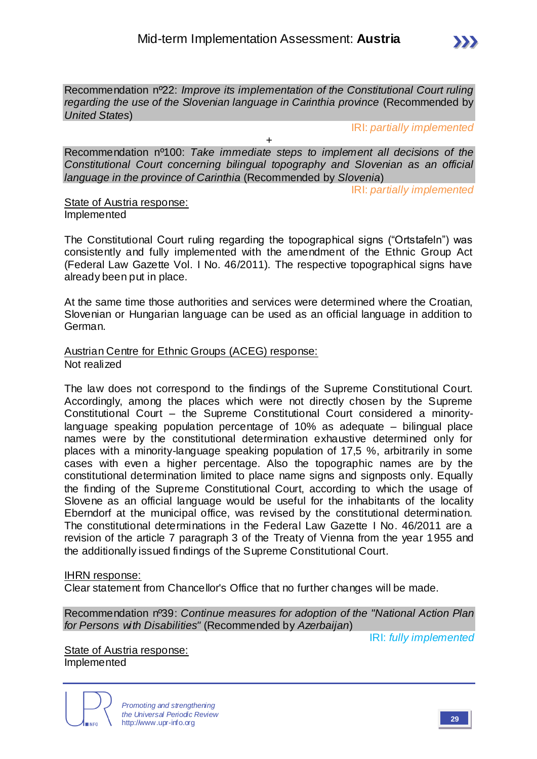Recommendation nº22: *Improve its implementation of the Constitutional Court ruling regarding the use of the Slovenian language in Carinthia province* (Recommended by *United States*)

IRI: *partially implemented*

+

Recommendation nº100: *Take immediate steps to implement all decisions of the Constitutional Court concerning bilingual topography and Slovenian as an official language in the province of Carinthia* (Recommended by *Slovenia*)

IRI: *partially implemented*

State of Austria response:
Implemented

The Constitutional Court ruling regarding the topographical signs ("Ortstafeln") was consistently and fully implemented with the amendment of the Ethnic Group Act (Federal Law Gazette Vol. I No. 46/2011). The respective topographical signs have already been put in place.

At the same time those authorities and services were determined where the Croatian, Slovenian or Hungarian language can be used as an official language in addition to German.

Austrian Centre for Ethnic Groups (ACEG) response:
Not realized

The law does not correspond to the findings of the Supreme Constitutional Court. Accordingly, among the places which were not directly chosen by the Supreme Constitutional Court – the Supreme Constitutional Court considered a minority-language speaking population percentage of 10% as adequate – bilingual place names were by the constitutional determination exhaustive determined only for places with a minority-language speaking population of 17,5 %, arbitrarily in some cases with even a higher percentage. Also the topographic names are by the constitutional determination limited to place name signs and signposts only. Equally the finding of the Supreme Constitutional Court, according to which the usage of Slovene as an official language would be useful for the inhabitants of the locality Eberndorf at the municipal office, was revised by the constitutional determination. The constitutional determinations in the Federal Law Gazette I No. 46/2011 are a revision of the article 7 paragraph 3 of the Treaty of Vienna from the year 1955 and the additionally issued findings of the Supreme Constitutional Court.

IHRN response:
Clear statement from Chancellor's Office that no further changes will be made.

Recommendation nº39: *Continue measures for adoption of the "National Action Plan for Persons with Disabilities"* (Recommended by *Azerbaijan*)

IRI: *fully implemented*

State of Austria response:
Implemented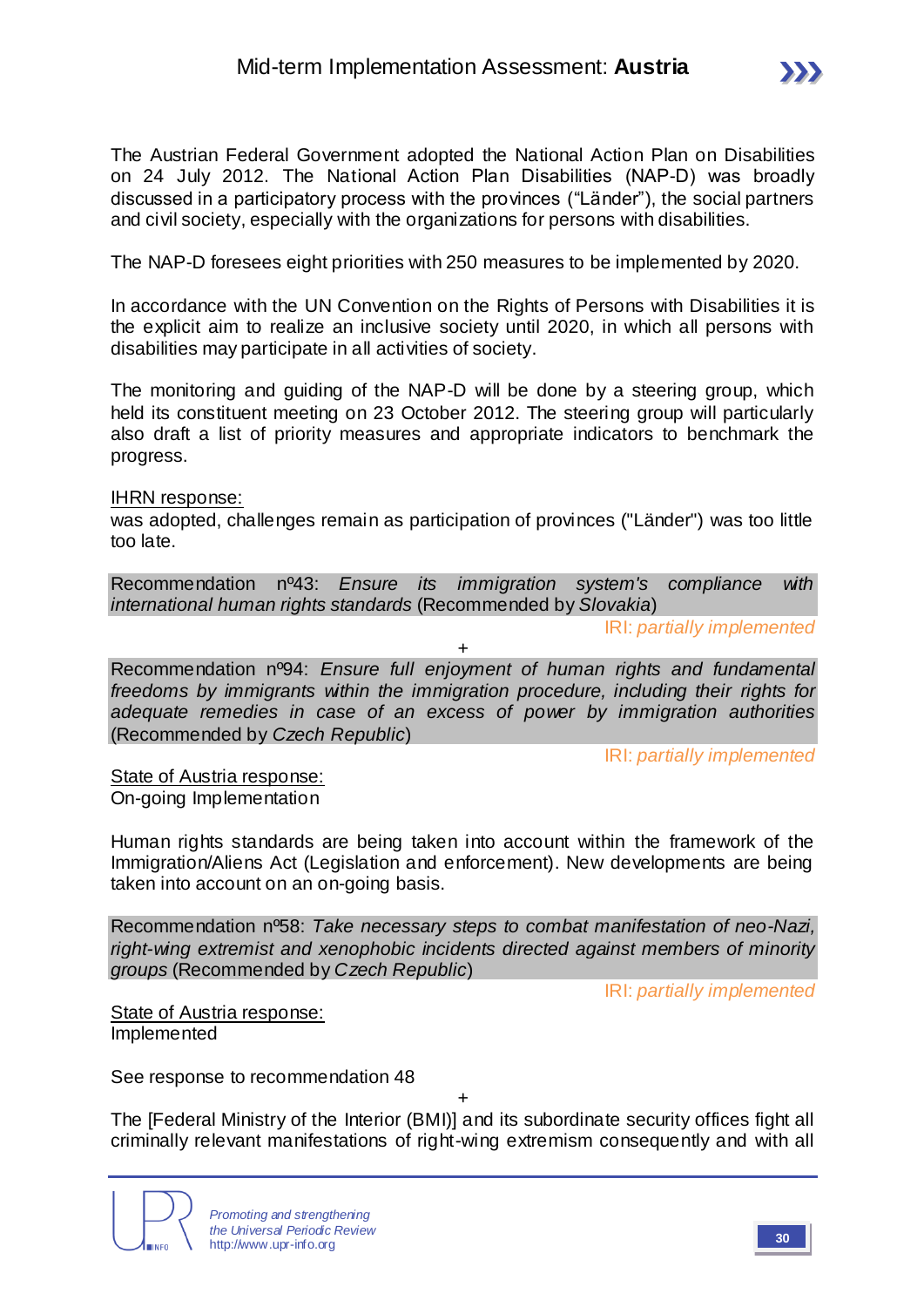The Austrian Federal Government adopted the National Action Plan on Disabilities on 24 July 2012. The National Action Plan Disabilities (NAP-D) was broadly discussed in a participatory process with the provinces ("Länder"), the social partners and civil society, especially with the organizations for persons with disabilities.

The NAP-D foresees eight priorities with 250 measures to be implemented by 2020.

In accordance with the UN Convention on the Rights of Persons with Disabilities it is the explicit aim to realize an inclusive society until 2020, in which all persons with disabilities may participate in all activities of society.

The monitoring and guiding of the NAP-D will be done by a steering group, which held its constituent meeting on 23 October 2012. The steering group will particularly also draft a list of priority measures and appropriate indicators to benchmark the progress.

IHRN response:
was adopted, challenges remain as participation of provinces ("Länder") was too little too late.

Recommendation nº43: *Ensure its immigration system's compliance with international human rights standards* (Recommended by *Slovakia*)

IRI: *partially implemented*

+

Recommendation nº94: *Ensure full enjoyment of human rights and fundamental freedoms by immigrants within the immigration procedure, including their rights for adequate remedies in case of an excess of power by immigration authorities* (Recommended by *Czech Republic*)

IRI: *partially implemented*

State of Austria response:
On-going Implementation

Human rights standards are being taken into account within the framework of the Immigration/Aliens Act (Legislation and enforcement). New developments are being taken into account on an on-going basis.

Recommendation nº58: *Take necessary steps to combat manifestation of neo-Nazi, right-wing extremist and xenophobic incidents directed against members of minority groups* (Recommended by *Czech Republic*)

IRI: *partially implemented*

State of Austria response:
Implemented

See response to recommendation 48

+

The [Federal Ministry of the Interior (BMI)] and its subordinate security offices fight all criminally relevant manifestations of right-wing extremism consequently and with all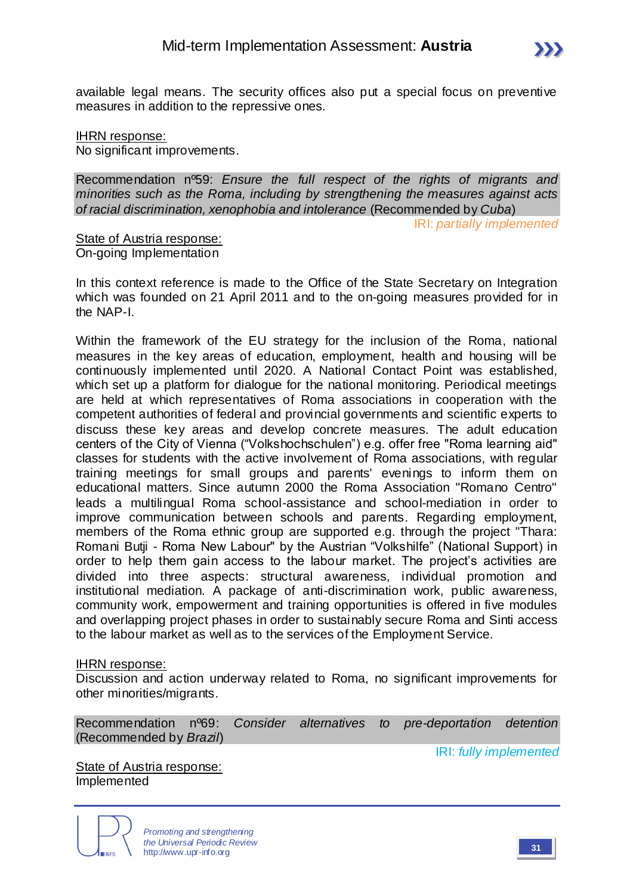available legal means. The security offices also put a special focus on preventive measures in addition to the repressive ones.

IHRN response:
No significant improvements.

Recommendation nº59: *Ensure the full respect of the rights of migrants and minorities such as the Roma, including by strengthening the measures against acts of racial discrimination, xenophobia and intolerance* (Recommended by *Cuba*)

IRI: *partially implemented*

State of Austria response:
On-going Implementation

In this context reference is made to the Office of the State Secretary on Integration which was founded on 21 April 2011 and to the on-going measures provided for in the NAP-I.

Within the framework of the EU strategy for the inclusion of the Roma, national measures in the key areas of education, employment, health and housing will be continuously implemented until 2020. A National Contact Point was established, which set up a platform for dialogue for the national monitoring. Periodical meetings are held at which representatives of Roma associations in cooperation with the competent authorities of federal and provincial governments and scientific experts to discuss these key areas and develop concrete measures. The adult education centers of the City of Vienna ("Volkshochschulen") e.g. offer free "Roma learning aid" classes for students with the active involvement of Roma associations, with regular training meetings for small groups and parents' evenings to inform them on educational matters. Since autumn 2000 the Roma Association "Romano Centro" leads a multilingual Roma school-assistance and school-mediation in order to improve communication between schools and parents. Regarding employment, members of the Roma ethnic group are supported e.g. through the project "Thara: Romani Butji - Roma New Labour" by the Austrian "Volkshilfe" (National Support) in order to help them gain access to the labour market. The project's activities are divided into three aspects: structural awareness, individual promotion and institutional mediation. A package of anti-discrimination work, public awareness, community work, empowerment and training opportunities is offered in five modules and overlapping project phases in order to sustainably secure Roma and Sinti access to the labour market as well as to the services of the Employment Service.

IHRN response:
Discussion and action underway related to Roma, no significant improvements for other minorities/migrants.

Recommendation nº69: *Consider alternatives to pre-deportation detention* (Recommended by *Brazil*)

IRI: *fully implemented*

State of Austria response:
Implemented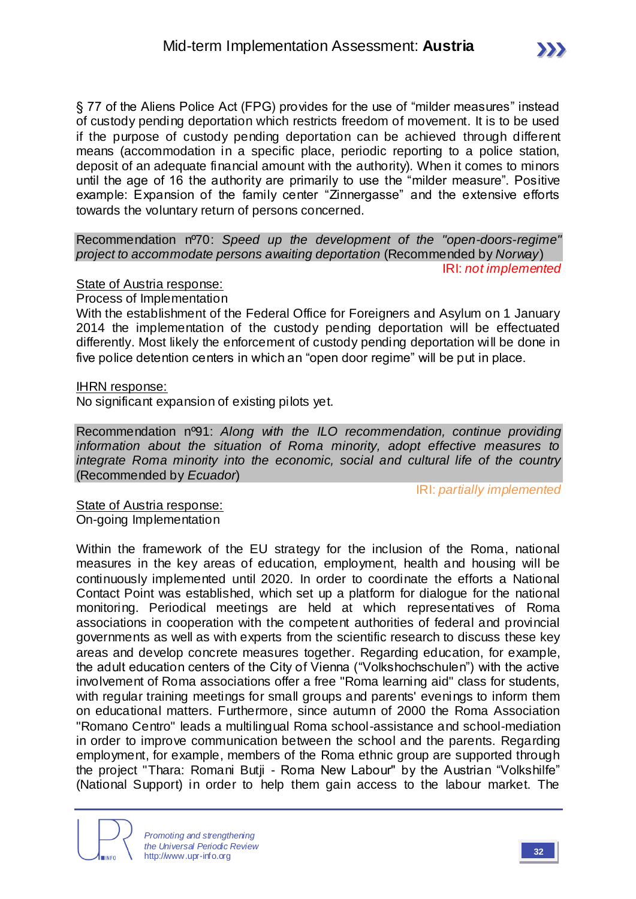§ 77 of the Aliens Police Act (FPG) provides for the use of “milder measures” instead of custody pending deportation which restricts freedom of movement. It is to be used if the purpose of custody pending deportation can be achieved through different means (accommodation in a specific place, periodic reporting to a police station, deposit of an adequate financial amount with the authority). When it comes to minors until the age of 16 the authority are primarily to use the “milder measure”. Positive example: Expansion of the family center “Zinnergasse” and the extensive efforts towards the voluntary return of persons concerned.

Recommendation nº70: *Speed up the development of the "open-doors-regime" project to accommodate persons awaiting deportation* (Recommended by *Norway*)

IRI: *not implemented*

State of Austria response:

Process of Implementation

With the establishment of the Federal Office for Foreigners and Asylum on 1 January 2014 the implementation of the custody pending deportation will be effectuated differently. Most likely the enforcement of custody pending deportation will be done in five police detention centers in which an “open door regime” will be put in place.

IHRN response:

No significant expansion of existing pilots yet.

Recommendation nº91: *Along with the ILO recommendation, continue providing information about the situation of Roma minority, adopt effective measures to integrate Roma minority into the economic, social and cultural life of the country* (Recommended by *Ecuador*)

IRI: *partially implemented*

State of Austria response:

On-going Implementation

Within the framework of the EU strategy for the inclusion of the Roma, national measures in the key areas of education, employment, health and housing will be continuously implemented until 2020. In order to coordinate the efforts a National Contact Point was established, which set up a platform for dialogue for the national monitoring. Periodical meetings are held at which representatives of Roma associations in cooperation with the competent authorities of federal and provincial governments as well as with experts from the scientific research to discuss these key areas and develop concrete measures together. Regarding education, for example, the adult education centers of the City of Vienna (“Volkshochschulen”) with the active involvement of Roma associations offer a free "Roma learning aid" class for students, with regular training meetings for small groups and parents' evenings to inform them on educational matters. Furthermore, since autumn of 2000 the Roma Association "Romano Centro" leads a multilingual Roma school-assistance and school-mediation in order to improve communication between the school and the parents. Regarding employment, for example, members of the Roma ethnic group are supported through the project "Thara: Romani Butji - Roma New Labour" by the Austrian “Volkshilfe” (National Support) in order to help them gain access to the labour market. The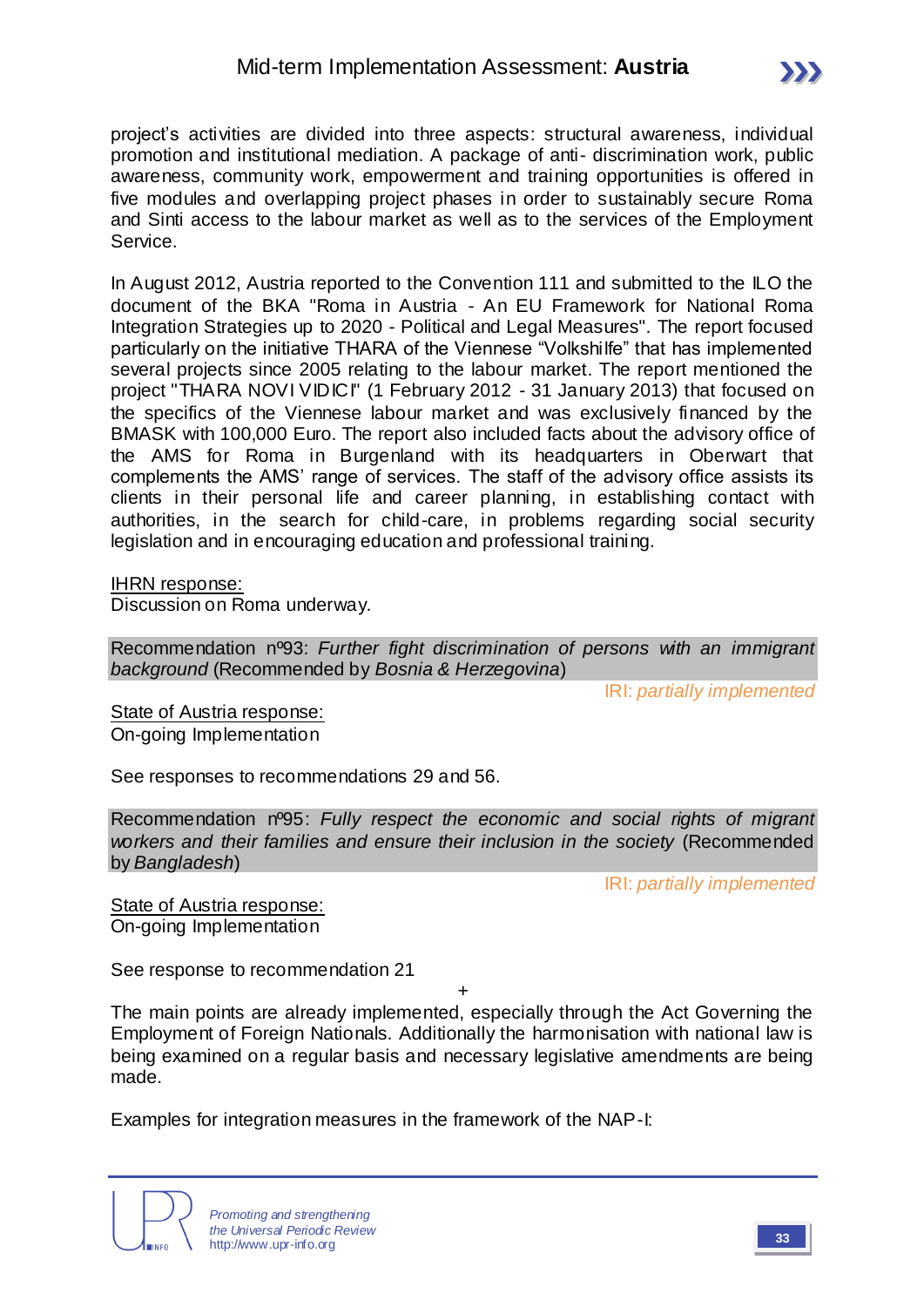project's activities are divided into three aspects: structural awareness, individual promotion and institutional mediation. A package of anti- discrimination work, public awareness, community work, empowerment and training opportunities is offered in five modules and overlapping project phases in order to sustainably secure Roma and Sinti access to the labour market as well as to the services of the Employment Service.

In August 2012, Austria reported to the Convention 111 and submitted to the ILO the document of the BKA "Roma in Austria - An EU Framework for National Roma Integration Strategies up to 2020 - Political and Legal Measures". The report focused particularly on the initiative THARA of the Viennese "Volkshilfe" that has implemented several projects since 2005 relating to the labour market. The report mentioned the project "THARA NOVI VIDICI" (1 February 2012 - 31 January 2013) that focused on the specifics of the Viennese labour market and was exclusively financed by the BMASK with 100,000 Euro. The report also included facts about the advisory office of the AMS for Roma in Burgenland with its headquarters in Oberwart that complements the AMS' range of services. The staff of the advisory office assists its clients in their personal life and career planning, in establishing contact with authorities, in the search for child-care, in problems regarding social security legislation and in encouraging education and professional training.

<u>IHRN response:</u>
Discussion on Roma underway.

Recommendation nº93: *Further fight discrimination of persons with an immigrant background* (Recommended by *Bosnia & Herzegovina*)

IRI: *partially implemented*

<u>State of Austria response:</u>
On-going Implementation

See responses to recommendations 29 and 56.

Recommendation nº95: *Fully respect the economic and social rights of migrant workers and their families and ensure their inclusion in the society* (Recommended by *Bangladesh*)

IRI: *partially implemented*

<u>State of Austria response:</u>
On-going Implementation

See response to recommendation 21

+

The main points are already implemented, especially through the Act Governing the Employment of Foreign Nationals. Additionally the harmonisation with national law is being examined on a regular basis and necessary legislative amendments are being made.

Examples for integration measures in the framework of the NAP-I: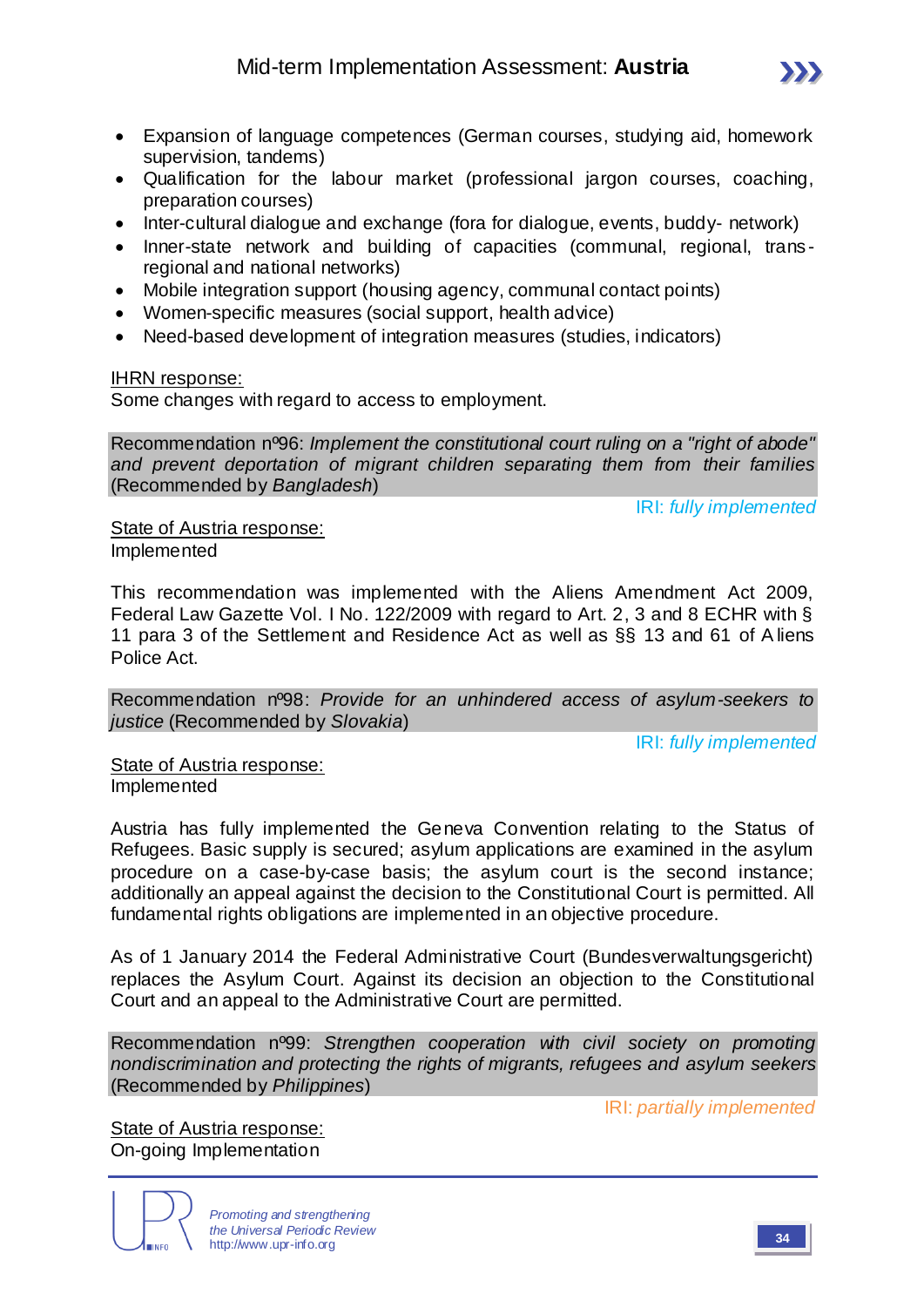- Expansion of language competences (German courses, studying aid, homework supervision, tandems)
- Qualification for the labour market (professional jargon courses, coaching, preparation courses)
- Inter-cultural dialogue and exchange (fora for dialogue, events, buddy- network)
- Inner-state network and building of capacities (communal, regional, trans-regional and national networks)
- Mobile integration support (housing agency, communal contact points)
- Women-specific measures (social support, health advice)
- Need-based development of integration measures (studies, indicators)

<u>IHRN response:</u>
Some changes with regard to access to employment.

Recommendation nº96: *Implement the constitutional court ruling on a "right of abode" and prevent deportation of migrant children separating them from their families* (Recommended by *Bangladesh*)

IRI: *fully implemented*

<u>State of Austria response:</u>
Implemented

This recommendation was implemented with the Aliens Amendment Act 2009, Federal Law Gazette Vol. I No. 122/2009 with regard to Art. 2, 3 and 8 ECHR with § 11 para 3 of the Settlement and Residence Act as well as §§ 13 and 61 of Aliens Police Act.

Recommendation nº98: *Provide for an unhindered access of asylum-seekers to justice* (Recommended by *Slovakia*)

IRI: *fully implemented*

<u>State of Austria response:</u>
Implemented

Austria has fully implemented the Geneva Convention relating to the Status of Refugees. Basic supply is secured; asylum applications are examined in the asylum procedure on a case-by-case basis; the asylum court is the second instance; additionally an appeal against the decision to the Constitutional Court is permitted. All fundamental rights obligations are implemented in an objective procedure.

As of 1 January 2014 the Federal Administrative Court (Bundesverwaltungsgericht) replaces the Asylum Court. Against its decision an objection to the Constitutional Court and an appeal to the Administrative Court are permitted.

Recommendation nº99: *Strengthen cooperation with civil society on promoting nondiscrimination and protecting the rights of migrants, refugees and asylum seekers* (Recommended by *Philippines*)

IRI: *partially implemented*

<u>State of Austria response:</u>
On-going Implementation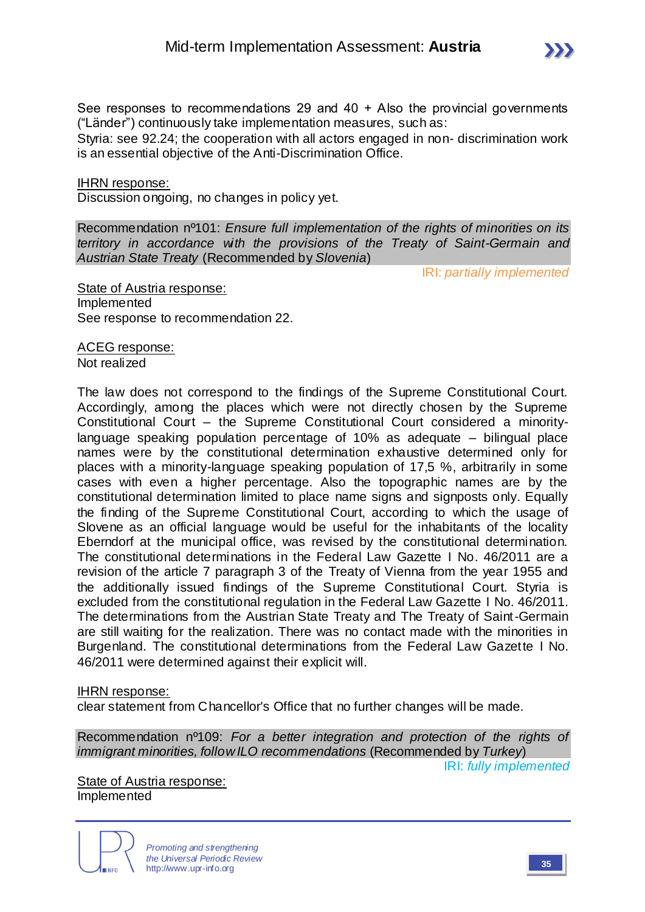See responses to recommendations 29 and 40 + Also the provincial governments ("Länder") continuously take implementation measures, such as:
Styria: see 92.24; the cooperation with all actors engaged in non- discrimination work is an essential objective of the Anti-Discrimination Office.

<u>IHRN response:</u>
Discussion ongoing, no changes in policy yet.

Recommendation nº101: *Ensure full implementation of the rights of minorities on its territory in accordance with the provisions of the Treaty of Saint-Germain and Austrian State Treaty* (Recommended by *Slovenia*)

IRI: *partially implemented*

<u>State of Austria response:</u>
Implemented
See response to recommendation 22.

<u>ACEG response:</u>
Not realized

The law does not correspond to the findings of the Supreme Constitutional Court. Accordingly, among the places which were not directly chosen by the Supreme Constitutional Court – the Supreme Constitutional Court considered a minority-language speaking population percentage of 10% as adequate – bilingual place names were by the constitutional determination exhaustive determined only for places with a minority-language speaking population of 17,5 %, arbitrarily in some cases with even a higher percentage. Also the topographic names are by the constitutional determination limited to place name signs and signposts only. Equally the finding of the Supreme Constitutional Court, according to which the usage of Slovene as an official language would be useful for the inhabitants of the locality Eberndorf at the municipal office, was revised by the constitutional determination. The constitutional determinations in the Federal Law Gazette I No. 46/2011 are a revision of the article 7 paragraph 3 of the Treaty of Vienna from the year 1955 and the additionally issued findings of the Supreme Constitutional Court. Styria is excluded from the constitutional regulation in the Federal Law Gazette I No. 46/2011. The determinations from the Austrian State Treaty and The Treaty of Saint-Germain are still waiting for the realization. There was no contact made with the minorities in Burgenland. The constitutional determinations from the Federal Law Gazette I No. 46/2011 were determined against their explicit will.

<u>IHRN response:</u>
clear statement from Chancellor's Office that no further changes will be made.

Recommendation nº109: *For a better integration and protection of the rights of immigrant minorities, follow ILO recommendations* (Recommended by *Turkey*)

IRI: *fully implemented*

<u>State of Austria response:</u>
Implemented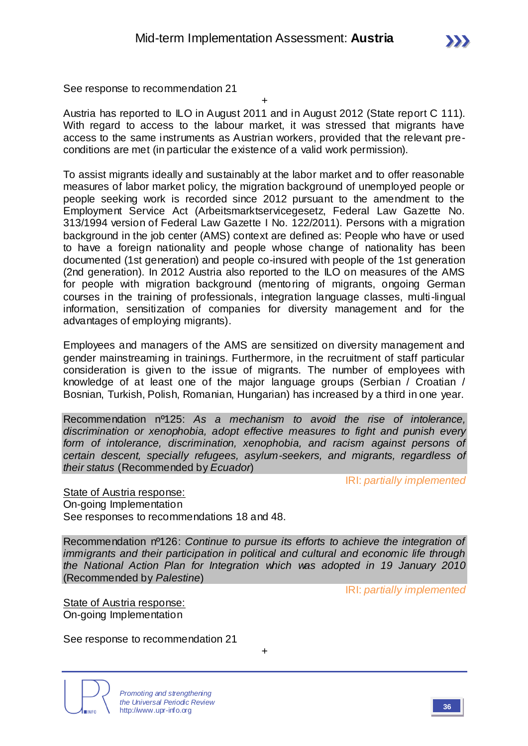See response to recommendation 21

+

Austria has reported to ILO in August 2011 and in August 2012 (State report C 111). With regard to access to the labour market, it was stressed that migrants have access to the same instruments as Austrian workers, provided that the relevant pre-conditions are met (in particular the existence of a valid work permission).

To assist migrants ideally and sustainably at the labor market and to offer reasonable measures of labor market policy, the migration background of unemployed people or people seeking work is recorded since 2012 pursuant to the amendment to the Employment Service Act (Arbeitsmarktservicegesetz, Federal Law Gazette No. 313/1994 version of Federal Law Gazette I No. 122/2011). Persons with a migration background in the job center (AMS) context are defined as: People who have or used to have a foreign nationality and people whose change of nationality has been documented (1st generation) and people co-insured with people of the 1st generation (2nd generation). In 2012 Austria also reported to the ILO on measures of the AMS for people with migration background (mentoring of migrants, ongoing German courses in the training of professionals, integration language classes, multi-lingual information, sensitization of companies for diversity management and for the advantages of employing migrants).

Employees and managers of the AMS are sensitized on diversity management and gender mainstreaming in trainings. Furthermore, in the recruitment of staff particular consideration is given to the issue of migrants. The number of employees with knowledge of at least one of the major language groups (Serbian / Croatian / Bosnian, Turkish, Polish, Romanian, Hungarian) has increased by a third in one year.

Recommendation nº125: *As a mechanism to avoid the rise of intolerance, discrimination or xenophobia, adopt effective measures to fight and punish every form of intolerance, discrimination, xenophobia, and racism against persons of certain descent, specially refugees, asylum-seekers, and migrants, regardless of their status* (Recommended by *Ecuador*)

IRI: *partially implemented*

State of Austria response:
On-going Implementation
See responses to recommendations 18 and 48.

Recommendation nº126: *Continue to pursue its efforts to achieve the integration of immigrants and their participation in political and cultural and economic life through the National Action Plan for Integration which was adopted in 19 January 2010* (Recommended by *Palestine*)

IRI: *partially implemented*

State of Austria response:
On-going Implementation

See response to recommendation 21

+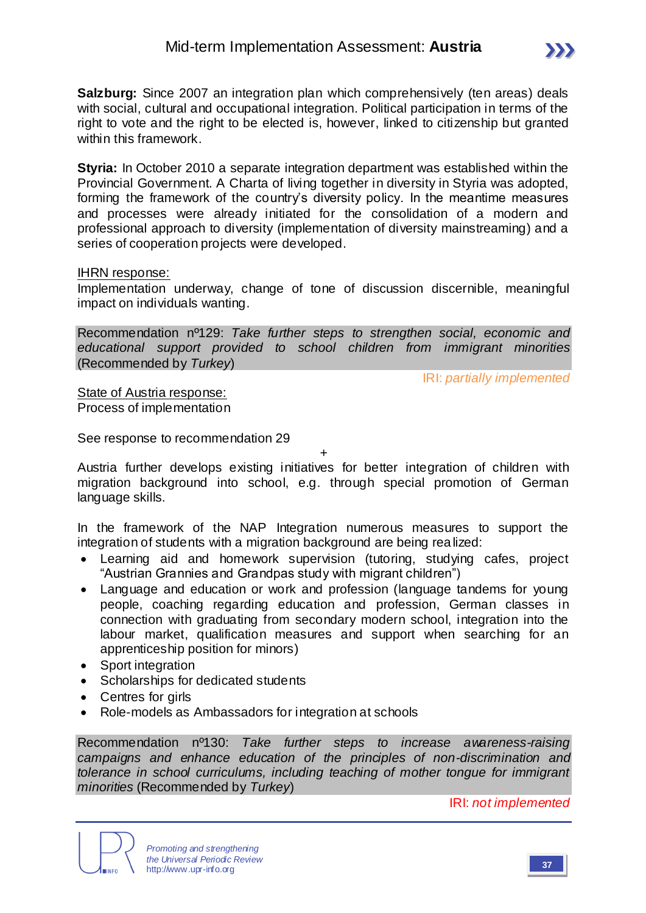**Salzburg:** Since 2007 an integration plan which comprehensively (ten areas) deals with social, cultural and occupational integration. Political participation in terms of the right to vote and the right to be elected is, however, linked to citizenship but granted within this framework.

**Styria:** In October 2010 a separate integration department was established within the Provincial Government. A Charta of living together in diversity in Styria was adopted, forming the framework of the country's diversity policy. In the meantime measures and processes were already initiated for the consolidation of a modern and professional approach to diversity (implementation of diversity mainstreaming) and a series of cooperation projects were developed.

IHRN response:
Implementation underway, change of tone of discussion discernible, meaningful impact on individuals wanting.

Recommendation nº129: *Take further steps to strengthen social, economic and educational support provided to school children from immigrant minorities* (Recommended by *Turkey*)

IRI: *partially implemented*

State of Austria response:
Process of implementation

See response to recommendation 29

+

Austria further develops existing initiatives for better integration of children with migration background into school, e.g. through special promotion of German language skills.

In the framework of the NAP Integration numerous measures to support the integration of students with a migration background are being realized:

- Learning aid and homework supervision (tutoring, studying cafes, project "Austrian Grannies and Grandpas study with migrant children")
- Language and education or work and profession (language tandems for young people, coaching regarding education and profession, German classes in connection with graduating from secondary modern school, integration into the labour market, qualification measures and support when searching for an apprenticeship position for minors)
- Sport integration
- Scholarships for dedicated students
- Centres for girls
- Role-models as Ambassadors for integration at schools

Recommendation nº130: *Take further steps to increase awareness-raising campaigns and enhance education of the principles of non-discrimination and tolerance in school curriculums, including teaching of mother tongue for immigrant minorities* (Recommended by *Turkey*)

IRI: *not implemented*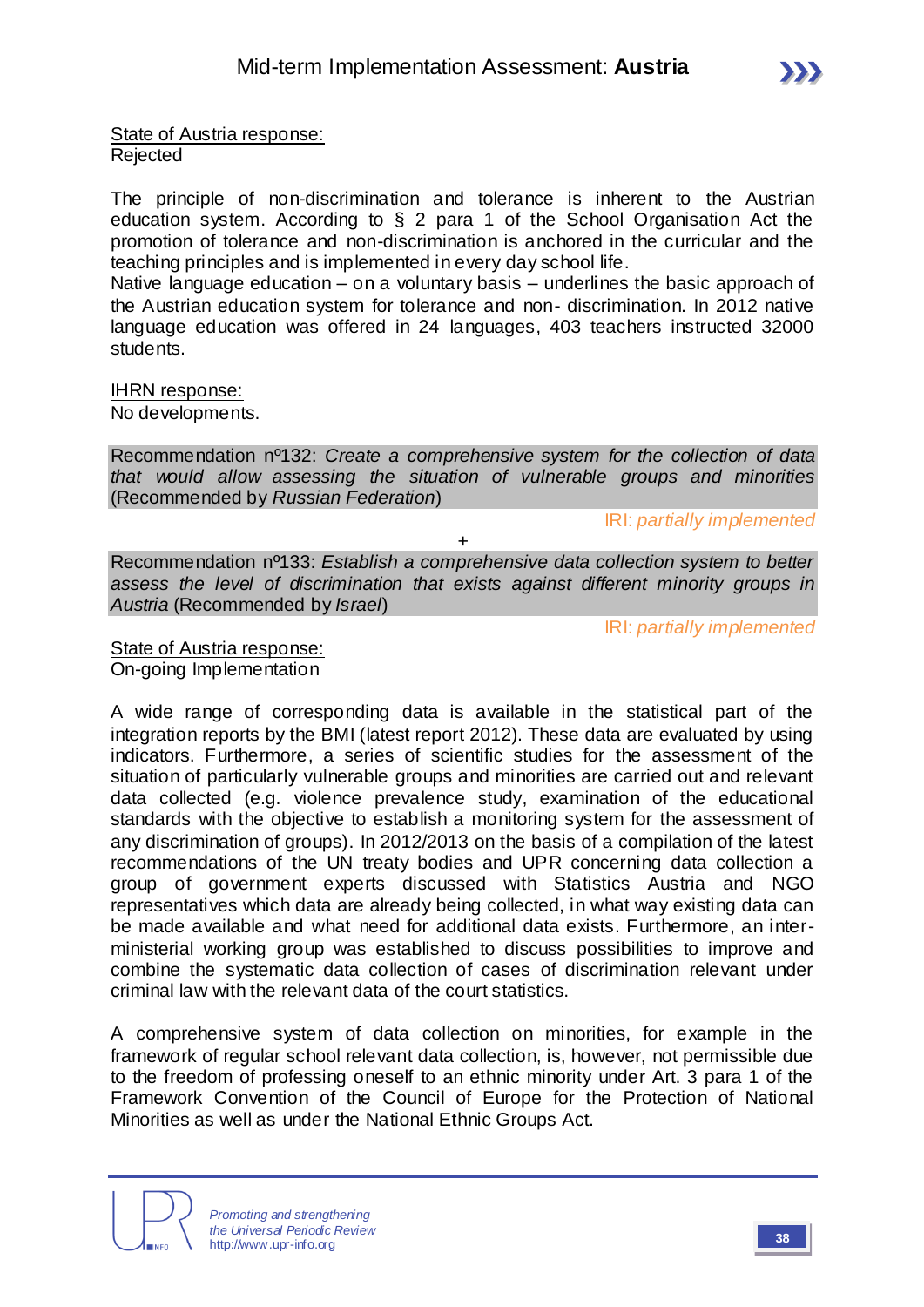<u>State of Austria response:</u>
Rejected

The principle of non-discrimination and tolerance is inherent to the Austrian education system. According to § 2 para 1 of the School Organisation Act the promotion of tolerance and non-discrimination is anchored in the curricular and the teaching principles and is implemented in every day school life.
Native language education – on a voluntary basis – underlines the basic approach of the Austrian education system for tolerance and non- discrimination. In 2012 native language education was offered in 24 languages, 403 teachers instructed 32000 students.

<u>IHRN response:</u>
No developments.

Recommendation nº132: *Create a comprehensive system for the collection of data that would allow assessing the situation of vulnerable groups and minorities* (Recommended by *Russian Federation*)

IRI: *partially implemented*

+

Recommendation nº133: *Establish a comprehensive data collection system to better assess the level of discrimination that exists against different minority groups in Austria* (Recommended by *Israel*)

IRI: *partially implemented*

<u>State of Austria response:</u>
On-going Implementation

A wide range of corresponding data is available in the statistical part of the integration reports by the BMI (latest report 2012). These data are evaluated by using indicators. Furthermore, a series of scientific studies for the assessment of the situation of particularly vulnerable groups and minorities are carried out and relevant data collected (e.g. violence prevalence study, examination of the educational standards with the objective to establish a monitoring system for the assessment of any discrimination of groups). In 2012/2013 on the basis of a compilation of the latest recommendations of the UN treaty bodies and UPR concerning data collection a group of government experts discussed with Statistics Austria and NGO representatives which data are already being collected, in what way existing data can be made available and what need for additional data exists. Furthermore, an inter-ministerial working group was established to discuss possibilities to improve and combine the systematic data collection of cases of discrimination relevant under criminal law with the relevant data of the court statistics.

A comprehensive system of data collection on minorities, for example in the framework of regular school relevant data collection, is, however, not permissible due to the freedom of professing oneself to an ethnic minority under Art. 3 para 1 of the Framework Convention of the Council of Europe for the Protection of National Minorities as well as under the National Ethnic Groups Act.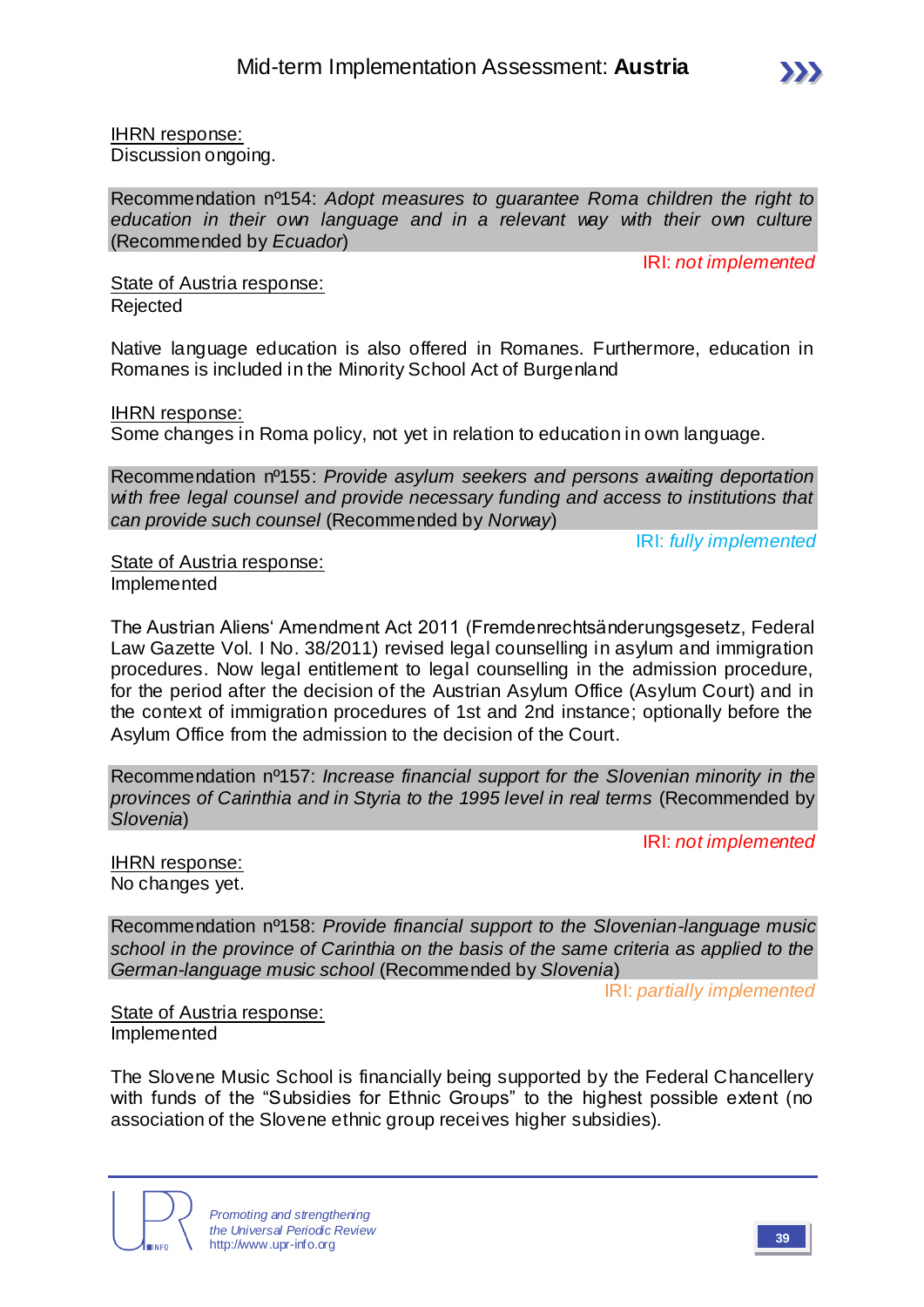<u>IHRN response:</u>
Discussion ongoing.

Recommendation nº154: *Adopt measures to guarantee Roma children the right to education in their own language and in a relevant way with their own culture* (Recommended by *Ecuador*)

IRI: *not implemented*

<u>State of Austria response:</u>
Rejected

Native language education is also offered in Romanes. Furthermore, education in Romanes is included in the Minority School Act of Burgenland

<u>IHRN response:</u>
Some changes in Roma policy, not yet in relation to education in own language.

Recommendation nº155: *Provide asylum seekers and persons awaiting deportation with free legal counsel and provide necessary funding and access to institutions that can provide such counsel* (Recommended by *Norway*)

IRI: *fully implemented*

<u>State of Austria response:</u>
Implemented

The Austrian Aliens' Amendment Act 2011 (Fremdenrechtsänderungsgesetz, Federal Law Gazette Vol. I No. 38/2011) revised legal counselling in asylum and immigration procedures. Now legal entitlement to legal counselling in the admission procedure, for the period after the decision of the Austrian Asylum Office (Asylum Court) and in the context of immigration procedures of 1st and 2nd instance; optionally before the Asylum Office from the admission to the decision of the Court.

Recommendation nº157: *Increase financial support for the Slovenian minority in the provinces of Carinthia and in Styria to the 1995 level in real terms* (Recommended by *Slovenia*)

IRI: *not implemented*

<u>IHRN response:</u>
No changes yet.

Recommendation nº158: *Provide financial support to the Slovenian-language music school in the province of Carinthia on the basis of the same criteria as applied to the German-language music school* (Recommended by *Slovenia*)

IRI: *partially implemented*

<u>State of Austria response:</u>
Implemented

The Slovene Music School is financially being supported by the Federal Chancellery with funds of the "Subsidies for Ethnic Groups" to the highest possible extent (no association of the Slovene ethnic group receives higher subsidies).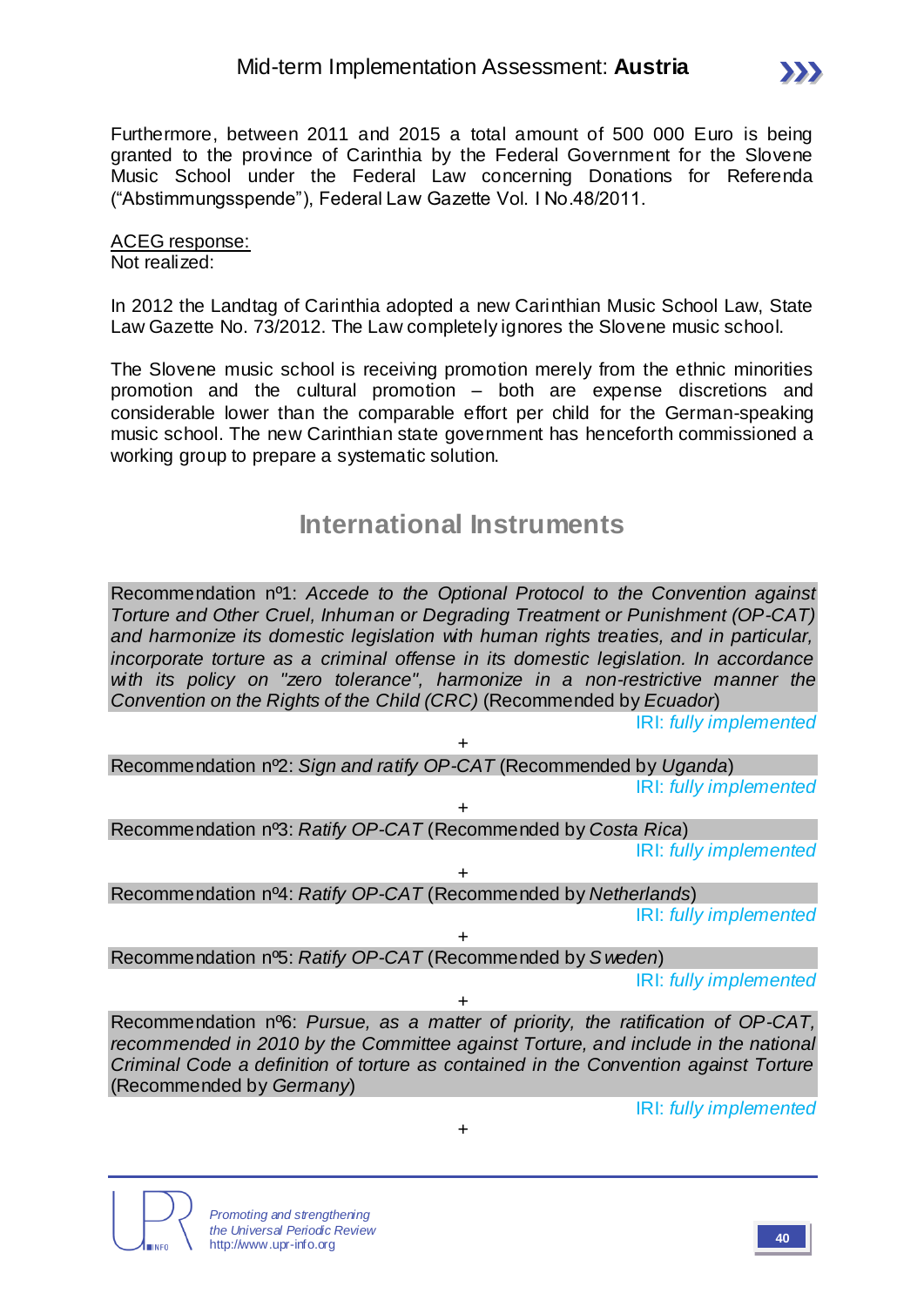Furthermore, between 2011 and 2015 a total amount of 500 000 Euro is being granted to the province of Carinthia by the Federal Government for the Slovene Music School under the Federal Law concerning Donations for Referenda ("Abstimmungsspende"), Federal Law Gazette Vol. I No.48/2011.

ACEG response:
Not realized:

In 2012 the Landtag of Carinthia adopted a new Carinthian Music School Law, State Law Gazette No. 73/2012. The Law completely ignores the Slovene music school.

The Slovene music school is receiving promotion merely from the ethnic minorities promotion and the cultural promotion – both are expense discretions and considerable lower than the comparable effort per child for the German-speaking music school. The new Carinthian state government has henceforth commissioned a working group to prepare a systematic solution.

## International Instruments

Recommendation nº1: *Accede to the Optional Protocol to the Convention against Torture and Other Cruel, Inhuman or Degrading Treatment or Punishment (OP-CAT) and harmonize its domestic legislation with human rights treaties, and in particular, incorporate torture as a criminal offense in its domestic legislation. In accordance with its policy on "zero tolerance", harmonize in a non-restrictive manner the Convention on the Rights of the Child (CRC)* (Recommended by *Ecuador*)

IRI: *fully implemented*

+

Recommendation nº2: *Sign and ratify OP-CAT* (Recommended by *Uganda*)

IRI: *fully implemented*

+

Recommendation nº3: *Ratify OP-CAT* (Recommended by *Costa Rica*)

IRI: *fully implemented*

+

Recommendation nº4: *Ratify OP-CAT* (Recommended by *Netherlands*)

IRI: *fully implemented*

+

Recommendation nº5: *Ratify OP-CAT* (Recommended by *Sweden*)

IRI: *fully implemented*

+

Recommendation nº6: *Pursue, as a matter of priority, the ratification of OP-CAT, recommended in 2010 by the Committee against Torture, and include in the national Criminal Code a definition of torture as contained in the Convention against Torture* (Recommended by *Germany*)

IRI: *fully implemented*

+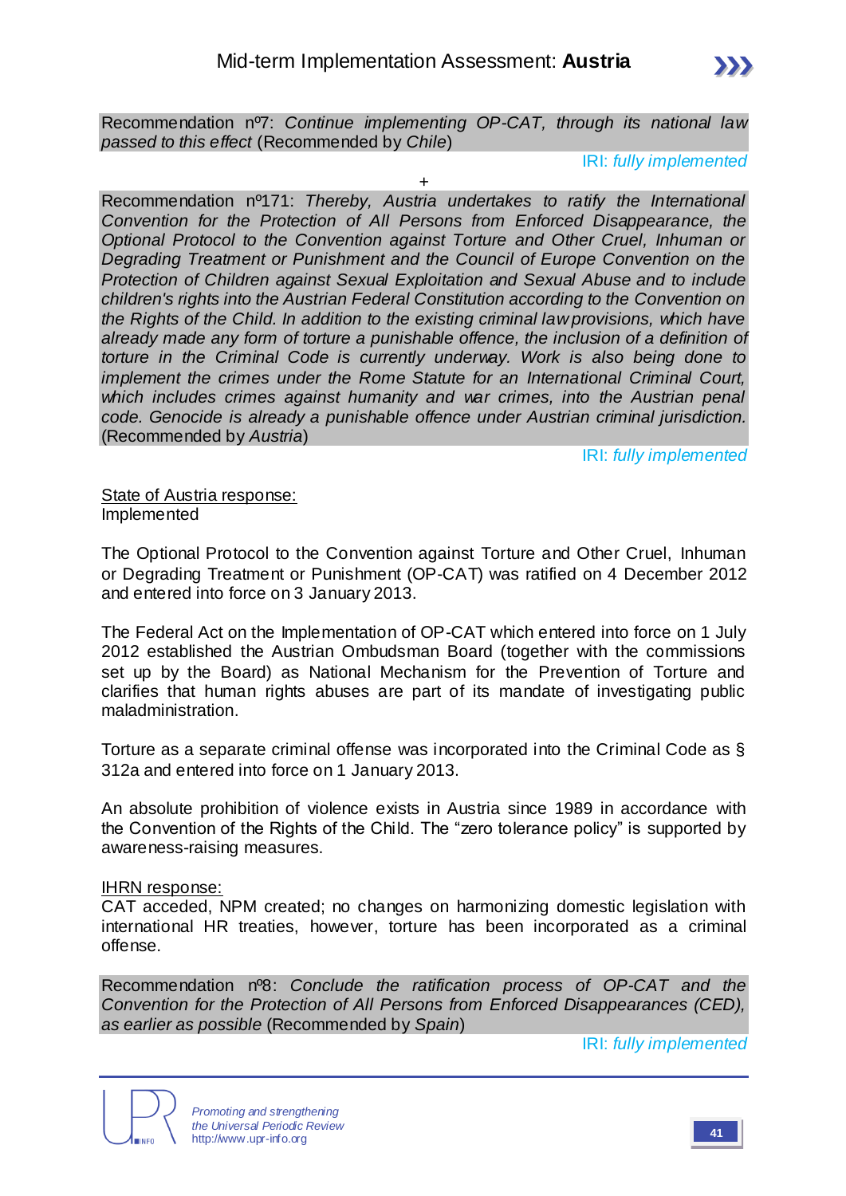Recommendation nº7: *Continue implementing OP-CAT, through its national law passed to this effect* (Recommended by *Chile*)

IRI: *fully implemented*

+

Recommendation nº171: *Thereby, Austria undertakes to ratify the International Convention for the Protection of All Persons from Enforced Disappearance, the Optional Protocol to the Convention against Torture and Other Cruel, Inhuman or Degrading Treatment or Punishment and the Council of Europe Convention on the Protection of Children against Sexual Exploitation and Sexual Abuse and to include children's rights into the Austrian Federal Constitution according to the Convention on the Rights of the Child. In addition to the existing criminal law provisions, which have already made any form of torture a punishable offence, the inclusion of a definition of torture in the Criminal Code is currently underway. Work is also being done to implement the crimes under the Rome Statute for an International Criminal Court, which includes crimes against humanity and war crimes, into the Austrian penal code. Genocide is already a punishable offence under Austrian criminal jurisdiction.* (Recommended by *Austria*)

IRI: *fully implemented*

<u>State of Austria response:</u>
Implemented

The Optional Protocol to the Convention against Torture and Other Cruel, Inhuman or Degrading Treatment or Punishment (OP-CAT) was ratified on 4 December 2012 and entered into force on 3 January 2013.

The Federal Act on the Implementation of OP-CAT which entered into force on 1 July 2012 established the Austrian Ombudsman Board (together with the commissions set up by the Board) as National Mechanism for the Prevention of Torture and clarifies that human rights abuses are part of its mandate of investigating public maladministration.

Torture as a separate criminal offense was incorporated into the Criminal Code as § 312a and entered into force on 1 January 2013.

An absolute prohibition of violence exists in Austria since 1989 in accordance with the Convention of the Rights of the Child. The "zero tolerance policy" is supported by awareness-raising measures.

<u>IHRN response:</u>
CAT acceded, NPM created; no changes on harmonizing domestic legislation with international HR treaties, however, torture has been incorporated as a criminal offense.

Recommendation nº8: *Conclude the ratification process of OP-CAT and the Convention for the Protection of All Persons from Enforced Disappearances (CED), as earlier as possible* (Recommended by *Spain*)

IRI: *fully implemented*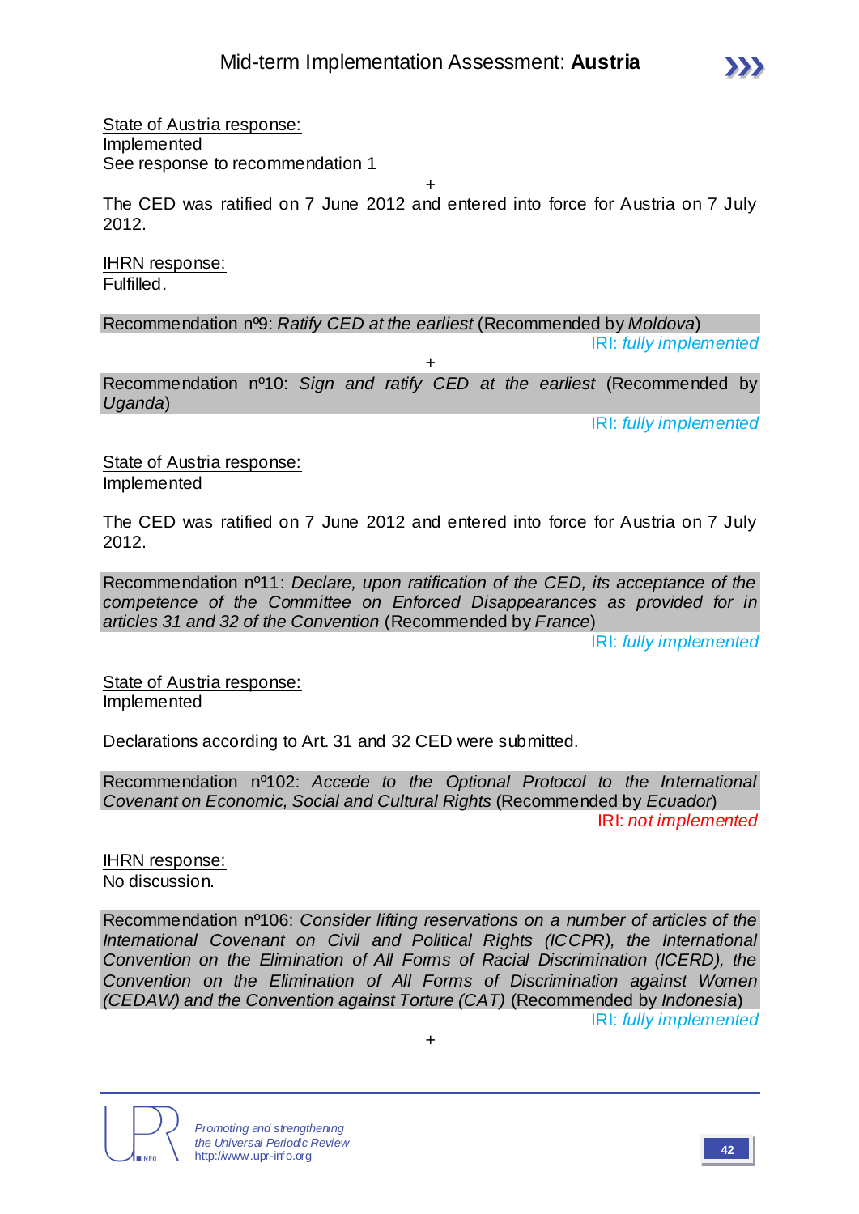State of Austria response:
Implemented
See response to recommendation 1

+

The CED was ratified on 7 June 2012 and entered into force for Austria on 7 July 2012.

IHRN response:
Fulfilled.

Recommendation nº9: *Ratify CED at the earliest* (Recommended by *Moldova*)

IRI: *fully implemented*

+

Recommendation nº10: *Sign and ratify CED at the earliest* (Recommended by *Uganda*)

IRI: *fully implemented*

State of Austria response:
Implemented

The CED was ratified on 7 June 2012 and entered into force for Austria on 7 July 2012.

Recommendation nº11: *Declare, upon ratification of the CED, its acceptance of the competence of the Committee on Enforced Disappearances as provided for in articles 31 and 32 of the Convention* (Recommended by *France*)

IRI: *fully implemented*

State of Austria response:
Implemented

Declarations according to Art. 31 and 32 CED were submitted.

Recommendation nº102: *Accede to the Optional Protocol to the International Covenant on Economic, Social and Cultural Rights* (Recommended by *Ecuador*)

IRI: *not implemented*

IHRN response:
No discussion.

Recommendation nº106: *Consider lifting reservations on a number of articles of the International Covenant on Civil and Political Rights (ICCPR), the International Convention on the Elimination of All Forms of Racial Discrimination (ICERD), the Convention on the Elimination of All Forms of Discrimination against Women (CEDAW) and the Convention against Torture (CAT)* (Recommended by *Indonesia*)

IRI: *fully implemented*

+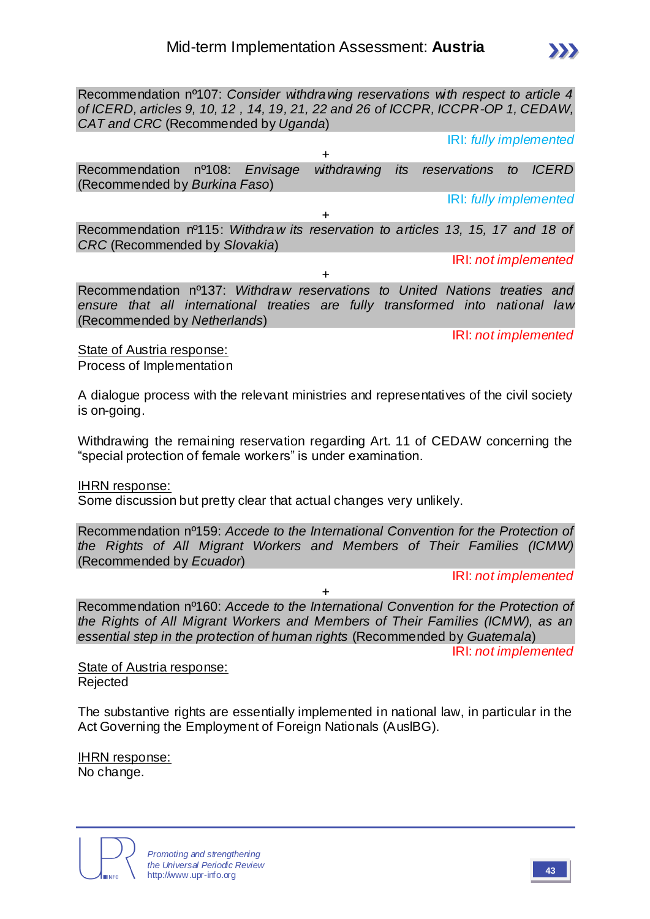Recommendation nº107: *Consider withdrawing reservations with respect to article 4 of ICERD, articles 9, 10, 12 , 14, 19, 21, 22 and 26 of ICCPR, ICCPR-OP 1, CEDAW, CAT and CRC* (Recommended by *Uganda*)

IRI: *fully implemented*

+

Recommendation nº108: *Envisage withdrawing its reservations to ICERD* (Recommended by *Burkina Faso*)

IRI: *fully implemented*

+

Recommendation nº115: *Withdraw its reservation to articles 13, 15, 17 and 18 of CRC* (Recommended by *Slovakia*)

IRI: *not implemented*

+

Recommendation nº137: *Withdraw reservations to United Nations treaties and ensure that all international treaties are fully transformed into national law* (Recommended by *Netherlands*)

IRI: *not implemented*

State of Austria response:
Process of Implementation

A dialogue process with the relevant ministries and representatives of the civil society is on-going.

Withdrawing the remaining reservation regarding Art. 11 of CEDAW concerning the "special protection of female workers" is under examination.

IHRN response:
Some discussion but pretty clear that actual changes very unlikely.

Recommendation nº159: *Accede to the International Convention for the Protection of the Rights of All Migrant Workers and Members of Their Families (ICMW)* (Recommended by *Ecuador*)

IRI: *not implemented*

+

Recommendation nº160: *Accede to the International Convention for the Protection of the Rights of All Migrant Workers and Members of Their Families (ICMW), as an essential step in the protection of human rights* (Recommended by *Guatemala*)

IRI: *not implemented*

State of Austria response:
Rejected

The substantive rights are essentially implemented in national law, in particular in the Act Governing the Employment of Foreign Nationals (AuslBG).

IHRN response:
No change.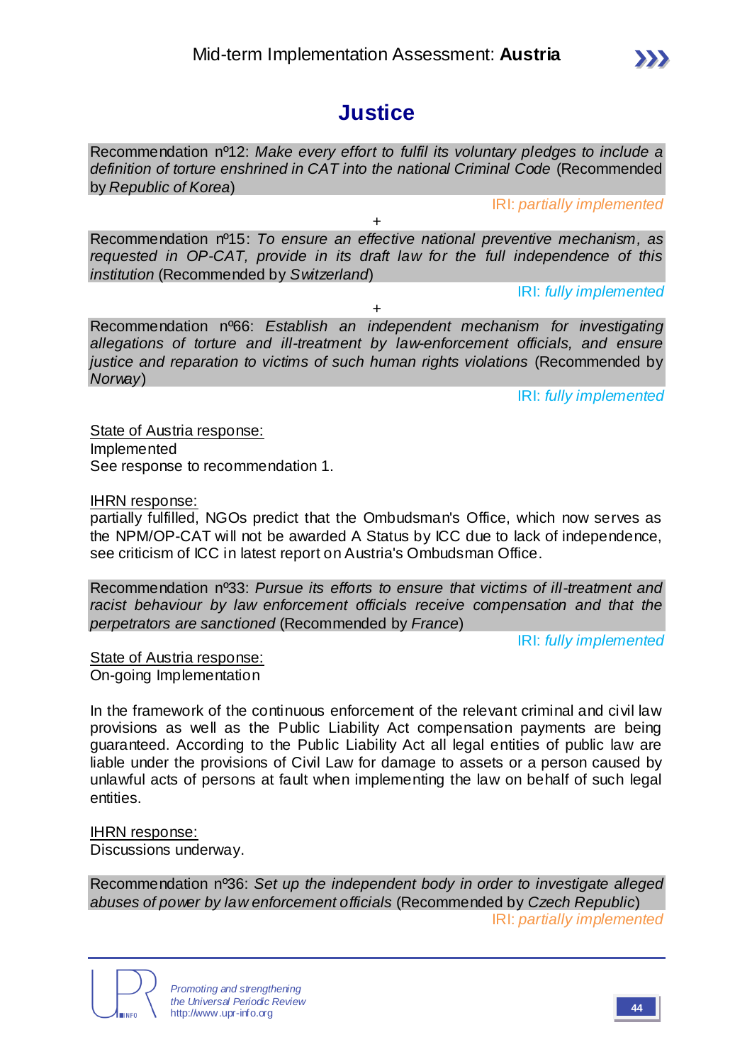# Justice

Recommendation nº12: *Make every effort to fulfil its voluntary pledges to include a definition of torture enshrined in CAT into the national Criminal Code* (Recommended by *Republic of Korea*)

IRI: *partially implemented*

+

Recommendation nº15: *To ensure an effective national preventive mechanism, as requested in OP-CAT, provide in its draft law for the full independence of this institution* (Recommended by *Switzerland*)

IRI: *fully implemented*

+

Recommendation nº66: *Establish an independent mechanism for investigating allegations of torture and ill-treatment by law-enforcement officials, and ensure justice and reparation to victims of such human rights violations* (Recommended by *Norway*)

IRI: *fully implemented*

State of Austria response:
Implemented
See response to recommendation 1.

IHRN response:
partially fulfilled, NGOs predict that the Ombudsman's Office, which now serves as the NPM/OP-CAT will not be awarded A Status by ICC due to lack of independence, see criticism of ICC in latest report on Austria's Ombudsman Office.

Recommendation nº33: *Pursue its efforts to ensure that victims of ill-treatment and racist behaviour by law enforcement officials receive compensation and that the perpetrators are sanctioned* (Recommended by *France*)

IRI: *fully implemented*

State of Austria response:
On-going Implementation

In the framework of the continuous enforcement of the relevant criminal and civil law provisions as well as the Public Liability Act compensation payments are being guaranteed. According to the Public Liability Act all legal entities of public law are liable under the provisions of Civil Law for damage to assets or a person caused by unlawful acts of persons at fault when implementing the law on behalf of such legal entities.

IHRN response:
Discussions underway.

Recommendation nº36: *Set up the independent body in order to investigate alleged abuses of power by law enforcement officials* (Recommended by *Czech Republic*)

IRI: *partially implemented*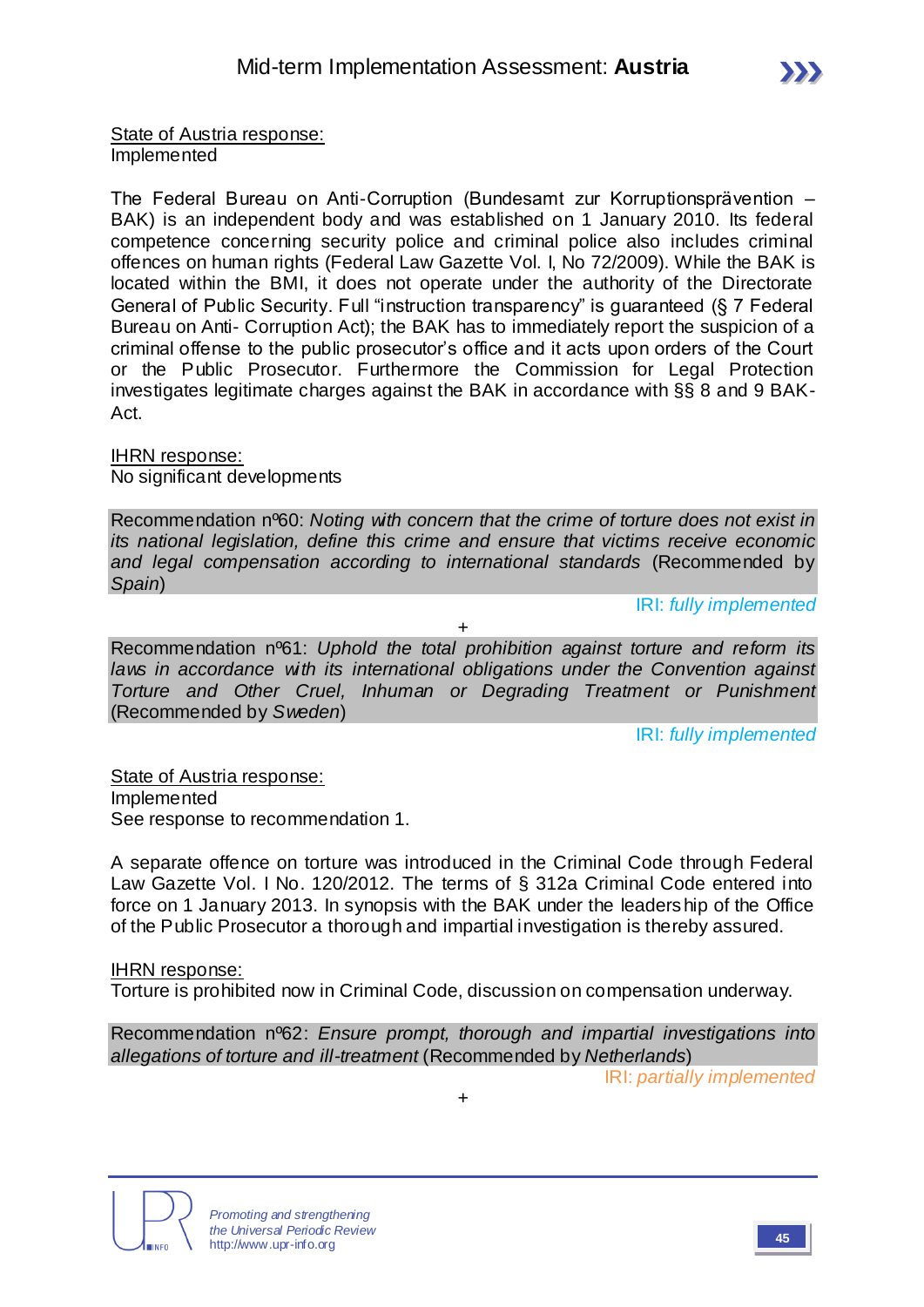<u>State of Austria response:</u>
Implemented

The Federal Bureau on Anti-Corruption (Bundesamt zur Korruptionsprävention – BAK) is an independent body and was established on 1 January 2010. Its federal competence concerning security police and criminal police also includes criminal offences on human rights (Federal Law Gazette Vol. I, No 72/2009). While the BAK is located within the BMI, it does not operate under the authority of the Directorate General of Public Security. Full "instruction transparency" is guaranteed (§ 7 Federal Bureau on Anti- Corruption Act); the BAK has to immediately report the suspicion of a criminal offense to the public prosecutor's office and it acts upon orders of the Court or the Public Prosecutor. Furthermore the Commission for Legal Protection investigates legitimate charges against the BAK in accordance with §§ 8 and 9 BAK-Act.

<u>IHRN response:</u>
No significant developments

Recommendation nº60: *Noting with concern that the crime of torture does not exist in its national legislation, define this crime and ensure that victims receive economic and legal compensation according to international standards* (Recommended by *Spain*)

IRI: *fully implemented*

+

Recommendation nº61: *Uphold the total prohibition against torture and reform its laws in accordance with its international obligations under the Convention against Torture and Other Cruel, Inhuman or Degrading Treatment or Punishment* (Recommended by *Sweden*)

IRI: *fully implemented*

<u>State of Austria response:</u>
Implemented
See response to recommendation 1.

A separate offence on torture was introduced in the Criminal Code through Federal Law Gazette Vol. I No. 120/2012. The terms of § 312a Criminal Code entered into force on 1 January 2013. In synopsis with the BAK under the leadership of the Office of the Public Prosecutor a thorough and impartial investigation is thereby assured.

<u>IHRN response:</u>
Torture is prohibited now in Criminal Code, discussion on compensation underway.

Recommendation nº62: *Ensure prompt, thorough and impartial investigations into allegations of torture and ill-treatment* (Recommended by *Netherlands*)

IRI: *partially implemented*

+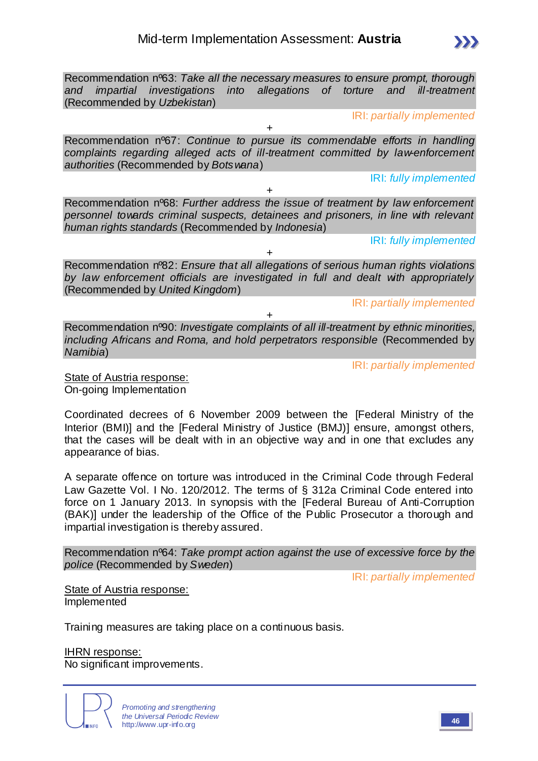Recommendation nº63: *Take all the necessary measures to ensure prompt, thorough and impartial investigations into allegations of torture and ill-treatment* (Recommended by *Uzbekistan*)

IRI: *partially implemented*

+

Recommendation nº67: *Continue to pursue its commendable efforts in handling complaints regarding alleged acts of ill-treatment committed by law-enforcement authorities* (Recommended by *Botswana*)

IRI: *fully implemented*

+

Recommendation nº68: *Further address the issue of treatment by law enforcement personnel towards criminal suspects, detainees and prisoners, in line with relevant human rights standards* (Recommended by *Indonesia*)

IRI: *fully implemented*

+

Recommendation nº82: *Ensure that all allegations of serious human rights violations by law enforcement officials are investigated in full and dealt with appropriately* (Recommended by *United Kingdom*)

IRI: *partially implemented*

+

Recommendation nº90: *Investigate complaints of all ill-treatment by ethnic minorities, including Africans and Roma, and hold perpetrators responsible* (Recommended by *Namibia*)

IRI: *partially implemented*

State of Austria response:
On-going Implementation

Coordinated decrees of 6 November 2009 between the [Federal Ministry of the Interior (BMI)] and the [Federal Ministry of Justice (BMJ)] ensure, amongst others, that the cases will be dealt with in an objective way and in one that excludes any appearance of bias.

A separate offence on torture was introduced in the Criminal Code through Federal Law Gazette Vol. I No. 120/2012. The terms of § 312a Criminal Code entered into force on 1 January 2013. In synopsis with the [Federal Bureau of Anti-Corruption (BAK)] under the leadership of the Office of the Public Prosecutor a thorough and impartial investigation is thereby assured.

Recommendation nº64: *Take prompt action against the use of excessive force by the police* (Recommended by *Sweden*)

IRI: *partially implemented*

State of Austria response:
Implemented

Training measures are taking place on a continuous basis.

IHRN response:
No significant improvements.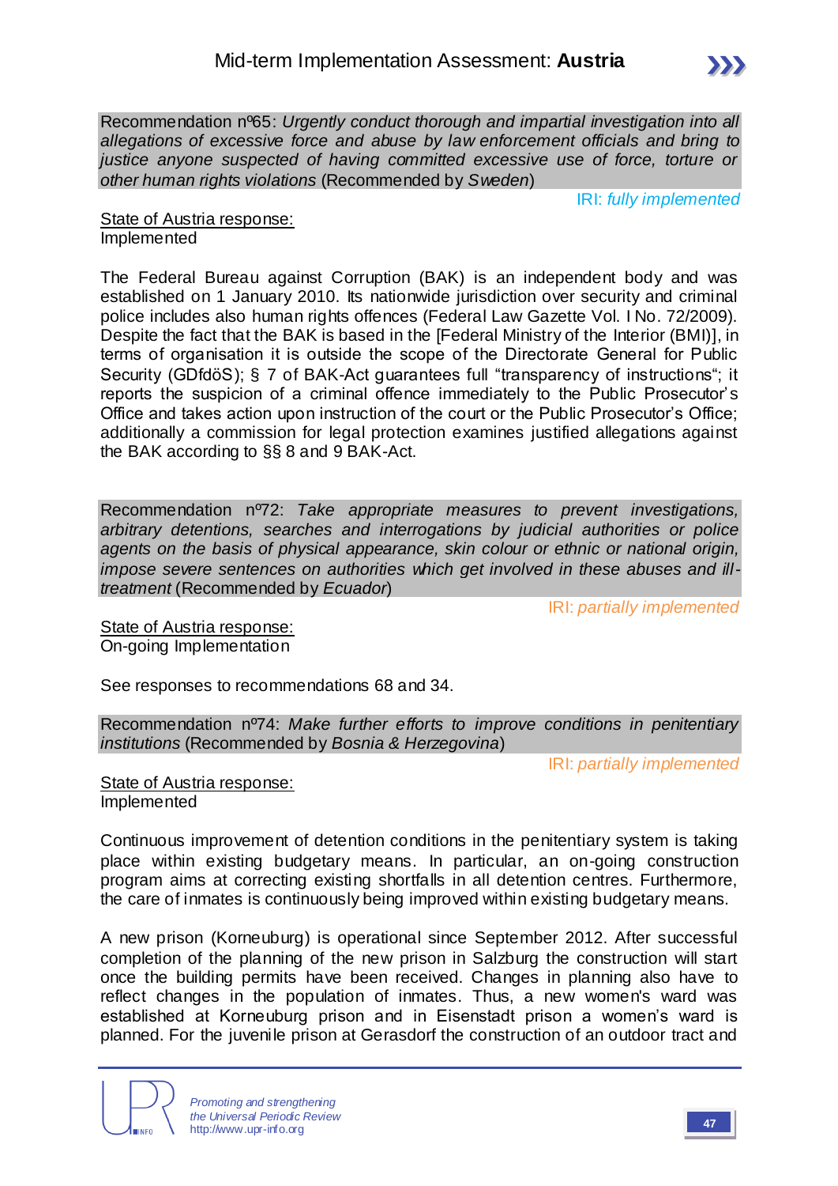Recommendation nº65: *Urgently conduct thorough and impartial investigation into all allegations of excessive force and abuse by law enforcement officials and bring to justice anyone suspected of having committed excessive use of force, torture or other human rights violations* (Recommended by *Sweden*)

IRI: *fully implemented*

State of Austria response:
Implemented

The Federal Bureau against Corruption (BAK) is an independent body and was established on 1 January 2010. Its nationwide jurisdiction over security and criminal police includes also human rights offences (Federal Law Gazette Vol. I No. 72/2009). Despite the fact that the BAK is based in the [Federal Ministry of the Interior (BMI)], in terms of organisation it is outside the scope of the Directorate General for Public Security (GDfdöS); § 7 of BAK-Act guarantees full "transparency of instructions"; it reports the suspicion of a criminal offence immediately to the Public Prosecutor's Office and takes action upon instruction of the court or the Public Prosecutor's Office; additionally a commission for legal protection examines justified allegations against the BAK according to §§ 8 and 9 BAK-Act.

Recommendation nº72: *Take appropriate measures to prevent investigations, arbitrary detentions, searches and interrogations by judicial authorities or police agents on the basis of physical appearance, skin colour or ethnic or national origin, impose severe sentences on authorities which get involved in these abuses and ill-treatment* (Recommended by *Ecuador*)

IRI: *partially implemented*

State of Austria response:
On-going Implementation

See responses to recommendations 68 and 34.

Recommendation nº74: *Make further efforts to improve conditions in penitentiary institutions* (Recommended by *Bosnia & Herzegovina*)

IRI: *partially implemented*

State of Austria response:
Implemented

Continuous improvement of detention conditions in the penitentiary system is taking place within existing budgetary means. In particular, an on-going construction program aims at correcting existing shortfalls in all detention centres. Furthermore, the care of inmates is continuously being improved within existing budgetary means.

A new prison (Korneuburg) is operational since September 2012. After successful completion of the planning of the new prison in Salzburg the construction will start once the building permits have been received. Changes in planning also have to reflect changes in the population of inmates. Thus, a new women's ward was established at Korneuburg prison and in Eisenstadt prison a women's ward is planned. For the juvenile prison at Gerasdorf the construction of an outdoor tract and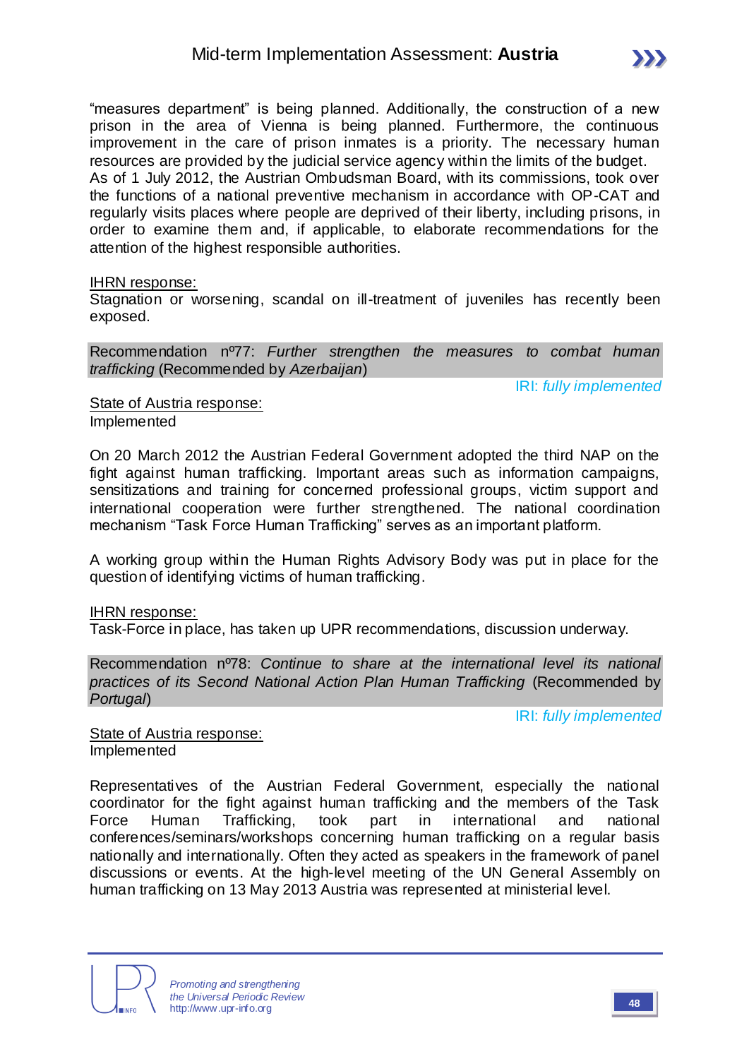"measures department" is being planned. Additionally, the construction of a new prison in the area of Vienna is being planned. Furthermore, the continuous improvement in the care of prison inmates is a priority. The necessary human resources are provided by the judicial service agency within the limits of the budget.
As of 1 July 2012, the Austrian Ombudsman Board, with its commissions, took over the functions of a national preventive mechanism in accordance with OP-CAT and regularly visits places where people are deprived of their liberty, including prisons, in order to examine them and, if applicable, to elaborate recommendations for the attention of the highest responsible authorities.

IHRN response:
Stagnation or worsening, scandal on ill-treatment of juveniles has recently been exposed.

Recommendation nº77: *Further strengthen the measures to combat human trafficking* (Recommended by *Azerbaijan*)

IRI: *fully implemented*

State of Austria response:
Implemented

On 20 March 2012 the Austrian Federal Government adopted the third NAP on the fight against human trafficking. Important areas such as information campaigns, sensitizations and training for concerned professional groups, victim support and international cooperation were further strengthened. The national coordination mechanism "Task Force Human Trafficking" serves as an important platform.

A working group within the Human Rights Advisory Body was put in place for the question of identifying victims of human trafficking.

IHRN response:
Task-Force in place, has taken up UPR recommendations, discussion underway.

Recommendation nº78: *Continue to share at the international level its national practices of its Second National Action Plan Human Trafficking* (Recommended by *Portugal*)

IRI: *fully implemented*

State of Austria response:
Implemented

Representatives of the Austrian Federal Government, especially the national coordinator for the fight against human trafficking and the members of the Task Force Human Trafficking, took part in international and national conferences/seminars/workshops concerning human trafficking on a regular basis nationally and internationally. Often they acted as speakers in the framework of panel discussions or events. At the high-level meeting of the UN General Assembly on human trafficking on 13 May 2013 Austria was represented at ministerial level.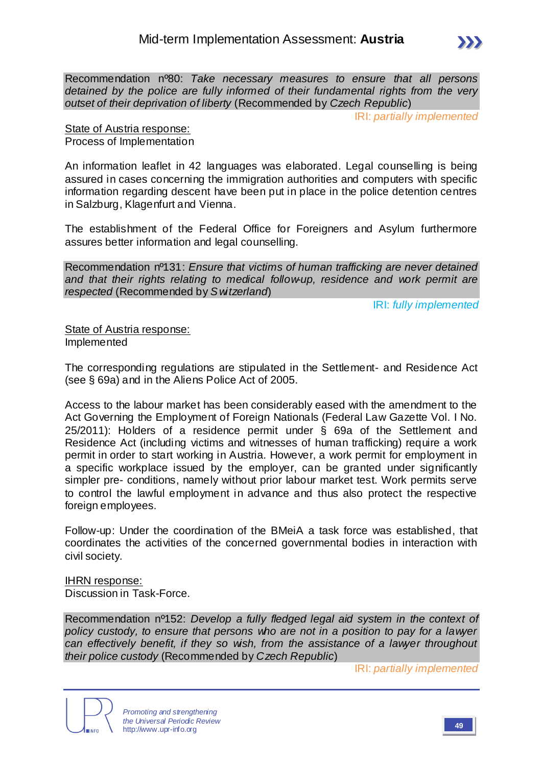Recommendation nº80: *Take necessary measures to ensure that all persons detained by the police are fully informed of their fundamental rights from the very outset of their deprivation of liberty* (Recommended by *Czech Republic*)

IRI: *partially implemented*

State of Austria response:
Process of Implementation

An information leaflet in 42 languages was elaborated. Legal counselling is being assured in cases concerning the immigration authorities and computers with specific information regarding descent have been put in place in the police detention centres in Salzburg, Klagenfurt and Vienna.

The establishment of the Federal Office for Foreigners and Asylum furthermore assures better information and legal counselling.

Recommendation nº131: *Ensure that victims of human trafficking are never detained and that their rights relating to medical follow-up, residence and work permit are respected* (Recommended by *Switzerland*)

IRI: *fully implemented*

State of Austria response:
Implemented

The corresponding regulations are stipulated in the Settlement- and Residence Act (see § 69a) and in the Aliens Police Act of 2005.

Access to the labour market has been considerably eased with the amendment to the Act Governing the Employment of Foreign Nationals (Federal Law Gazette Vol. I No. 25/2011): Holders of a residence permit under § 69a of the Settlement and Residence Act (including victims and witnesses of human trafficking) require a work permit in order to start working in Austria. However, a work permit for employment in a specific workplace issued by the employer, can be granted under significantly simpler pre- conditions, namely without prior labour market test. Work permits serve to control the lawful employment in advance and thus also protect the respective foreign employees.

Follow-up: Under the coordination of the BMeiA a task force was established, that coordinates the activities of the concerned governmental bodies in interaction with civil society.

IHRN response:
Discussion in Task-Force.

Recommendation nº152: *Develop a fully fledged legal aid system in the context of policy custody, to ensure that persons who are not in a position to pay for a lawyer can effectively benefit, if they so wish, from the assistance of a lawyer throughout their police custody* (Recommended by *Czech Republic*)

IRI: *partially implemented*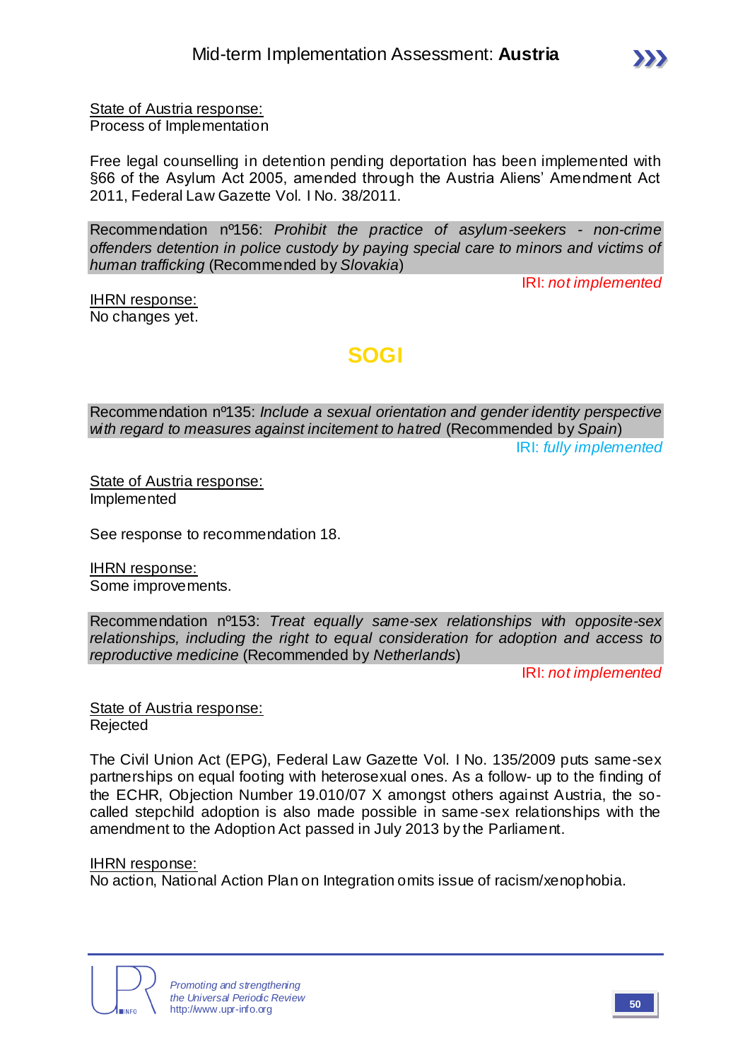State of Austria response:
Process of Implementation

Free legal counselling in detention pending deportation has been implemented with §66 of the Asylum Act 2005, amended through the Austria Aliens' Amendment Act 2011, Federal Law Gazette Vol. I No. 38/2011.

Recommendation nº156: *Prohibit the practice of asylum-seekers - non-crime offenders detention in police custody by paying special care to minors and victims of human trafficking* (Recommended by *Slovakia*)

IRI: *not implemented*

IHRN response:
No changes yet.

## SOGI

Recommendation nº135: *Include a sexual orientation and gender identity perspective with regard to measures against incitement to hatred* (Recommended by *Spain*)

IRI: *fully implemented*

State of Austria response:
Implemented

See response to recommendation 18.

IHRN response:
Some improvements.

Recommendation nº153: *Treat equally same-sex relationships with opposite-sex relationships, including the right to equal consideration for adoption and access to reproductive medicine* (Recommended by *Netherlands*)

IRI: *not implemented*

State of Austria response:
Rejected

The Civil Union Act (EPG), Federal Law Gazette Vol. I No. 135/2009 puts same-sex partnerships on equal footing with heterosexual ones. As a follow- up to the finding of the ECHR, Objection Number 19.010/07 X amongst others against Austria, the so-called stepchild adoption is also made possible in same-sex relationships with the amendment to the Adoption Act passed in July 2013 by the Parliament.

IHRN response:
No action, National Action Plan on Integration omits issue of racism/xenophobia.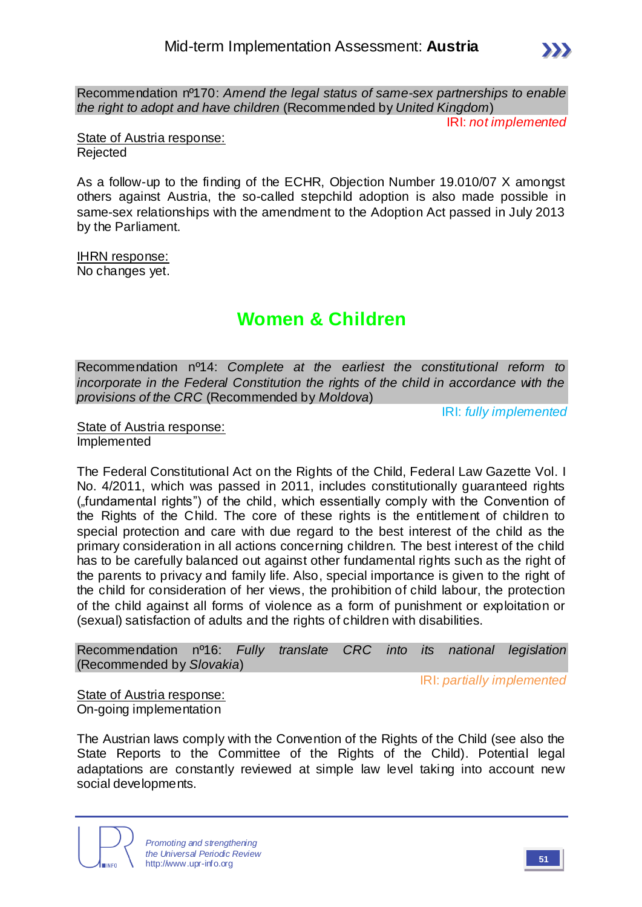Recommendation nº170: *Amend the legal status of same-sex partnerships to enable the right to adopt and have children* (Recommended by *United Kingdom*)

IRI: *not implemented*

State of Austria response:
Rejected

As a follow-up to the finding of the ECHR, Objection Number 19.010/07 X amongst others against Austria, the so-called stepchild adoption is also made possible in same-sex relationships with the amendment to the Adoption Act passed in July 2013 by the Parliament.

IHRN response:
No changes yet.

## Women & Children

Recommendation nº14: *Complete at the earliest the constitutional reform to incorporate in the Federal Constitution the rights of the child in accordance with the provisions of the CRC* (Recommended by *Moldova*)

IRI: *fully implemented*

State of Austria response:
Implemented

The Federal Constitutional Act on the Rights of the Child, Federal Law Gazette Vol. I No. 4/2011, which was passed in 2011, includes constitutionally guaranteed rights („fundamental rights") of the child, which essentially comply with the Convention of the Rights of the Child. The core of these rights is the entitlement of children to special protection and care with due regard to the best interest of the child as the primary consideration in all actions concerning children. The best interest of the child has to be carefully balanced out against other fundamental rights such as the right of the parents to privacy and family life. Also, special importance is given to the right of the child for consideration of her views, the prohibition of child labour, the protection of the child against all forms of violence as a form of punishment or exploitation or (sexual) satisfaction of adults and the rights of children with disabilities.

Recommendation nº16: *Fully translate CRC into its national legislation* (Recommended by *Slovakia*)

IRI: *partially implemented*

State of Austria response:
On-going implementation

The Austrian laws comply with the Convention of the Rights of the Child (see also the State Reports to the Committee of the Rights of the Child). Potential legal adaptations are constantly reviewed at simple law level taking into account new social developments.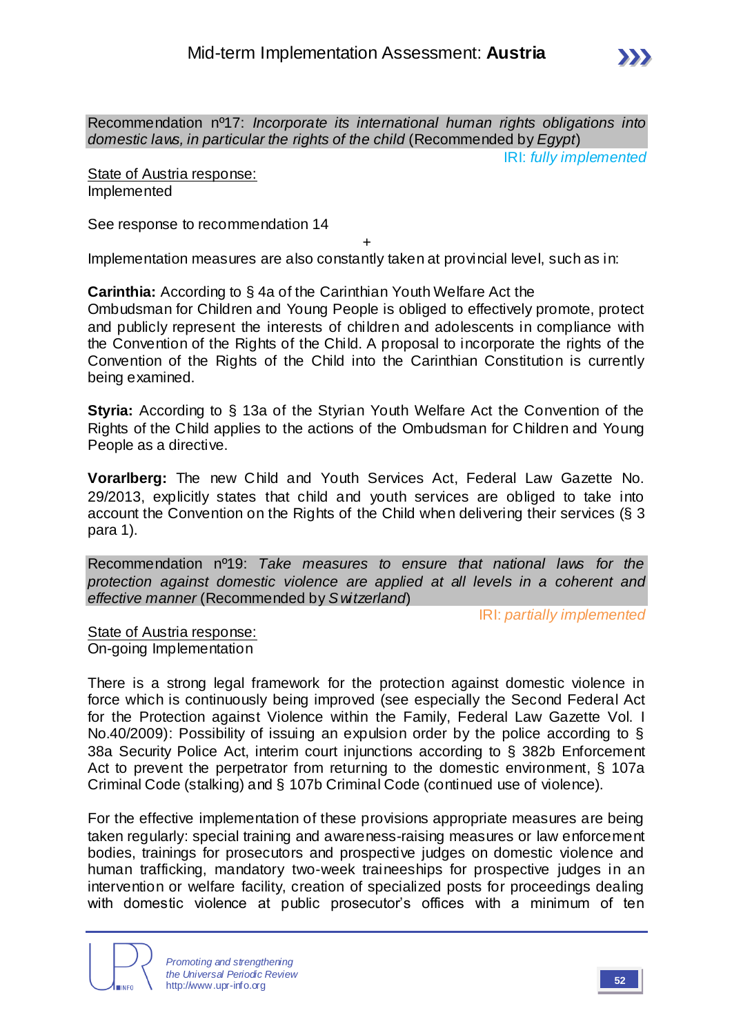Recommendation nº17: *Incorporate its international human rights obligations into domestic laws, in particular the rights of the child* (Recommended by *Egypt*)

IRI: *fully implemented*

State of Austria response:
Implemented

See response to recommendation 14

+

Implementation measures are also constantly taken at provincial level, such as in:

**Carinthia:** According to § 4a of the Carinthian Youth Welfare Act the Ombudsman for Children and Young People is obliged to effectively promote, protect and publicly represent the interests of children and adolescents in compliance with the Convention of the Rights of the Child. A proposal to incorporate the rights of the Convention of the Rights of the Child into the Carinthian Constitution is currently being examined.

**Styria:** According to § 13a of the Styrian Youth Welfare Act the Convention of the Rights of the Child applies to the actions of the Ombudsman for Children and Young People as a directive.

**Vorarlberg:** The new Child and Youth Services Act, Federal Law Gazette No. 29/2013, explicitly states that child and youth services are obliged to take into account the Convention on the Rights of the Child when delivering their services (§ 3 para 1).

Recommendation nº19: *Take measures to ensure that national laws for the protection against domestic violence are applied at all levels in a coherent and effective manner* (Recommended by *Switzerland*)

IRI: *partially implemented*

State of Austria response:
On-going Implementation

There is a strong legal framework for the protection against domestic violence in force which is continuously being improved (see especially the Second Federal Act for the Protection against Violence within the Family, Federal Law Gazette Vol. I No.40/2009): Possibility of issuing an expulsion order by the police according to § 38a Security Police Act, interim court injunctions according to § 382b Enforcement Act to prevent the perpetrator from returning to the domestic environment, § 107a Criminal Code (stalking) and § 107b Criminal Code (continued use of violence).

For the effective implementation of these provisions appropriate measures are being taken regularly: special training and awareness-raising measures or law enforcement bodies, trainings for prosecutors and prospective judges on domestic violence and human trafficking, mandatory two-week traineeships for prospective judges in an intervention or welfare facility, creation of specialized posts for proceedings dealing with domestic violence at public prosecutor's offices with a minimum of ten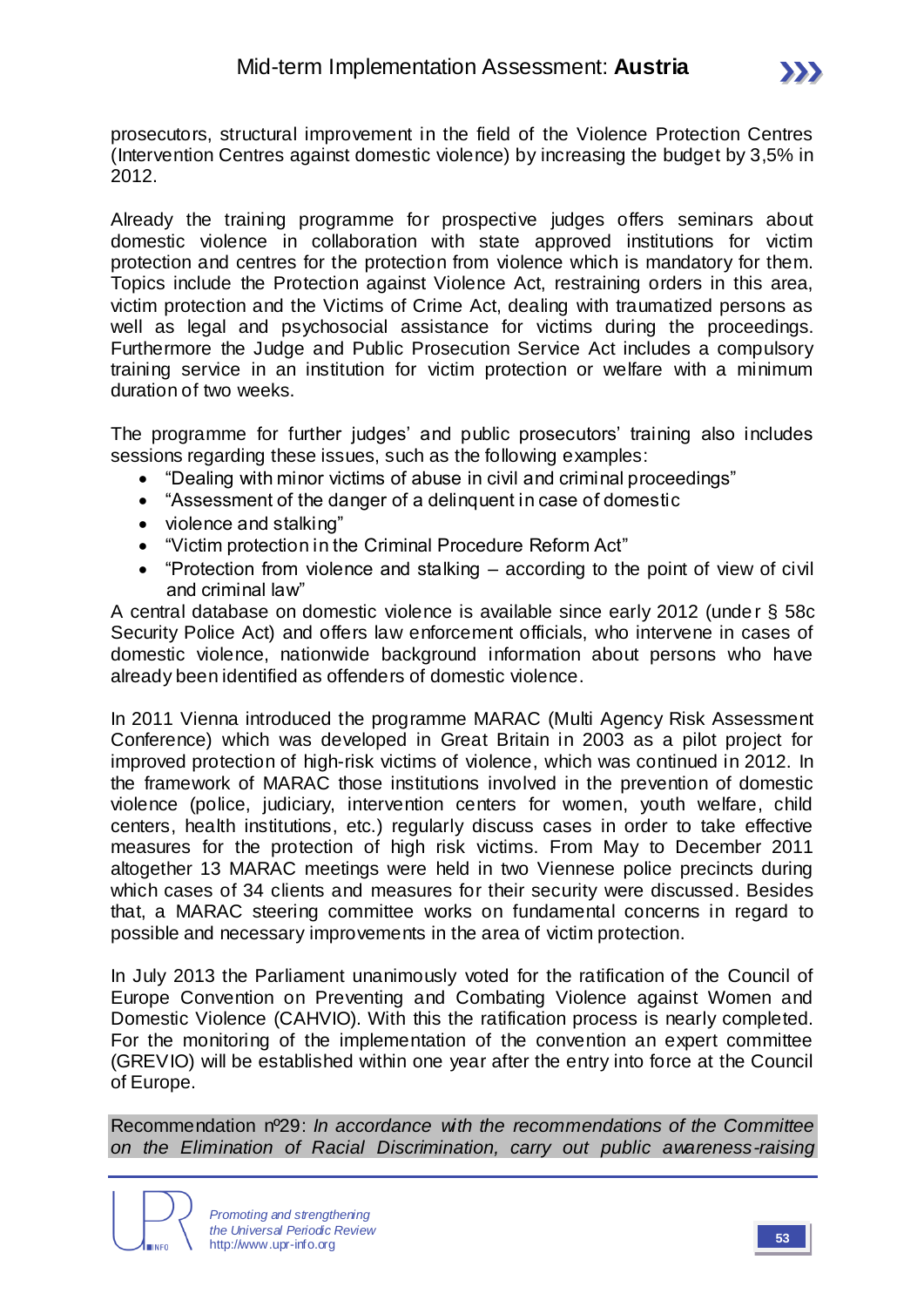prosecutors, structural improvement in the field of the Violence Protection Centres (Intervention Centres against domestic violence) by increasing the budget by 3,5% in 2012.

Already the training programme for prospective judges offers seminars about domestic violence in collaboration with state approved institutions for victim protection and centres for the protection from violence which is mandatory for them. Topics include the Protection against Violence Act, restraining orders in this area, victim protection and the Victims of Crime Act, dealing with traumatized persons as well as legal and psychosocial assistance for victims during the proceedings. Furthermore the Judge and Public Prosecution Service Act includes a compulsory training service in an institution for victim protection or welfare with a minimum duration of two weeks.

The programme for further judges' and public prosecutors' training also includes sessions regarding these issues, such as the following examples:

- "Dealing with minor victims of abuse in civil and criminal proceedings"
- "Assessment of the danger of a delinquent in case of domestic
- violence and stalking"
- "Victim protection in the Criminal Procedure Reform Act"
- "Protection from violence and stalking – according to the point of view of civil and criminal law"

A central database on domestic violence is available since early 2012 (under § 58c Security Police Act) and offers law enforcement officials, who intervene in cases of domestic violence, nationwide background information about persons who have already been identified as offenders of domestic violence.

In 2011 Vienna introduced the programme MARAC (Multi Agency Risk Assessment Conference) which was developed in Great Britain in 2003 as a pilot project for improved protection of high-risk victims of violence, which was continued in 2012. In the framework of MARAC those institutions involved in the prevention of domestic violence (police, judiciary, intervention centers for women, youth welfare, child centers, health institutions, etc.) regularly discuss cases in order to take effective measures for the protection of high risk victims. From May to December 2011 altogether 13 MARAC meetings were held in two Viennese police precincts during which cases of 34 clients and measures for their security were discussed. Besides that, a MARAC steering committee works on fundamental concerns in regard to possible and necessary improvements in the area of victim protection.

In July 2013 the Parliament unanimously voted for the ratification of the Council of Europe Convention on Preventing and Combating Violence against Women and Domestic Violence (CAHVIO). With this the ratification process is nearly completed. For the monitoring of the implementation of the convention an expert committee (GREVIO) will be established within one year after the entry into force at the Council of Europe.

Recommendation nº29: *In accordance with the recommendations of the Committee on the Elimination of Racial Discrimination, carry out public awareness-raising*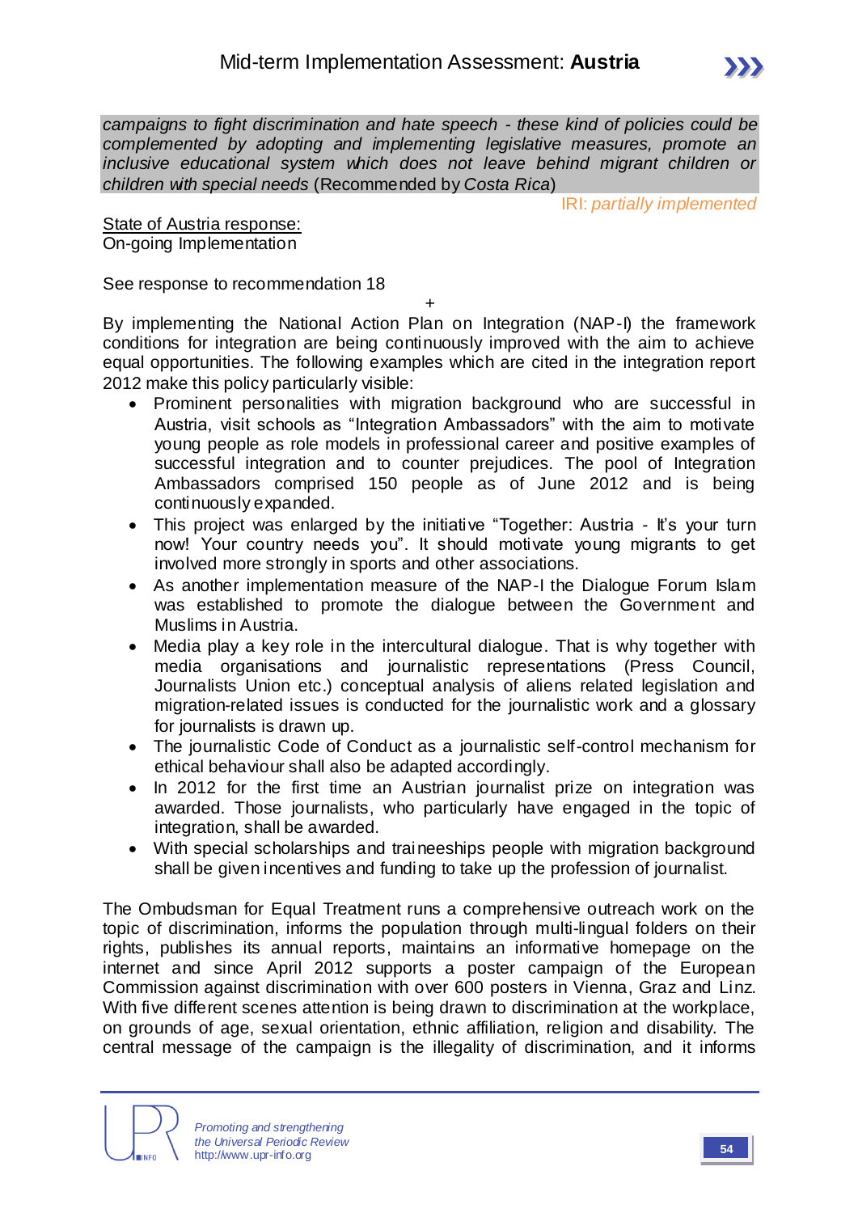*campaigns to fight discrimination and hate speech - these kind of policies could be complemented by adopting and implementing legislative measures, promote an inclusive educational system which does not leave behind migrant children or children with special needs* (Recommended by *Costa Rica*)

IRI: *partially implemented*

State of Austria response:
On-going Implementation

See response to recommendation 18

+

By implementing the National Action Plan on Integration (NAP-I) the framework conditions for integration are being continuously improved with the aim to achieve equal opportunities. The following examples which are cited in the integration report 2012 make this policy particularly visible:

- Prominent personalities with migration background who are successful in Austria, visit schools as "Integration Ambassadors" with the aim to motivate young people as role models in professional career and positive examples of successful integration and to counter prejudices. The pool of Integration Ambassadors comprised 150 people as of June 2012 and is being continuously expanded.
- This project was enlarged by the initiative "Together: Austria - It's your turn now! Your country needs you". It should motivate young migrants to get involved more strongly in sports and other associations.
- As another implementation measure of the NAP-I the Dialogue Forum Islam was established to promote the dialogue between the Government and Muslims in Austria.
- Media play a key role in the intercultural dialogue. That is why together with media organisations and journalistic representations (Press Council, Journalists Union etc.) conceptual analysis of aliens related legislation and migration-related issues is conducted for the journalistic work and a glossary for journalists is drawn up.
- The journalistic Code of Conduct as a journalistic self-control mechanism for ethical behaviour shall also be adapted accordingly.
- In 2012 for the first time an Austrian journalist prize on integration was awarded. Those journalists, who particularly have engaged in the topic of integration, shall be awarded.
- With special scholarships and traineeships people with migration background shall be given incentives and funding to take up the profession of journalist.

The Ombudsman for Equal Treatment runs a comprehensive outreach work on the topic of discrimination, informs the population through multi-lingual folders on their rights, publishes its annual reports, maintains an informative homepage on the internet and since April 2012 supports a poster campaign of the European Commission against discrimination with over 600 posters in Vienna, Graz and Linz. With five different scenes attention is being drawn to discrimination at the workplace, on grounds of age, sexual orientation, ethnic affiliation, religion and disability. The central message of the campaign is the illegality of discrimination, and it informs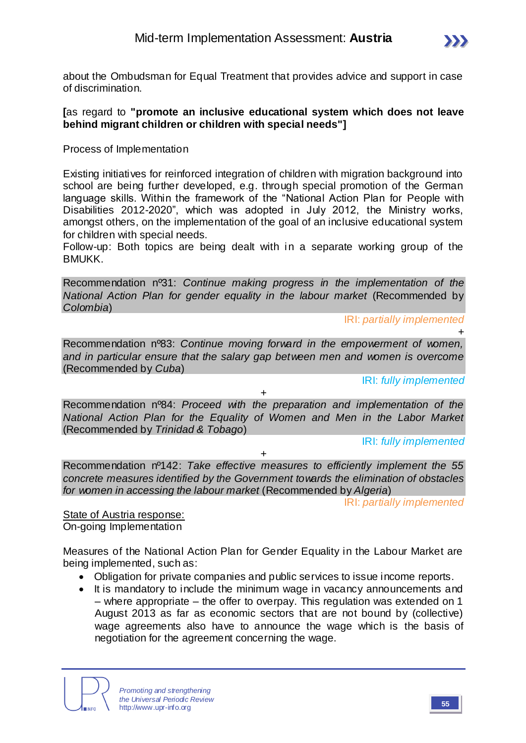about the Ombudsman for Equal Treatment that provides advice and support in case of discrimination.

**[**as regard to **"promote an inclusive educational system which does not leave behind migrant children or children with special needs"]**

Process of Implementation

Existing initiatives for reinforced integration of children with migration background into school are being further developed, e.g. through special promotion of the German language skills. Within the framework of the "National Action Plan for People with Disabilities 2012-2020", which was adopted in July 2012, the Ministry works, amongst others, on the implementation of the goal of an inclusive educational system for children with special needs.
Follow-up: Both topics are being dealt with in a separate working group of the BMUKK.

Recommendation nº31: *Continue making progress in the implementation of the National Action Plan for gender equality in the labour market* (Recommended by *Colombia*)

IRI: *partially implemented*

+

Recommendation nº83: *Continue moving forward in the empowerment of women, and in particular ensure that the salary gap between men and women is overcome* (Recommended by *Cuba*)

IRI: *fully implemented*

+

Recommendation nº84: *Proceed with the preparation and implementation of the National Action Plan for the Equality of Women and Men in the Labor Market* (Recommended by *Trinidad & Tobago*)

IRI: *fully implemented*

+

Recommendation nº142: *Take effective measures to efficiently implement the 55 concrete measures identified by the Government towards the elimination of obstacles for women in accessing the labour market* (Recommended by *Algeria*)

IRI: *partially implemented*

State of Austria response:
On-going Implementation

Measures of the National Action Plan for Gender Equality in the Labour Market are being implemented, such as:

- Obligation for private companies and public services to issue income reports.
- It is mandatory to include the minimum wage in vacancy announcements and – where appropriate – the offer to overpay. This regulation was extended on 1 August 2013 as far as economic sectors that are not bound by (collective) wage agreements also have to announce the wage which is the basis of negotiation for the agreement concerning the wage.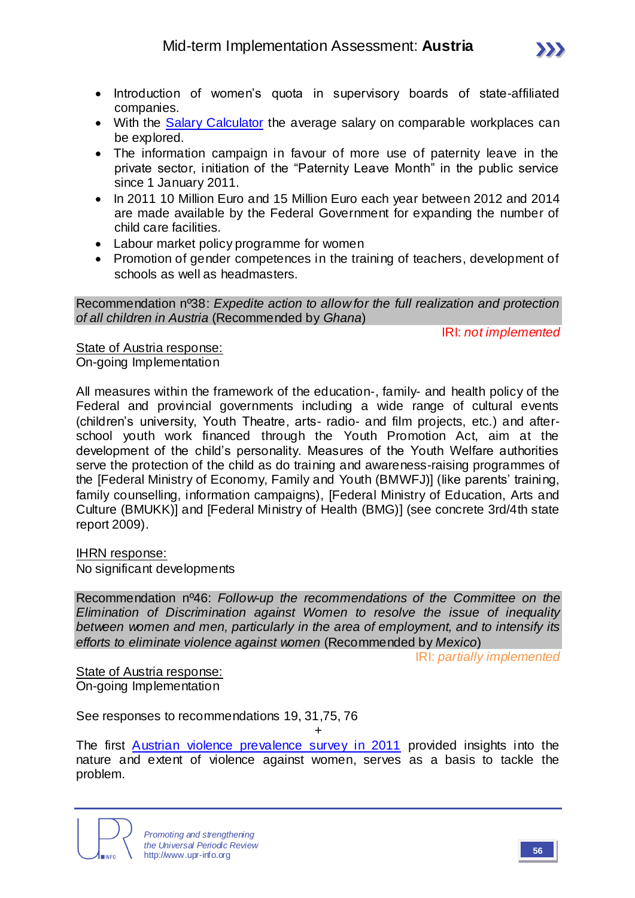- Introduction of women's quota in supervisory boards of state-affiliated companies.
- With the Salary Calculator the average salary on comparable workplaces can be explored.
- The information campaign in favour of more use of paternity leave in the private sector, initiation of the "Paternity Leave Month" in the public service since 1 January 2011.
- In 2011 10 Million Euro and 15 Million Euro each year between 2012 and 2014 are made available by the Federal Government for expanding the number of child care facilities.
- Labour market policy programme for women
- Promotion of gender competences in the training of teachers, development of schools as well as headmasters.

Recommendation nº38: *Expedite action to allow for the full realization and protection of all children in Austria* (Recommended by *Ghana*)

IRI: *not implemented*

State of Austria response:
On-going Implementation

All measures within the framework of the education-, family- and health policy of the Federal and provincial governments including a wide range of cultural events (children's university, Youth Theatre, arts- radio- and film projects, etc.) and after-school youth work financed through the Youth Promotion Act, aim at the development of the child's personality. Measures of the Youth Welfare authorities serve the protection of the child as do training and awareness-raising programmes of the [Federal Ministry of Economy, Family and Youth (BMWFJ)] (like parents' training, family counselling, information campaigns), [Federal Ministry of Education, Arts and Culture (BMUKK)] and [Federal Ministry of Health (BMG)] (see concrete 3rd/4th state report 2009).

IHRN response:
No significant developments

Recommendation nº46: *Follow-up the recommendations of the Committee on the Elimination of Discrimination against Women to resolve the issue of inequality between women and men, particularly in the area of employment, and to intensify its efforts to eliminate violence against women* (Recommended by *Mexico*)

IRI: *partially implemented*

State of Austria response:
On-going Implementation

See responses to recommendations 19, 31,75, 76

+

The first Austrian violence prevalence survey in 2011 provided insights into the nature and extent of violence against women, serves as a basis to tackle the problem.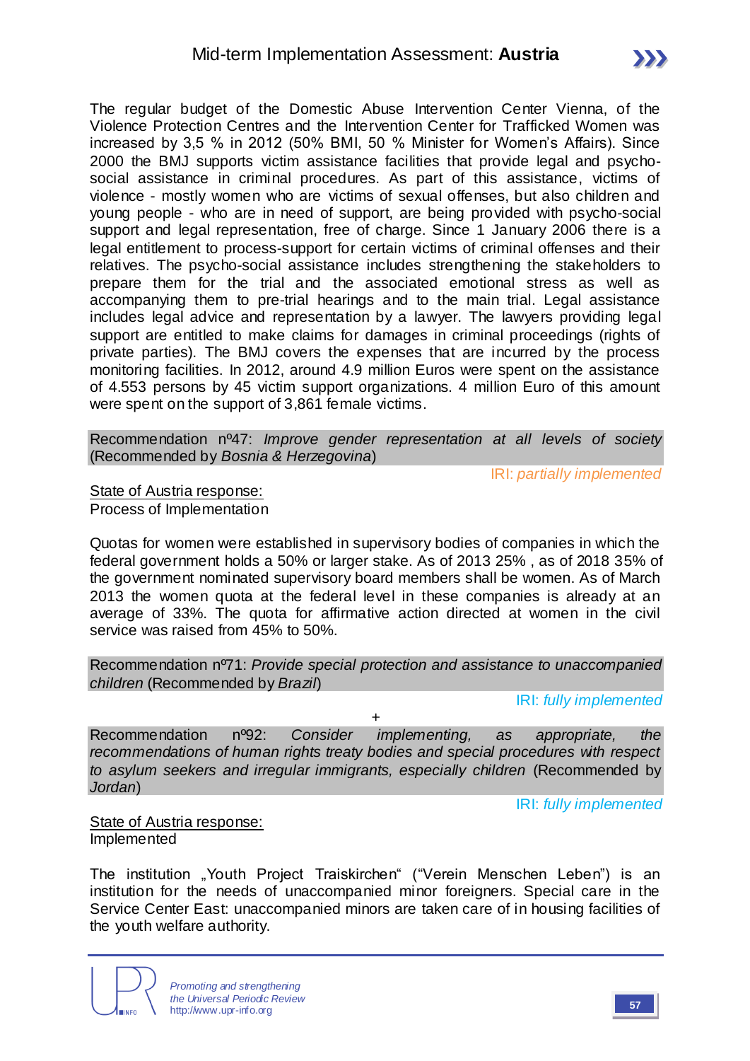The regular budget of the Domestic Abuse Intervention Center Vienna, of the Violence Protection Centres and the Intervention Center for Trafficked Women was increased by 3,5 % in 2012 (50% BMI, 50 % Minister for Women's Affairs). Since 2000 the BMJ supports victim assistance facilities that provide legal and psycho-social assistance in criminal procedures. As part of this assistance, victims of violence - mostly women who are victims of sexual offenses, but also children and young people - who are in need of support, are being provided with psycho-social support and legal representation, free of charge. Since 1 January 2006 there is a legal entitlement to process-support for certain victims of criminal offenses and their relatives. The psycho-social assistance includes strengthening the stakeholders to prepare them for the trial and the associated emotional stress as well as accompanying them to pre-trial hearings and to the main trial. Legal assistance includes legal advice and representation by a lawyer. The lawyers providing legal support are entitled to make claims for damages in criminal proceedings (rights of private parties). The BMJ covers the expenses that are incurred by the process monitoring facilities. In 2012, around 4.9 million Euros were spent on the assistance of 4.553 persons by 45 victim support organizations. 4 million Euro of this amount were spent on the support of 3,861 female victims.

Recommendation nº47: *Improve gender representation at all levels of society* (Recommended by *Bosnia & Herzegovina*)

IRI: *partially implemented*

State of Austria response:
Process of Implementation

Quotas for women were established in supervisory bodies of companies in which the federal government holds a 50% or larger stake. As of 2013 25% , as of 2018 35% of the government nominated supervisory board members shall be women. As of March 2013 the women quota at the federal level in these companies is already an average of 33%. The quota for affirmative action directed at women in the civil service was raised from 45% to 50%.

Recommendation nº71: *Provide special protection and assistance to unaccompanied children* (Recommended by *Brazil*)

IRI: *fully implemented*

+

Recommendation nº92: *Consider implementing, as appropriate, the recommendations of human rights treaty bodies and special procedures with respect to asylum seekers and irregular immigrants, especially children* (Recommended by *Jordan*)

IRI: *fully implemented*

State of Austria response:
Implemented

The institution „Youth Project Traiskirchen" ("Verein Menschen Leben") is an institution for the needs of unaccompanied minor foreigners. Special care in the Service Center East: unaccompanied minors are taken care of in housing facilities of the youth welfare authority.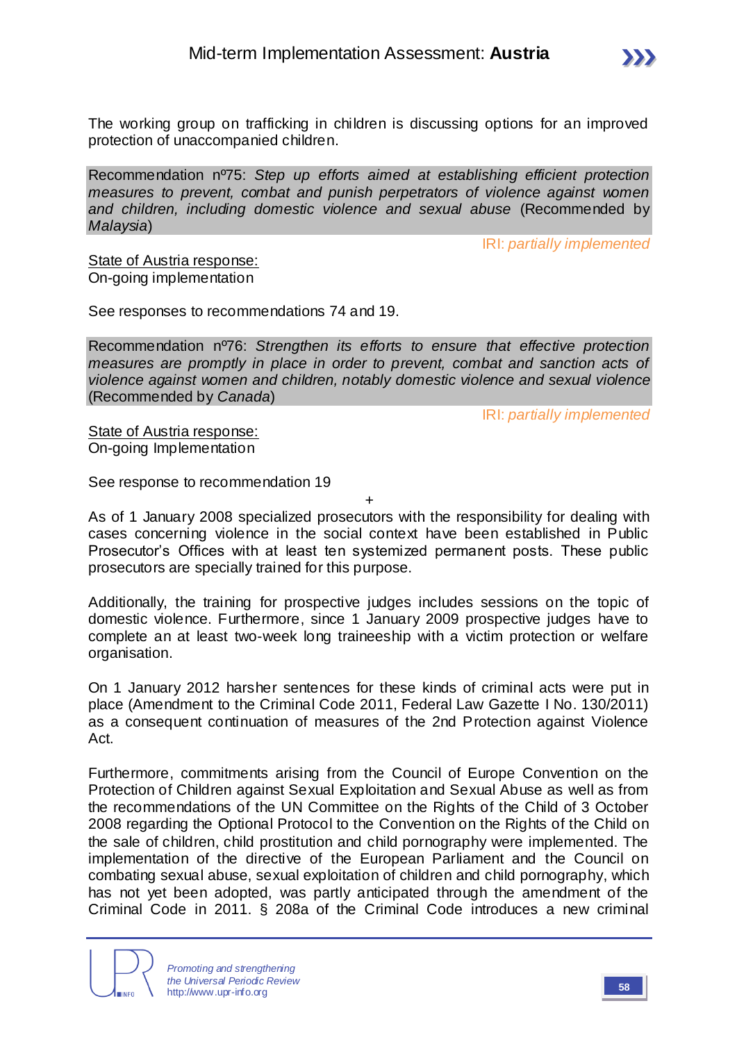The working group on trafficking in children is discussing options for an improved protection of unaccompanied children.

Recommendation nº75: *Step up efforts aimed at establishing efficient protection measures to prevent, combat and punish perpetrators of violence against women and children, including domestic violence and sexual abuse* (Recommended by *Malaysia*)

IRI: *partially implemented*

State of Austria response:
On-going implementation

See responses to recommendations 74 and 19.

Recommendation nº76: *Strengthen its efforts to ensure that effective protection measures are promptly in place in order to prevent, combat and sanction acts of violence against women and children, notably domestic violence and sexual violence* (Recommended by *Canada*)

IRI: *partially implemented*

State of Austria response:
On-going Implementation

See response to recommendation 19

+

As of 1 January 2008 specialized prosecutors with the responsibility for dealing with cases concerning violence in the social context have been established in Public Prosecutor's Offices with at least ten systemized permanent posts. These public prosecutors are specially trained for this purpose.

Additionally, the training for prospective judges includes sessions on the topic of domestic violence. Furthermore, since 1 January 2009 prospective judges have to complete an at least two-week long traineeship with a victim protection or welfare organisation.

On 1 January 2012 harsher sentences for these kinds of criminal acts were put in place (Amendment to the Criminal Code 2011, Federal Law Gazette I No. 130/2011) as a consequent continuation of measures of the 2nd Protection against Violence Act.

Furthermore, commitments arising from the Council of Europe Convention on the Protection of Children against Sexual Exploitation and Sexual Abuse as well as from the recommendations of the UN Committee on the Rights of the Child of 3 October 2008 regarding the Optional Protocol to the Convention on the Rights of the Child on the sale of children, child prostitution and child pornography were implemented. The implementation of the directive of the European Parliament and the Council on combating sexual abuse, sexual exploitation of children and child pornography, which has not yet been adopted, was partly anticipated through the amendment of the Criminal Code in 2011. § 208a of the Criminal Code introduces a new criminal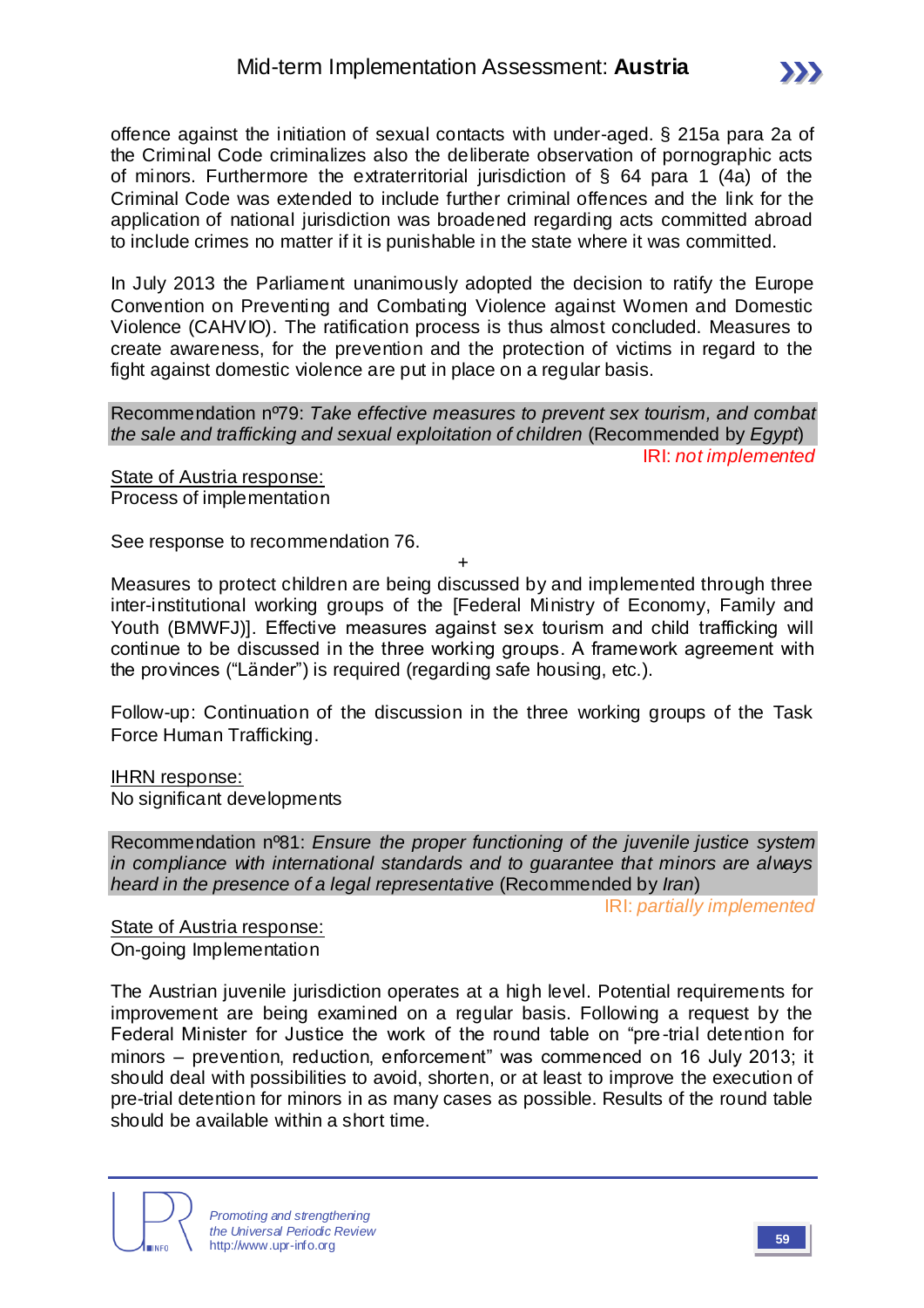offence against the initiation of sexual contacts with under-aged. § 215a para 2a of the Criminal Code criminalizes also the deliberate observation of pornographic acts of minors. Furthermore the extraterritorial jurisdiction of § 64 para 1 (4a) of the Criminal Code was extended to include further criminal offences and the link for the application of national jurisdiction was broadened regarding acts committed abroad to include crimes no matter if it is punishable in the state where it was committed.

In July 2013 the Parliament unanimously adopted the decision to ratify the Europe Convention on Preventing and Combating Violence against Women and Domestic Violence (CAHVIO). The ratification process is thus almost concluded. Measures to create awareness, for the prevention and the protection of victims in regard to the fight against domestic violence are put in place on a regular basis.

Recommendation nº79: *Take effective measures to prevent sex tourism, and combat the sale and trafficking and sexual exploitation of children* (Recommended by *Egypt*)

IRI: *not implemented*

State of Austria response:
Process of implementation

See response to recommendation 76.

+

Measures to protect children are being discussed by and implemented through three inter-institutional working groups of the [Federal Ministry of Economy, Family and Youth (BMWFJ)]. Effective measures against sex tourism and child trafficking will continue to be discussed in the three working groups. A framework agreement with the provinces ("Länder") is required (regarding safe housing, etc.).

Follow-up: Continuation of the discussion in the three working groups of the Task Force Human Trafficking.

IHRN response:
No significant developments

Recommendation nº81: *Ensure the proper functioning of the juvenile justice system in compliance with international standards and to guarantee that minors are always heard in the presence of a legal representative* (Recommended by *Iran*)

IRI: *partially implemented*

State of Austria response:
On-going Implementation

The Austrian juvenile jurisdiction operates at a high level. Potential requirements for improvement are being examined on a regular basis. Following a request by the Federal Minister for Justice the work of the round table on "pre-trial detention for minors – prevention, reduction, enforcement" was commenced on 16 July 2013; it should deal with possibilities to avoid, shorten, or at least to improve the execution of pre-trial detention for minors in as many cases as possible. Results of the round table should be available within a short time.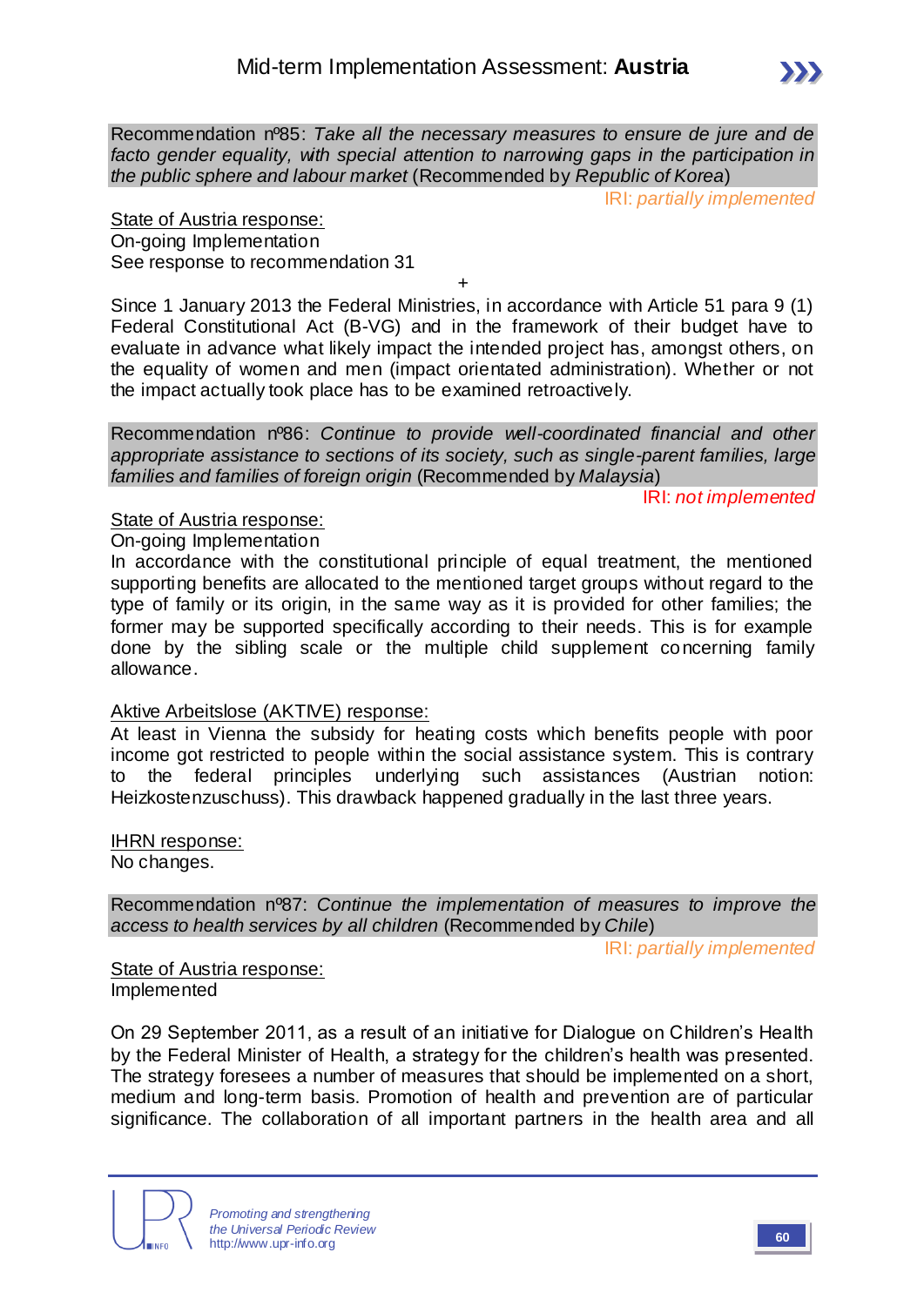Recommendation nº85: *Take all the necessary measures to ensure de jure and de facto gender equality, with special attention to narrowing gaps in the participation in the public sphere and labour market* (Recommended by *Republic of Korea*)

IRI: *partially implemented*

State of Austria response:
On-going Implementation
See response to recommendation 31

+

Since 1 January 2013 the Federal Ministries, in accordance with Article 51 para 9 (1) Federal Constitutional Act (B-VG) and in the framework of their budget have to evaluate in advance what likely impact the intended project has, amongst others, on the equality of women and men (impact orientated administration). Whether or not the impact actually took place has to be examined retroactively.

Recommendation nº86: *Continue to provide well-coordinated financial and other appropriate assistance to sections of its society, such as single-parent families, large families and families of foreign origin* (Recommended by *Malaysia*)

IRI: *not implemented*

State of Austria response:
On-going Implementation
In accordance with the constitutional principle of equal treatment, the mentioned supporting benefits are allocated to the mentioned target groups without regard to the type of family or its origin, in the same way as it is provided for other families; the former may be supported specifically according to their needs. This is for example done by the sibling scale or the multiple child supplement concerning family allowance.

Aktive Arbeitslose (AKTIVE) response:
At least in Vienna the subsidy for heating costs which benefits people with poor income got restricted to people within the social assistance system. This is contrary to the federal principles underlying such assistances (Austrian notion: Heizkostenzuschuss). This drawback happened gradually in the last three years.

IHRN response:
No changes.

Recommendation nº87: *Continue the implementation of measures to improve the access to health services by all children* (Recommended by *Chile*)

IRI: *partially implemented*

State of Austria response:
Implemented

On 29 September 2011, as a result of an initiative for Dialogue on Children's Health by the Federal Minister of Health, a strategy for the children's health was presented. The strategy foresees a number of measures that should be implemented on a short, medium and long-term basis. Promotion of health and prevention are of particular significance. The collaboration of all important partners in the health area and all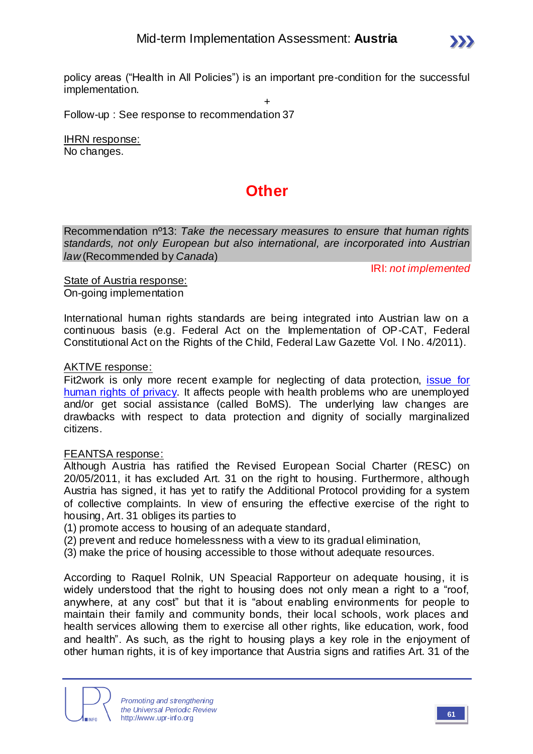policy areas ("Health in All Policies") is an important pre-condition for the successful implementation.

+

Follow-up : See response to recommendation 37

IHRN response:
No changes.

## Other

Recommendation nº13: *Take the necessary measures to ensure that human rights standards, not only European but also international, are incorporated into Austrian law* (Recommended by *Canada*)

IRI: *not implemented*

State of Austria response:
On-going implementation

International human rights standards are being integrated into Austrian law on a continuous basis (e.g. Federal Act on the Implementation of OP-CAT, Federal Constitutional Act on the Rights of the Child, Federal Law Gazette Vol. I No. 4/2011).

AKTIVE response:
Fit2work is only more recent example for neglecting of data protection, issue for human rights of privacy. It affects people with health problems who are unemployed and/or get social assistance (called BoMS). The underlying law changes are drawbacks with respect to data protection and dignity of socially marginalized citizens.

FEANTSA response:
Although Austria has ratified the Revised European Social Charter (RESC) on 20/05/2011, it has excluded Art. 31 on the right to housing. Furthermore, although Austria has signed, it has yet to ratify the Additional Protocol providing for a system of collective complaints. In view of ensuring the effective exercise of the right to housing, Art. 31 obliges its parties to

(1) promote access to housing of an adequate standard,
(2) prevent and reduce homelessness with a view to its gradual elimination,
(3) make the price of housing accessible to those without adequate resources.

According to Raquel Rolnik, UN Speacial Rapporteur on adequate housing, it is widely understood that the right to housing does not only mean a right to a "roof, anywhere, at any cost" but that it is "about enabling environments for people to maintain their family and community bonds, their local schools, work places and health services allowing them to exercise all other rights, like education, work, food and health". As such, as the right to housing plays a key role in the enjoyment of other human rights, it is of key importance that Austria signs and ratifies Art. 31 of the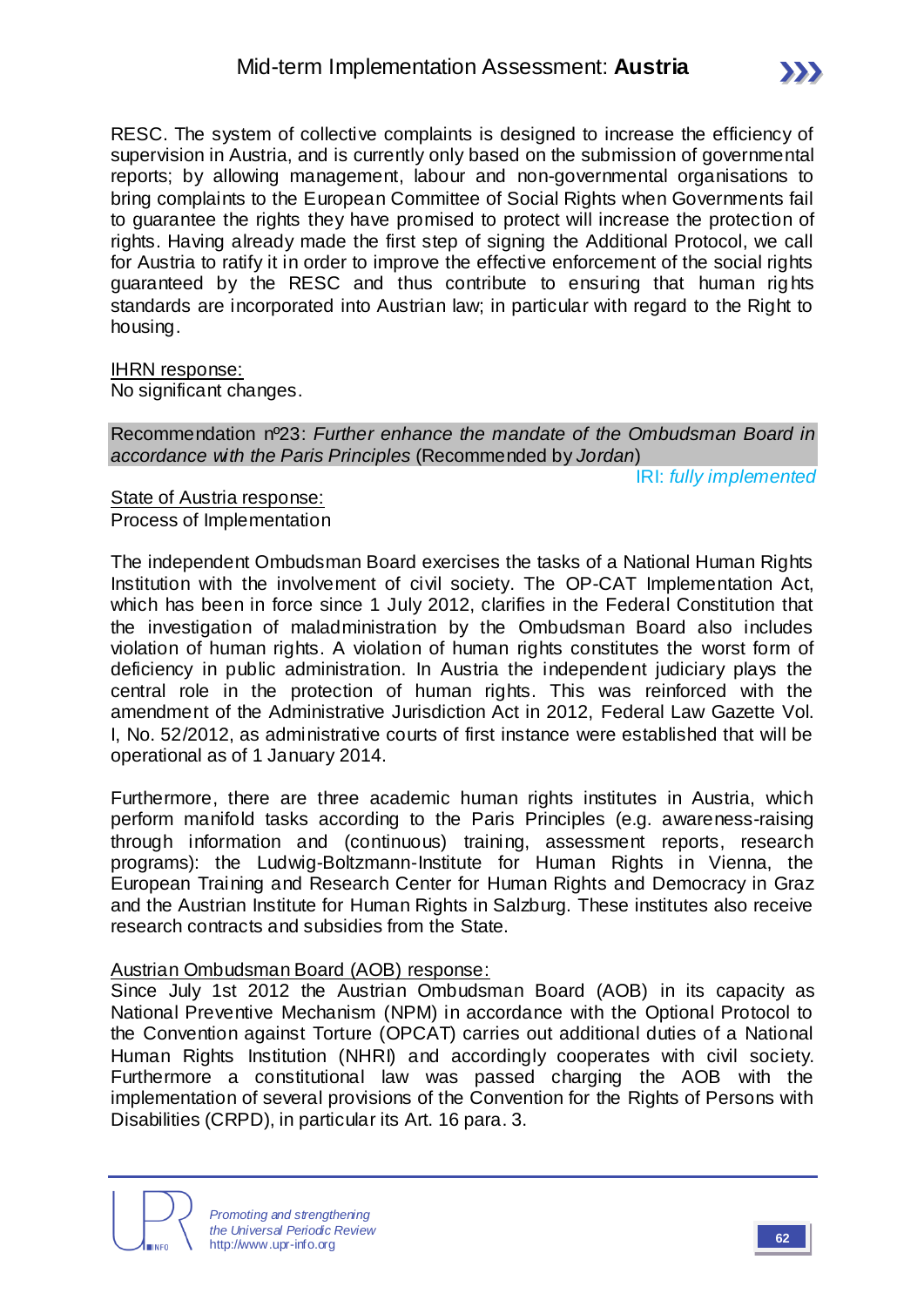RESC. The system of collective complaints is designed to increase the efficiency of supervision in Austria, and is currently only based on the submission of governmental reports; by allowing management, labour and non-governmental organisations to bring complaints to the European Committee of Social Rights when Governments fail to guarantee the rights they have promised to protect will increase the protection of rights. Having already made the first step of signing the Additional Protocol, we call for Austria to ratify it in order to improve the effective enforcement of the social rights guaranteed by the RESC and thus contribute to ensuring that human rights standards are incorporated into Austrian law; in particular with regard to the Right to housing.

IHRN response:
No significant changes.

Recommendation nº23: *Further enhance the mandate of the Ombudsman Board in accordance with the Paris Principles* (Recommended by *Jordan*)

IRI: *fully implemented*

State of Austria response:
Process of Implementation

The independent Ombudsman Board exercises the tasks of a National Human Rights Institution with the involvement of civil society. The OP-CAT Implementation Act, which has been in force since 1 July 2012, clarifies in the Federal Constitution that the investigation of maladministration by the Ombudsman Board also includes violation of human rights. A violation of human rights constitutes the worst form of deficiency in public administration. In Austria the independent judiciary plays the central role in the protection of human rights. This was reinforced with the amendment of the Administrative Jurisdiction Act in 2012, Federal Law Gazette Vol. I, No. 52/2012, as administrative courts of first instance were established that will be operational as of 1 January 2014.

Furthermore, there are three academic human rights institutes in Austria, which perform manifold tasks according to the Paris Principles (e.g. awareness-raising through information and (continuous) training, assessment reports, research programs): the Ludwig-Boltzmann-Institute for Human Rights in Vienna, the European Training and Research Center for Human Rights and Democracy in Graz and the Austrian Institute for Human Rights in Salzburg. These institutes also receive research contracts and subsidies from the State.

Austrian Ombudsman Board (AOB) response:
Since July 1st 2012 the Austrian Ombudsman Board (AOB) in its capacity as National Preventive Mechanism (NPM) in accordance with the Optional Protocol to the Convention against Torture (OPCAT) carries out additional duties of a National Human Rights Institution (NHRI) and accordingly cooperates with civil society. Furthermore a constitutional law was passed charging the AOB with the implementation of several provisions of the Convention for the Rights of Persons with Disabilities (CRPD), in particular its Art. 16 para. 3.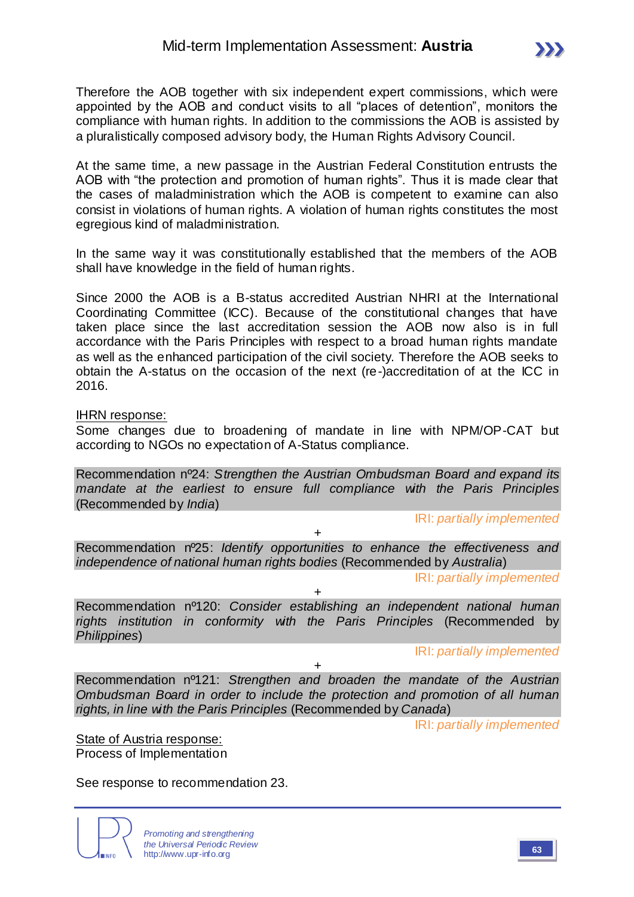Therefore the AOB together with six independent expert commissions, which were appointed by the AOB and conduct visits to all "places of detention", monitors the compliance with human rights. In addition to the commissions the AOB is assisted by a pluralistically composed advisory body, the Human Rights Advisory Council.

At the same time, a new passage in the Austrian Federal Constitution entrusts the AOB with "the protection and promotion of human rights". Thus it is made clear that the cases of maladministration which the AOB is competent to examine can also consist in violations of human rights. A violation of human rights constitutes the most egregious kind of maladministration.

In the same way it was constitutionally established that the members of the AOB shall have knowledge in the field of human rights.

Since 2000 the AOB is a B-status accredited Austrian NHRI at the International Coordinating Committee (ICC). Because of the constitutional changes that have taken place since the last accreditation session the AOB now also is in full accordance with the Paris Principles with respect to a broad human rights mandate as well as the enhanced participation of the civil society. Therefore the AOB seeks to obtain the A-status on the occasion of the next (re-)accreditation of at the ICC in 2016.

IHRN response:
Some changes due to broadening of mandate in line with NPM/OP-CAT but according to NGOs no expectation of A-Status compliance.

Recommendation nº24: *Strengthen the Austrian Ombudsman Board and expand its mandate at the earliest to ensure full compliance with the Paris Principles* (Recommended by *India*)

IRI: *partially implemented*

+

Recommendation nº25: *Identify opportunities to enhance the effectiveness and independence of national human rights bodies* (Recommended by *Australia*)

IRI: *partially implemented*

+

Recommendation nº120: *Consider establishing an independent national human rights institution in conformity with the Paris Principles* (Recommended by *Philippines*)

IRI: *partially implemented*

+

Recommendation nº121: *Strengthen and broaden the mandate of the Austrian Ombudsman Board in order to include the protection and promotion of all human rights, in line with the Paris Principles* (Recommended by *Canada*)

IRI: *partially implemented*

State of Austria response:
Process of Implementation

See response to recommendation 23.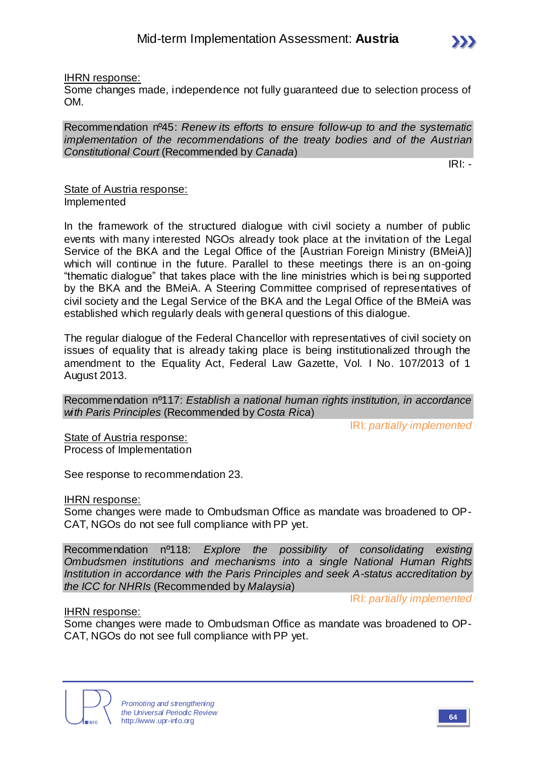<u>IHRN response:</u>
Some changes made, independence not fully guaranteed due to selection process of OM.

Recommendation nº45: *Renew its efforts to ensure follow-up to and the systematic implementation of the recommendations of the treaty bodies and of the Austrian Constitutional Court* (Recommended by *Canada*)

IRI: -

<u>State of Austria response:</u>
Implemented

In the framework of the structured dialogue with civil society a number of public events with many interested NGOs already took place at the invitation of the Legal Service of the BKA and the Legal Office of the [Austrian Foreign Ministry (BMeiA)] which will continue in the future. Parallel to these meetings there is an on-going "thematic dialogue" that takes place with the line ministries which is being supported by the BKA and the BMeiA. A Steering Committee comprised of representatives of civil society and the Legal Service of the BKA and the Legal Office of the BMeiA was established which regularly deals with general questions of this dialogue.

The regular dialogue of the Federal Chancellor with representatives of civil society on issues of equality that is already taking place is being institutionalized through the amendment to the Equality Act, Federal Law Gazette, Vol. I No. 107/2013 of 1 August 2013.

Recommendation nº117: *Establish a national human rights institution, in accordance with Paris Principles* (Recommended by *Costa Rica*)

IRI: *partially implemented*

<u>State of Austria response:</u>
Process of Implementation

See response to recommendation 23.

<u>IHRN response:</u>
Some changes were made to Ombudsman Office as mandate was broadened to OP-CAT, NGOs do not see full compliance with PP yet.

Recommendation nº118: *Explore the possibility of consolidating existing Ombudsmen institutions and mechanisms into a single National Human Rights Institution in accordance with the Paris Principles and seek A-status accreditation by the ICC for NHRIs* (Recommended by *Malaysia*)

IRI: *partially implemented*

<u>IHRN response:</u>
Some changes were made to Ombudsman Office as mandate was broadened to OP-CAT, NGOs do not see full compliance with PP yet.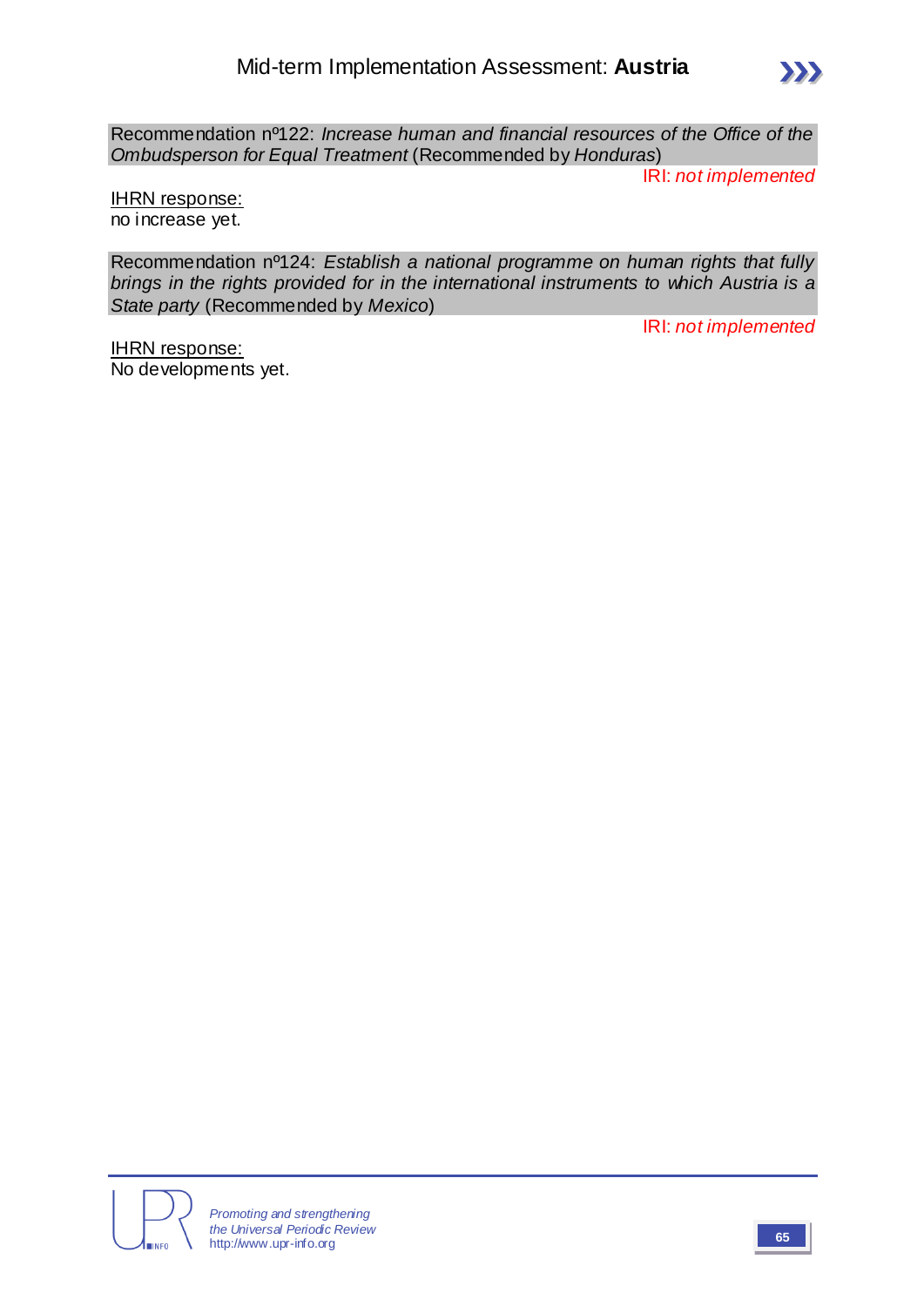Recommendation nº122: *Increase human and financial resources of the Office of the Ombudsperson for Equal Treatment* (Recommended by *Honduras*)

IRI: *not implemented*

IHRN response:
no increase yet.

Recommendation nº124: *Establish a national programme on human rights that fully brings in the rights provided for in the international instruments to which Austria is a State party* (Recommended by *Mexico*)

IRI: *not implemented*

IHRN response:
No developments yet.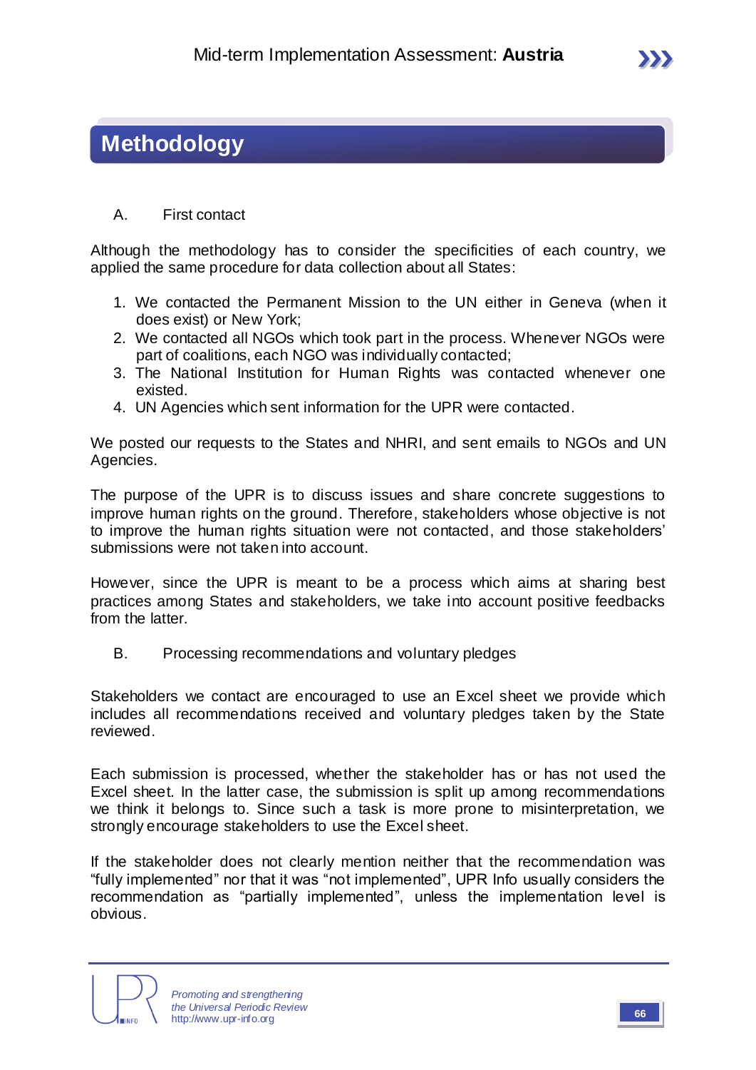# Methodology

A. First contact

Although the methodology has to consider the specificities of each country, we applied the same procedure for data collection about all States:

1. We contacted the Permanent Mission to the UN either in Geneva (when it does exist) or New York;
2. We contacted all NGOs which took part in the process. Whenever NGOs were part of coalitions, each NGO was individually contacted;
3. The National Institution for Human Rights was contacted whenever one existed.
4. UN Agencies which sent information for the UPR were contacted.

We posted our requests to the States and NHRI, and sent emails to NGOs and UN Agencies.

The purpose of the UPR is to discuss issues and share concrete suggestions to improve human rights on the ground. Therefore, stakeholders whose objective is not to improve the human rights situation were not contacted, and those stakeholders' submissions were not taken into account.

However, since the UPR is meant to be a process which aims at sharing best practices among States and stakeholders, we take into account positive feedbacks from the latter.

B. Processing recommendations and voluntary pledges

Stakeholders we contact are encouraged to use an Excel sheet we provide which includes all recommendations received and voluntary pledges taken by the State reviewed.

Each submission is processed, whether the stakeholder has or has not used the Excel sheet. In the latter case, the submission is split up among recommendations we think it belongs to. Since such a task is more prone to misinterpretation, we strongly encourage stakeholders to use the Excel sheet.

If the stakeholder does not clearly mention neither that the recommendation was "fully implemented" nor that it was "not implemented", UPR Info usually considers the recommendation as "partially implemented", unless the implementation level is obvious.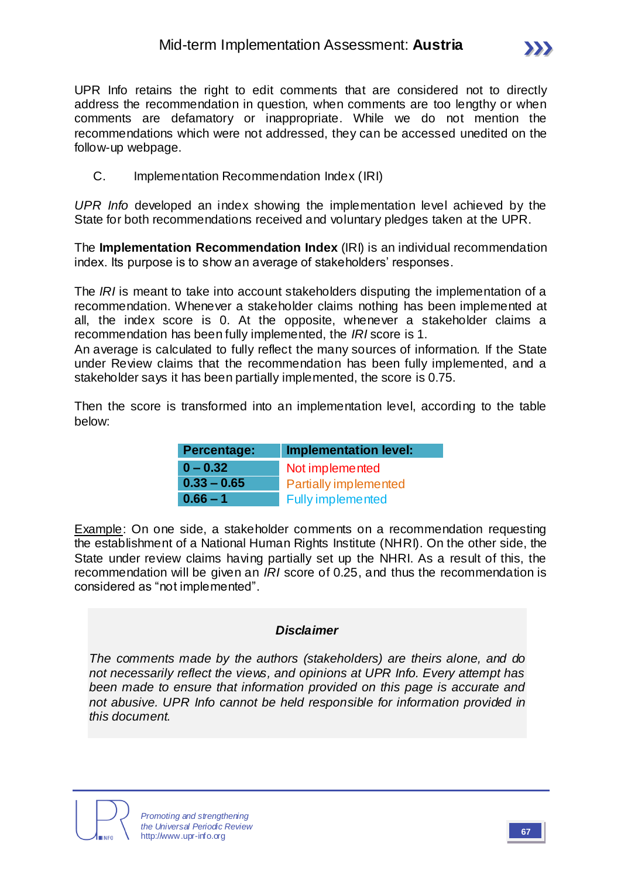UPR Info retains the right to edit comments that are considered not to directly address the recommendation in question, when comments are too lengthy or when comments are defamatory or inappropriate. While we do not mention the recommendations which were not addressed, they can be accessed unedited on the follow-up webpage.

### C. Implementation Recommendation Index (IRI)

*UPR Info* developed an index showing the implementation level achieved by the State for both recommendations received and voluntary pledges taken at the UPR.

The **Implementation Recommendation Index** (IRI) is an individual recommendation index. Its purpose is to show an average of stakeholders' responses.

The *IRI* is meant to take into account stakeholders disputing the implementation of a recommendation. Whenever a stakeholder claims nothing has been implemented at all, the index score is 0. At the opposite, whenever a stakeholder claims a recommendation has been fully implemented, the *IRI* score is 1.
An average is calculated to fully reflect the many sources of information. If the State under Review claims that the recommendation has been fully implemented, and a stakeholder says it has been partially implemented, the score is 0.75.

Then the score is transformed into an implementation level, according to the table below:

| Percentage: | Implementation level: |
|---|---|
| 0 – 0.32 | Not implemented |
| 0.33 – 0.65 | Partially implemented |
| 0.66 – 1 | Fully implemented |

Example: On one side, a stakeholder comments on a recommendation requesting the establishment of a National Human Rights Institute (NHRI). On the other side, the State under review claims having partially set up the NHRI. As a result of this, the recommendation will be given an *IRI* score of 0.25, and thus the recommendation is considered as "not implemented".

***Disclaimer***

*The comments made by the authors (stakeholders) are theirs alone, and do not necessarily reflect the views, and opinions at UPR Info. Every attempt has been made to ensure that information provided on this page is accurate and not abusive. UPR Info cannot be held responsible for information provided in this document.*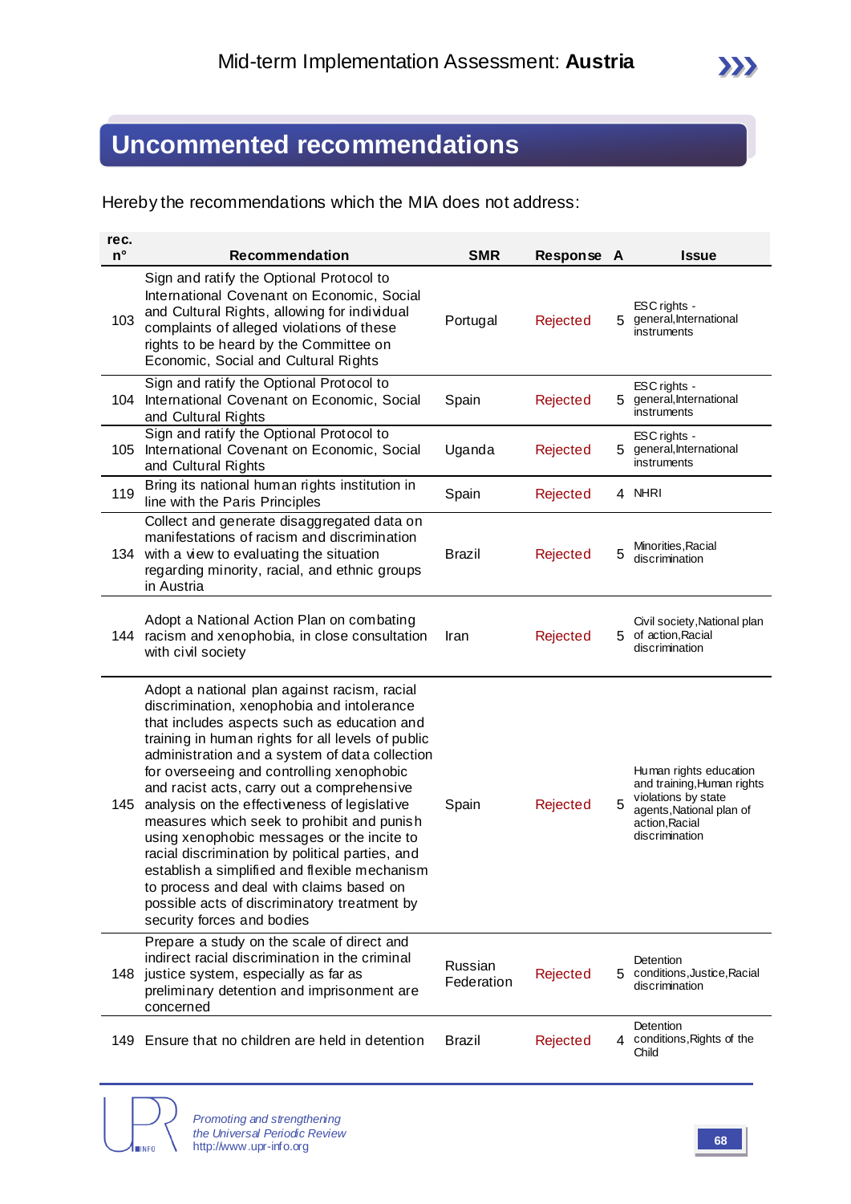## Uncommented recommendations

Hereby the recommendations which the MIA does not address:

| rec. n° | Recommendation | SMR | Response | A | Issue |
|---|---|---|---|---|---|
| 103 | Sign and ratify the Optional Protocol to International Covenant on Economic, Social and Cultural Rights, allowing for individual complaints of alleged violations of these rights to be heard by the Committee on Economic, Social and Cultural Rights | Portugal | Rejected | 5 | ESC rights - general,International instruments |
| 104 | Sign and ratify the Optional Protocol to International Covenant on Economic, Social and Cultural Rights | Spain | Rejected | 5 | ESC rights - general,International instruments |
| 105 | Sign and ratify the Optional Protocol to International Covenant on Economic, Social and Cultural Rights | Uganda | Rejected | 5 | ESC rights - general,International instruments |
| 119 | Bring its national human rights institution in line with the Paris Principles | Spain | Rejected | 4 | NHRI |
| 134 | Collect and generate disaggregated data on manifestations of racism and discrimination with a view to evaluating the situation regarding minority, racial, and ethnic groups in Austria | Brazil | Rejected | 5 | Minorities,Racial discrimination |
| 144 | Adopt a National Action Plan on combating racism and xenophobia, in close consultation with civil society | Iran | Rejected | 5 | Civil society,National plan of action,Racial discrimination |
| 145 | Adopt a national plan against racism, racial discrimination, xenophobia and intolerance that includes aspects such as education and training in human rights for all levels of public administration and a system of data collection for overseeing and controlling xenophobic and racist acts, carry out a comprehensive analysis on the effectiveness of legislative measures which seek to prohibit and punish using xenophobic messages or the incite to racial discrimination by political parties, and establish a simplified and flexible mechanism to process and deal with claims based on possible acts of discriminatory treatment by security forces and bodies | Spain | Rejected | 5 | Human rights education and training,Human rights violations by state agents,National plan of action,Racial discrimination |
| 148 | Prepare a study on the scale of direct and indirect racial discrimination in the criminal justice system, especially as far as preliminary detention and imprisonment are concerned | Russian Federation | Rejected | 5 | Detention conditions,Justice,Racial discrimination |
| 149 | Ensure that no children are held in detention | Brazil | Rejected | 4 | Detention conditions,Rights of the Child |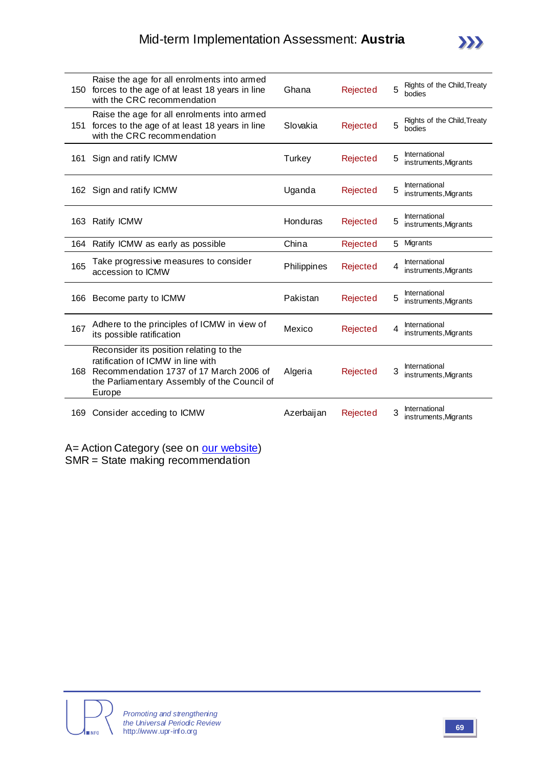| | | | | | |
|---|---|---|---|---|---|
| 150 | Raise the age for all enrolments into armed forces to the age of at least 18 years in line with the CRC recommendation | Ghana | Rejected | 5 | Rights of the Child,Treaty bodies |
| 151 | Raise the age for all enrolments into armed forces to the age of at least 18 years in line with the CRC recommendation | Slovakia | Rejected | 5 | Rights of the Child,Treaty bodies |
| 161 | Sign and ratify ICMW | Turkey | Rejected | 5 | International instruments,Migrants |
| 162 | Sign and ratify ICMW | Uganda | Rejected | 5 | International instruments,Migrants |
| 163 | Ratify ICMW | Honduras | Rejected | 5 | International instruments,Migrants |
| 164 | Ratify ICMW as early as possible | China | Rejected | 5 | Migrants |
| 165 | Take progressive measures to consider accession to ICMW | Philippines | Rejected | 4 | International instruments,Migrants |
| 166 | Become party to ICMW | Pakistan | Rejected | 5 | International instruments,Migrants |
| 167 | Adhere to the principles of ICMW in view of its possible ratification | Mexico | Rejected | 4 | International instruments,Migrants |
| 168 | Reconsider its position relating to the ratification of ICMW in line with Recommendation 1737 of 17 March 2006 of the Parliamentary Assembly of the Council of Europe | Algeria | Rejected | 3 | International instruments,Migrants |
| 169 | Consider acceding to ICMW | Azerbaijan | Rejected | 3 | International instruments,Migrants |

A= Action Category (see on our website)
SMR = State making recommendation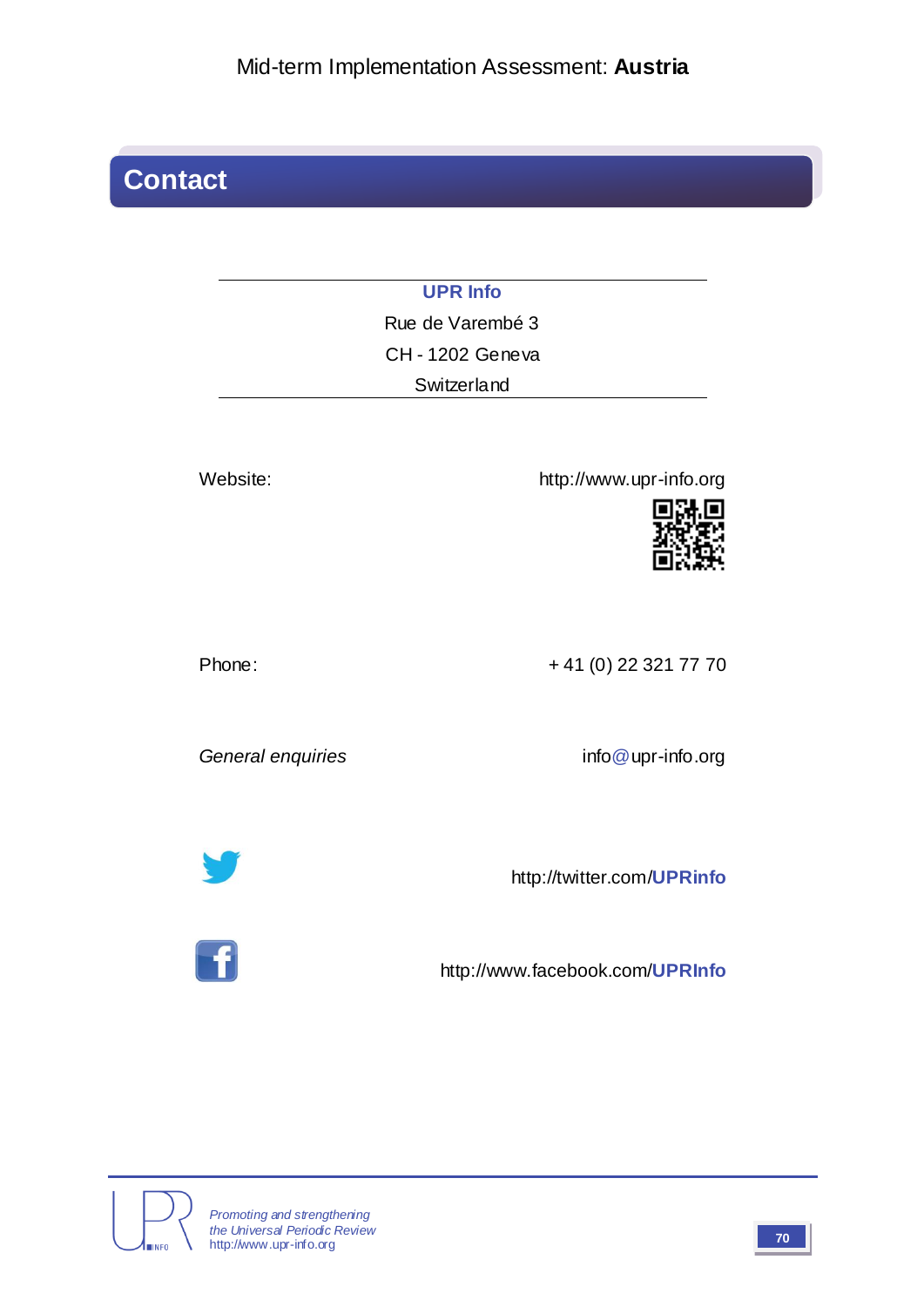# Contact

**UPR Info**
Rue de Varembé 3
CH - 1202 Geneva
Switzerland

Website: http://www.upr-info.org

Phone: + 41 (0) 22 321 77 70

*General enquiries* info@upr-info.org

http://twitter.com/**UPRinfo**

http://www.facebook.com/**UPRInfo**

*Promoting and strengthening the Universal Periodic Review*
http://www.upr-info.org